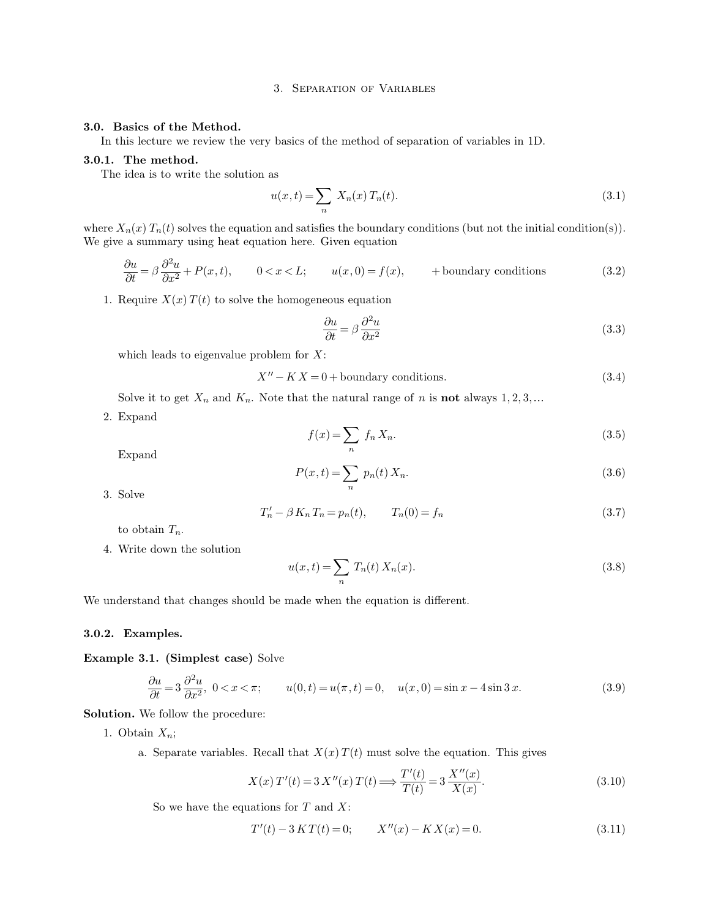# 3. Separation of Variables

## 3.0. Basics of the Method.

In this lecture we review the very basics of the method of separation of variables in 1D.

### 3.0.1. The method.

The idea is to write the solution as

$$u(x,t) = \sum_n X_n(x)\, T_n(t). \tag{3.1}$$

where $X_n(x)\, T_n(t)$ solves the equation and satisfies the boundary conditions (but not the initial condition(s)). We give a summary using heat equation here. Given equation

$$\frac{\partial u}{\partial t} = \beta \frac{\partial^2 u}{\partial x^2} + P(x,t), \qquad 0 < x < L; \qquad u(x,0) = f(x), \qquad + \text{boundary conditions} \tag{3.2}$$

1. Require $X(x)\, T(t)$ to solve the homogeneous equation

$$\frac{\partial u}{\partial t} = \beta \frac{\partial^2 u}{\partial x^2} \tag{3.3}$$

   which leads to eigenvalue problem for $X$:

$$X'' - K\, X = 0 + \text{boundary conditions}. \tag{3.4}$$

   Solve it to get $X_n$ and $K_n$. Note that the natural range of $n$ is **not** always $1, 2, 3, \ldots$

2. Expand

$$f(x) = \sum_n f_n\, X_n. \tag{3.5}$$

   Expand

$$P(x,t) = \sum_n p_n(t)\, X_n. \tag{3.6}$$

3. Solve

$$T_n' - \beta\, K_n\, T_n = p_n(t), \qquad T_n(0) = f_n \tag{3.7}$$

   to obtain $T_n$.

4. Write down the solution

$$u(x,t) = \sum_n T_n(t)\, X_n(x). \tag{3.8}$$

We understand that changes should be made when the equation is different.

### 3.0.2. Examples.

**Example 3.1. (Simplest case)** Solve

$$\frac{\partial u}{\partial t} = 3 \frac{\partial^2 u}{\partial x^2}, \; 0 < x < \pi; \qquad u(0,t) = u(\pi,t) = 0, \quad u(x,0) = \sin x - 4 \sin 3x. \tag{3.9}$$

**Solution.** We follow the procedure:

1. Obtain $X_n$;

   a. Separate variables. Recall that $X(x)\, T(t)$ must solve the equation. This gives

$$X(x)\, T'(t) = 3\, X''(x)\, T(t) \Longrightarrow \frac{T'(t)}{T(t)} = 3 \frac{X''(x)}{X(x)}. \tag{3.10}$$

   So we have the equations for $T$ and $X$:

$$T'(t) - 3\, K\, T(t) = 0; \qquad X''(x) - K\, X(x) = 0. \tag{3.11}$$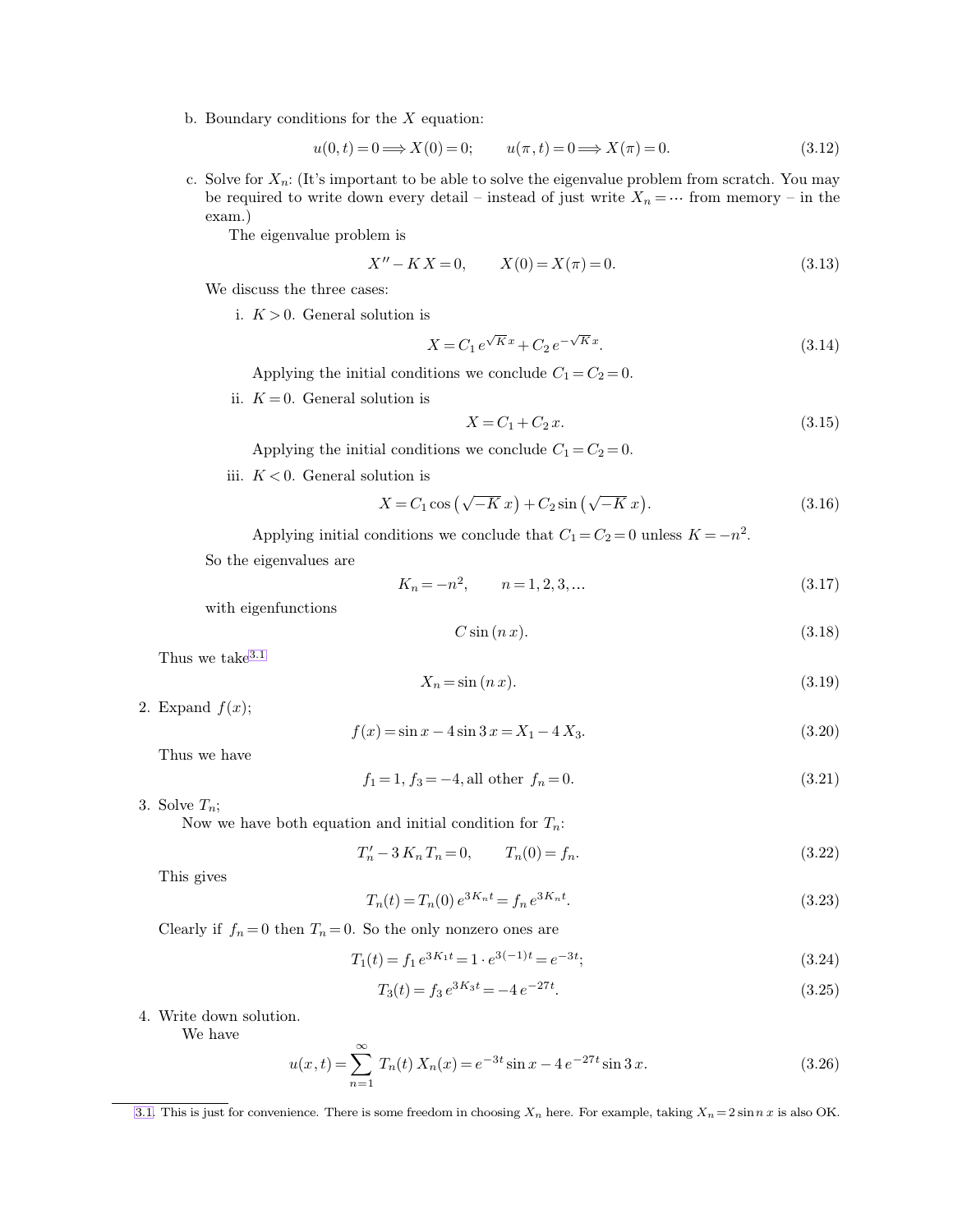b. Boundary conditions for the $X$ equation:

$$u(0,t)=0 \Longrightarrow X(0)=0; \qquad u(\pi,t)=0 \Longrightarrow X(\pi)=0. \tag{3.12}$$

c. Solve for $X_n$: (It's important to be able to solve the eigenvalue problem from scratch. You may be required to write down every detail – instead of just write $X_n = \cdots$ from memory – in the exam.)

The eigenvalue problem is

$$X'' - K\,X = 0, \qquad X(0) = X(\pi) = 0. \tag{3.13}$$

We discuss the three cases:

i. $K > 0$. General solution is

$$X = C_1\, e^{\sqrt{K}\,x} + C_2\, e^{-\sqrt{K}\,x}. \tag{3.14}$$

Applying the initial conditions we conclude $C_1 = C_2 = 0$.

ii. $K = 0$. General solution is

$$X = C_1 + C_2\, x. \tag{3.15}$$

Applying the initial conditions we conclude $C_1 = C_2 = 0$.

iii. $K < 0$. General solution is

$$X = C_1 \cos\left(\sqrt{-K}\,x\right) + C_2 \sin\left(\sqrt{-K}\,x\right). \tag{3.16}$$

Applying initial conditions we conclude that $C_1 = C_2 = 0$ unless $K = -n^2$.

So the eigenvalues are

$$K_n = -n^2, \qquad n = 1, 2, 3, \ldots \tag{3.17}$$

with eigenfunctions

$$C \sin(n\,x). \tag{3.18}$$

Thus we take[3.1]

$$X_n = \sin(n\,x). \tag{3.19}$$

2. Expand $f(x)$;

$$f(x) = \sin x - 4 \sin 3\,x = X_1 - 4\,X_3. \tag{3.20}$$

Thus we have

$$f_1 = 1,\, f_3 = -4, \text{all other } f_n = 0. \tag{3.21}$$

3. Solve $T_n$;

Now we have both equation and initial condition for $T_n$:

$$T_n' - 3\,K_n\,T_n = 0, \qquad T_n(0) = f_n. \tag{3.22}$$

This gives

$$T_n(t) = T_n(0)\, e^{3K_n t} = f_n\, e^{3K_n t}. \tag{3.23}$$

Clearly if $f_n = 0$ then $T_n = 0$. So the only nonzero ones are

$$T_1(t) = f_1\, e^{3K_1 t} = 1 \cdot e^{3(-1)t} = e^{-3t}; \tag{3.24}$$

$$T_3(t) = f_3\, e^{3K_3 t} = -4\, e^{-27t}. \tag{3.25}$$

4. Write down solution.

We have

$$u(x,t) = \sum_{n=1}^{\infty} T_n(t)\, X_n(x) = e^{-3t} \sin x - 4\, e^{-27t} \sin 3\,x. \tag{3.26}$$

---

[3.1] This is just for convenience. There is some freedom in choosing $X_n$ here. For example, taking $X_n = 2 \sin n\,x$ is also OK.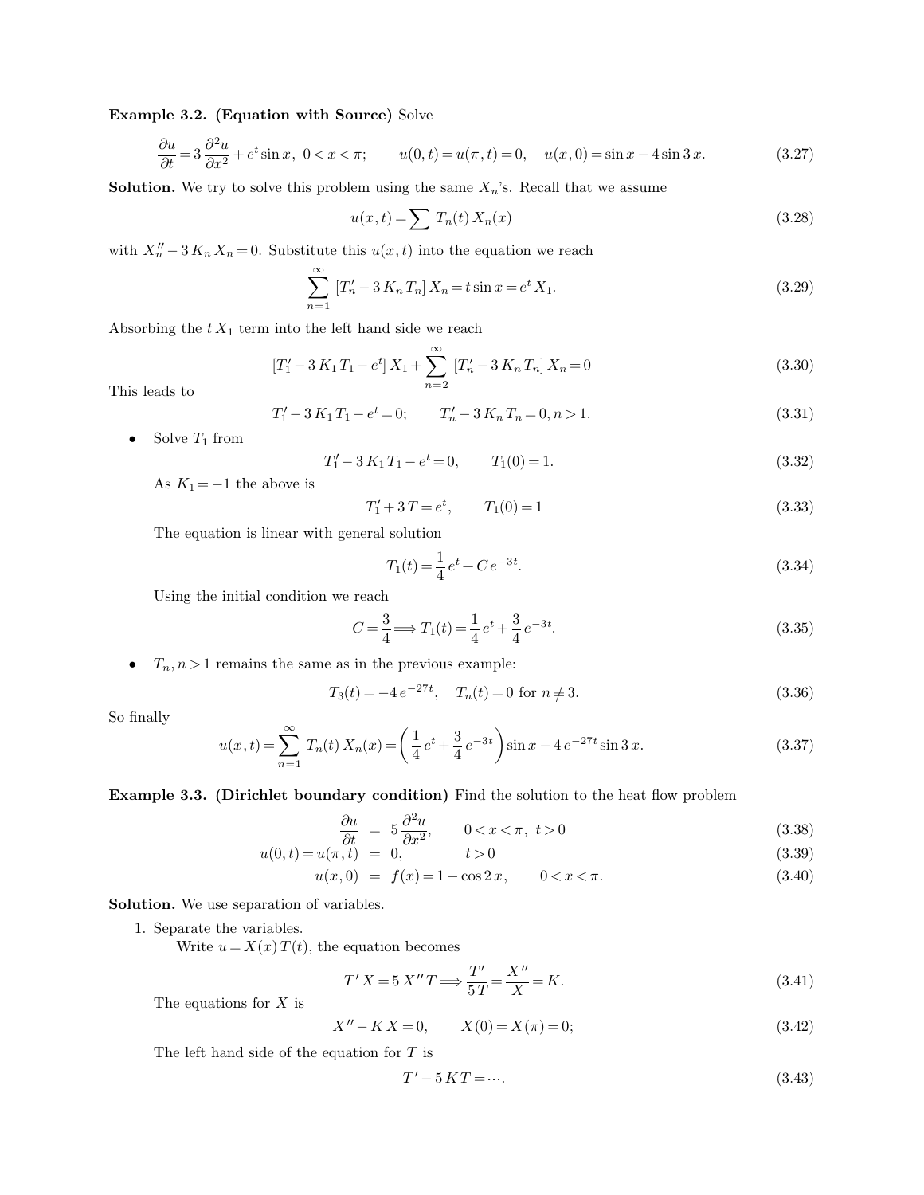**Example 3.2. (Equation with Source)** Solve

$$\frac{\partial u}{\partial t} = 3\,\frac{\partial^2 u}{\partial x^2} + e^t \sin x,\ 0 < x < \pi; \qquad u(0,t) = u(\pi,t) = 0, \quad u(x,0) = \sin x - 4 \sin 3\,x. \tag{3.27}$$

**Solution.** We try to solve this problem using the same $X_n$'s. Recall that we assume

$$u(x,t) = \sum T_n(t)\, X_n(x) \tag{3.28}$$

with $X_n'' - 3\,K_n\,X_n = 0$. Substitute this $u(x,t)$ into the equation we reach

$$\sum_{n=1}^{\infty} [T_n' - 3\,K_n\,T_n]\,X_n = t \sin x = e^t\,X_1. \tag{3.29}$$

Absorbing the $t\,X_1$ term into the left hand side we reach

$$[T_1' - 3\,K_1\,T_1 - e^t]\,X_1 + \sum_{n=2}^{\infty} [T_n' - 3\,K_n\,T_n]\,X_n = 0 \tag{3.30}$$

This leads to

$$T_1' - 3\,K_1\,T_1 - e^t = 0; \qquad T_n' - 3\,K_n\,T_n = 0, n > 1. \tag{3.31}$$

- Solve $T_1$ from

$$T_1' - 3\,K_1\,T_1 - e^t = 0, \qquad T_1(0) = 1. \tag{3.32}$$

  As $K_1 = -1$ the above is

$$T_1' + 3\,T = e^t, \qquad T_1(0) = 1 \tag{3.33}$$

  The equation is linear with general solution

$$T_1(t) = \frac{1}{4}\,e^t + C\,e^{-3t}. \tag{3.34}$$

  Using the initial condition we reach

$$C = \frac{3}{4} \Longrightarrow T_1(t) = \frac{1}{4}\,e^t + \frac{3}{4}\,e^{-3t}. \tag{3.35}$$

- $T_n, n > 1$ remains the same as in the previous example:

$$T_3(t) = -4\,e^{-27t}, \quad T_n(t) = 0 \text{ for } n \neq 3. \tag{3.36}$$

So finally

$$u(x,t) = \sum_{n=1}^{\infty} T_n(t)\,X_n(x) = \left(\frac{1}{4}\,e^t + \frac{3}{4}\,e^{-3t}\right) \sin x - 4\,e^{-27t} \sin 3\,x. \tag{3.37}$$

**Example 3.3. (Dirichlet boundary condition)** Find the solution to the heat flow problem

$$\frac{\partial u}{\partial t} = 5\,\frac{\partial^2 u}{\partial x^2}, \qquad 0 < x < \pi,\ t > 0 \tag{3.38}$$

$$u(0,t) = u(\pi,t) = 0, \qquad t > 0 \tag{3.39}$$

$$u(x,0) = f(x) = 1 - \cos 2\,x, \qquad 0 < x < \pi. \tag{3.40}$$

**Solution.** We use separation of variables.

1. Separate the variables.
   Write $u = X(x)\,T(t)$, the equation becomes

$$T'\,X = 5\,X''\,T \Longrightarrow \frac{T'}{5\,T} = \frac{X''}{X} = K. \tag{3.41}$$

   The equations for $X$ is

$$X'' - K\,X = 0, \qquad X(0) = X(\pi) = 0; \tag{3.42}$$

   The left hand side of the equation for $T$ is

$$T' - 5\,K\,T = \cdots. \tag{3.43}$$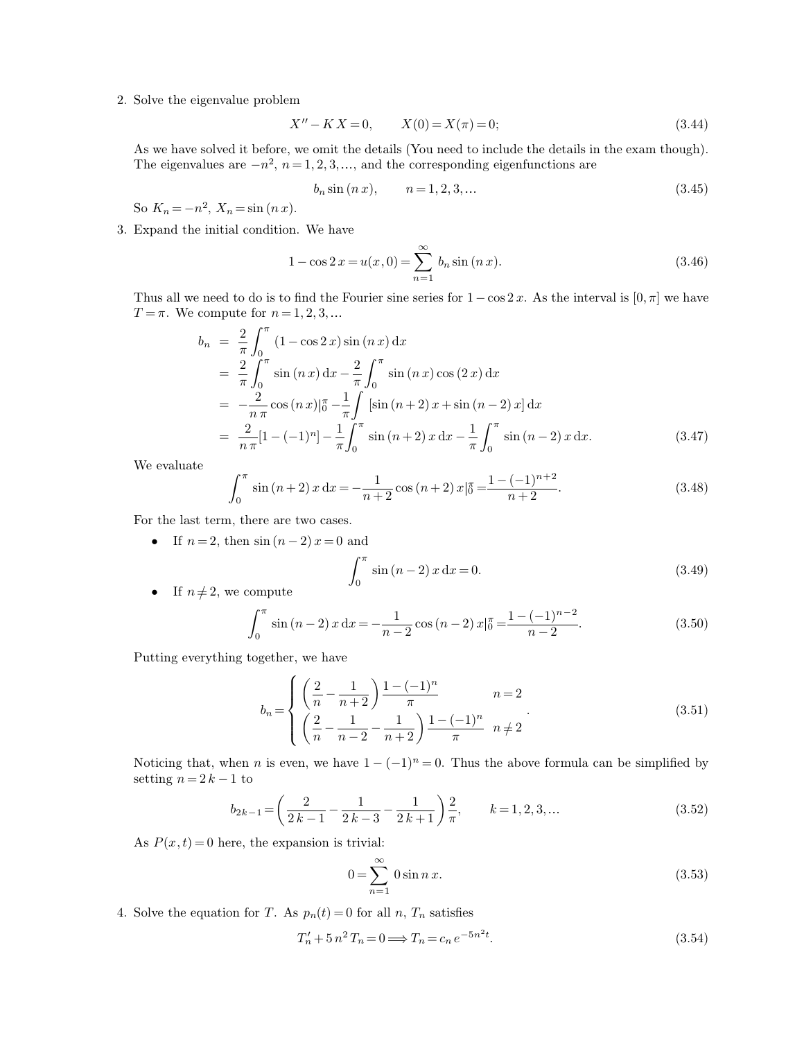2. Solve the eigenvalue problem

$$X'' - K\,X = 0, \qquad X(0) = X(\pi) = 0; \tag{3.44}$$

As we have solved it before, we omit the details (You need to include the details in the exam though). The eigenvalues are $-n^2$, $n = 1, 2, 3, \ldots$, and the corresponding eigenfunctions are

$$b_n \sin(n\,x), \qquad n = 1, 2, 3, \ldots \tag{3.45}$$

So $K_n = -n^2$, $X_n = \sin(n\,x)$.

3. Expand the initial condition. We have

$$1 - \cos 2\,x = u(x, 0) = \sum_{n=1}^{\infty} b_n \sin(n\,x). \tag{3.46}$$

Thus all we need to do is to find the Fourier sine series for $1 - \cos 2\,x$. As the interval is $[0, \pi]$ we have $T = \pi$. We compute for $n = 1, 2, 3, \ldots$

$$\begin{aligned}
b_n &= \frac{2}{\pi}\int_0^{\pi} (1 - \cos 2\,x)\sin(n\,x)\,\mathrm{d}x \\
&= \frac{2}{\pi}\int_0^{\pi} \sin(n\,x)\,\mathrm{d}x - \frac{2}{\pi}\int_0^{\pi} \sin(n\,x)\cos(2\,x)\,\mathrm{d}x \\
&= -\frac{2}{n\,\pi}\cos(n\,x)|_0^{\pi} - \frac{1}{\pi}\int [\sin(n+2)\,x + \sin(n-2)\,x]\,\mathrm{d}x \\
&= \frac{2}{n\,\pi}[1 - (-1)^n] - \frac{1}{\pi}\int_0^{\pi} \sin(n+2)\,x\,\mathrm{d}x - \frac{1}{\pi}\int_0^{\pi} \sin(n-2)\,x\,\mathrm{d}x.
\end{aligned} \tag{3.47}$$

We evaluate

$$\int_0^{\pi} \sin(n+2)\,x\,\mathrm{d}x = -\frac{1}{n+2}\cos(n+2)\,x|_0^{\pi} = \frac{1 - (-1)^{n+2}}{n+2}. \tag{3.48}$$

For the last term, there are two cases.

- If $n = 2$, then $\sin(n-2)\,x = 0$ and

$$\int_0^{\pi} \sin(n-2)\,x\,\mathrm{d}x = 0. \tag{3.49}$$

- If $n \neq 2$, we compute

$$\int_0^{\pi} \sin(n-2)\,x\,\mathrm{d}x = -\frac{1}{n-2}\cos(n-2)\,x|_0^{\pi} = \frac{1 - (-1)^{n-2}}{n-2}. \tag{3.50}$$

Putting everything together, we have

$$b_n = \begin{cases} \left(\dfrac{2}{n} - \dfrac{1}{n+2}\right)\dfrac{1 - (-1)^n}{\pi} & n = 2 \\ \left(\dfrac{2}{n} - \dfrac{1}{n-2} - \dfrac{1}{n+2}\right)\dfrac{1 - (-1)^n}{\pi} & n \neq 2 \end{cases}. \tag{3.51}$$

Noticing that, when $n$ is even, we have $1 - (-1)^n = 0$. Thus the above formula can be simplified by setting $n = 2\,k - 1$ to

$$b_{2k-1} = \left(\frac{2}{2\,k-1} - \frac{1}{2\,k-3} - \frac{1}{2\,k+1}\right)\frac{2}{\pi}, \qquad k = 1, 2, 3, \ldots \tag{3.52}$$

As $P(x, t) = 0$ here, the expansion is trivial:

$$0 = \sum_{n=1}^{\infty} 0 \sin n\,x. \tag{3.53}$$

4. Solve the equation for $T$. As $p_n(t) = 0$ for all $n$, $T_n$ satisfies

$$T_n' + 5\,n^2\,T_n = 0 \Longrightarrow T_n = c_n\,e^{-5n^2t}. \tag{3.54}$$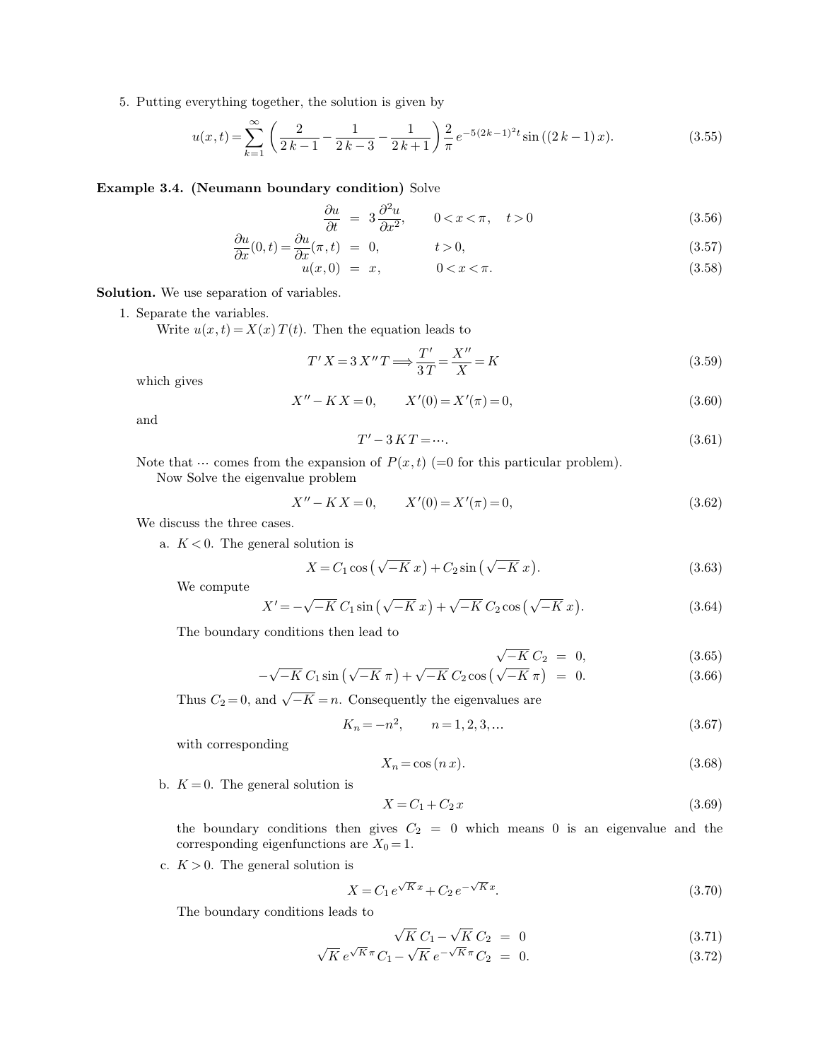5. Putting everything together, the solution is given by

$$u(x,t)=\sum_{k=1}^{\infty}\left(\frac{2}{2\,k-1}-\frac{1}{2\,k-3}-\frac{1}{2\,k+1}\right)\frac{2}{\pi}\,e^{-5(2k-1)^2t}\sin\left((2\,k-1)\,x\right). \tag{3.55}$$

**Example 3.4. (Neumann boundary condition)** Solve

$$\frac{\partial u}{\partial t} = 3\,\frac{\partial^2 u}{\partial x^2}, \qquad 0<x<\pi, \quad t>0 \tag{3.56}$$

$$\frac{\partial u}{\partial x}(0,t)=\frac{\partial u}{\partial x}(\pi,t) = 0, \qquad t>0, \tag{3.57}$$

$$u(x,0) = x, \qquad 0<x<\pi. \tag{3.58}$$

**Solution.** We use separation of variables.

1. Separate the variables.

   Write $u(x,t)=X(x)\,T(t)$. Then the equation leads to

   $$T'\,X=3\,X''\,T\Longrightarrow\frac{T'}{3\,T}=\frac{X''}{X}=K \tag{3.59}$$

   which gives

   $$X''-K\,X=0, \qquad X'(0)=X'(\pi)=0, \tag{3.60}$$

   and

   $$T'-3\,K\,T=\cdots. \tag{3.61}$$

   Note that $\cdots$ comes from the expansion of $P(x,t)$ (=0 for this particular problem).

   Now Solve the eigenvalue problem

   $$X''-K\,X=0, \qquad X'(0)=X'(\pi)=0, \tag{3.62}$$

   We discuss the three cases.

   a. $K<0$. The general solution is

   $$X=C_1\cos\left(\sqrt{-K}\,x\right)+C_2\sin\left(\sqrt{-K}\,x\right). \tag{3.63}$$

   We compute

   $$X'=-\sqrt{-K}\,C_1\sin\left(\sqrt{-K}\,x\right)+\sqrt{-K}\,C_2\cos\left(\sqrt{-K}\,x\right). \tag{3.64}$$

   The boundary conditions then lead to

   $$\sqrt{-K}\,C_2 = 0, \tag{3.65}$$

   $$-\sqrt{-K}\,C_1\sin\left(\sqrt{-K}\,\pi\right)+\sqrt{-K}\,C_2\cos\left(\sqrt{-K}\,\pi\right) = 0. \tag{3.66}$$

   Thus $C_2=0$, and $\sqrt{-K}=n$. Consequently the eigenvalues are

   $$K_n=-n^2, \qquad n=1,2,3,\ldots \tag{3.67}$$

   with corresponding

   $$X_n=\cos\left(n\,x\right). \tag{3.68}$$

   b. $K=0$. The general solution is

   $$X=C_1+C_2\,x \tag{3.69}$$

   the boundary conditions then gives $C_2=0$ which means 0 is an eigenvalue and the corresponding eigenfunctions are $X_0=1$.

   c. $K>0$. The general solution is

   $$X=C_1\,e^{\sqrt{K}\,x}+C_2\,e^{-\sqrt{K}\,x}. \tag{3.70}$$

   The boundary conditions leads to

   $$\sqrt{K}\,C_1-\sqrt{K}\,C_2 = 0 \tag{3.71}$$

   $$\sqrt{K}\,e^{\sqrt{K}\,\pi}\,C_1-\sqrt{K}\,e^{-\sqrt{K}\,\pi}\,C_2 = 0. \tag{3.72}$$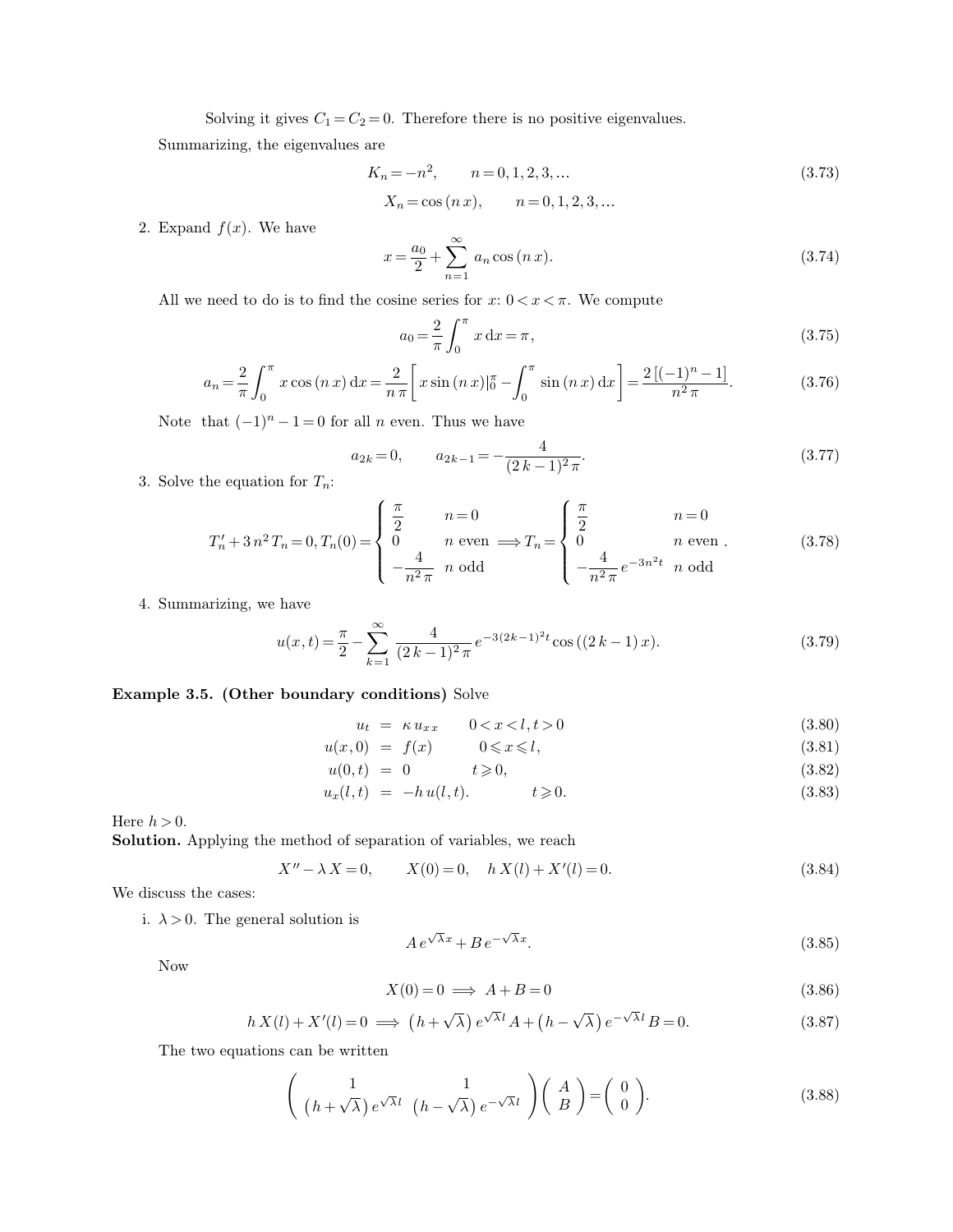Solving it gives $C_1 = C_2 = 0$. Therefore there is no positive eigenvalues.

Summarizing, the eigenvalues are

$$K_n = -n^2, \qquad n = 0, 1, 2, 3, \ldots \tag{3.73}$$

$$X_n = \cos(n\,x), \qquad n = 0, 1, 2, 3, \ldots$$

2. Expand $f(x)$. We have

$$x = \frac{a_0}{2} + \sum_{n=1}^{\infty} a_n \cos(n\,x). \tag{3.74}$$

All we need to do is to find the cosine series for $x$: $0 < x < \pi$. We compute

$$a_0 = \frac{2}{\pi} \int_0^{\pi} x\,\mathrm{d}x = \pi, \tag{3.75}$$

$$a_n = \frac{2}{\pi} \int_0^{\pi} x \cos(n\,x)\,\mathrm{d}x = \frac{2}{n\,\pi}\left[ x \sin(n\,x)|_0^{\pi} - \int_0^{\pi} \sin(n\,x)\,\mathrm{d}x \right] = \frac{2\left[(-1)^n - 1\right]}{n^2\,\pi}. \tag{3.76}$$

Note that $(-1)^n - 1 = 0$ for all $n$ even. Thus we have

$$a_{2k} = 0, \qquad a_{2k-1} = -\frac{4}{(2\,k-1)^2\,\pi}. \tag{3.77}$$

3. Solve the equation for $T_n$:

$$T_n' + 3\,n^2\,T_n = 0, T_n(0) = \begin{cases} \frac{\pi}{2} & n = 0 \\ 0 & n \text{ even} \\ -\frac{4}{n^2\,\pi} & n \text{ odd} \end{cases} \Longrightarrow T_n = \begin{cases} \frac{\pi}{2} & n = 0 \\ 0 & n \text{ even} \\ -\frac{4}{n^2\,\pi} e^{-3n^2 t} & n \text{ odd} \end{cases}. \tag{3.78}$$

4. Summarizing, we have

$$u(x,t) = \frac{\pi}{2} - \sum_{k=1}^{\infty} \frac{4}{(2\,k-1)^2\,\pi} e^{-3(2k-1)^2 t} \cos((2\,k-1)\,x). \tag{3.79}$$

**Example 3.5. (Other boundary conditions)** Solve

$$u_t = \kappa\,u_{xx} \qquad 0 < x < l, t > 0 \tag{3.80}$$

$$u(x,0) = f(x) \qquad 0 \leqslant x \leqslant l, \tag{3.81}$$

$$u(0,t) = 0 \qquad t \geqslant 0, \tag{3.82}$$

$$u_x(l,t) = -h\,u(l,t). \qquad t \geqslant 0. \tag{3.83}$$

Here $h > 0$.

**Solution.** Applying the method of separation of variables, we reach

$$X'' - \lambda\,X = 0, \qquad X(0) = 0, \quad h\,X(l) + X'(l) = 0. \tag{3.84}$$

We discuss the cases:

i. $\lambda > 0$. The general solution is

$$A\,e^{\sqrt{\lambda}x} + B\,e^{-\sqrt{\lambda}x}. \tag{3.85}$$

Now

$$X(0) = 0 \Longrightarrow A + B = 0 \tag{3.86}$$

$$h\,X(l) + X'(l) = 0 \Longrightarrow \left(h + \sqrt{\lambda}\right) e^{\sqrt{\lambda}l} A + \left(h - \sqrt{\lambda}\right) e^{-\sqrt{\lambda}l} B = 0. \tag{3.87}$$

The two equations can be written

$$\begin{pmatrix} 1 & 1 \\ \left(h + \sqrt{\lambda}\right) e^{\sqrt{\lambda}l} & \left(h - \sqrt{\lambda}\right) e^{-\sqrt{\lambda}l} \end{pmatrix} \begin{pmatrix} A \\ B \end{pmatrix} = \begin{pmatrix} 0 \\ 0 \end{pmatrix}. \tag{3.88}$$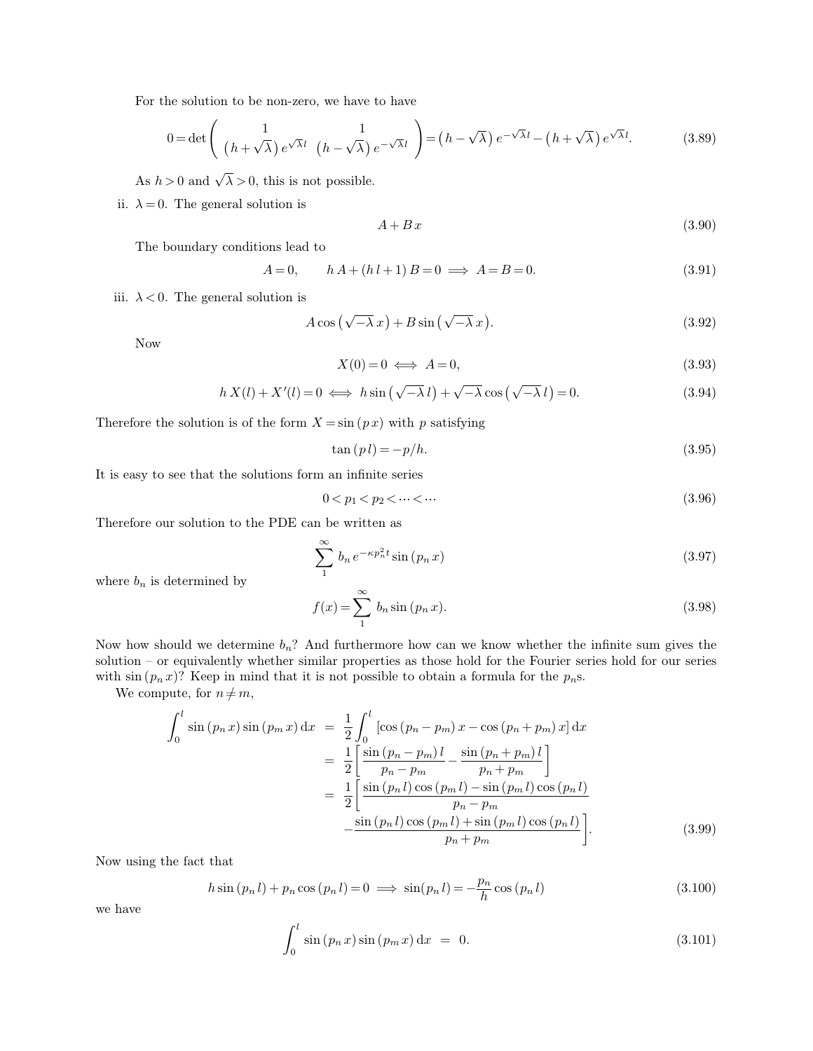For the solution to be non-zero, we have to have

$$0=\det\begin{pmatrix} 1 & 1 \\ \left(h+\sqrt{\lambda}\right)e^{\sqrt{\lambda}l} & \left(h-\sqrt{\lambda}\right)e^{-\sqrt{\lambda}l} \end{pmatrix}=\left(h-\sqrt{\lambda}\right)e^{-\sqrt{\lambda}l}-\left(h+\sqrt{\lambda}\right)e^{\sqrt{\lambda}l}. \tag{3.89}$$

As $h>0$ and $\sqrt{\lambda}>0$, this is not possible.

ii. $\lambda=0$. The general solution is

$$A+B\,x \tag{3.90}$$

The boundary conditions lead to

$$A=0, \qquad h\,A+(h\,l+1)\,B=0 \implies A=B=0. \tag{3.91}$$

iii. $\lambda<0$. The general solution is

$$A\cos\left(\sqrt{-\lambda}\,x\right)+B\sin\left(\sqrt{-\lambda}\,x\right). \tag{3.92}$$

Now

$$X(0)=0 \iff A=0, \tag{3.93}$$

$$h\,X(l)+X'(l)=0 \iff h\sin\left(\sqrt{-\lambda}\,l\right)+\sqrt{-\lambda}\cos\left(\sqrt{-\lambda}\,l\right)=0. \tag{3.94}$$

Therefore the solution is of the form $X=\sin(p\,x)$ with $p$ satisfying

$$\tan(p\,l)=-p/h. \tag{3.95}$$

It is easy to see that the solutions form an infinite series

$$0<p_1<p_2<\cdots<\cdots \tag{3.96}$$

Therefore our solution to the PDE can be written as

$$\sum_1^\infty b_n\,e^{-\kappa p_n^2 t}\sin(p_n\,x) \tag{3.97}$$

where $b_n$ is determined by

$$f(x)=\sum_1^\infty b_n\sin(p_n\,x). \tag{3.98}$$

Now how should we determine $b_n$? And furthermore how can we know whether the infinite sum gives the solution – or equivalently whether similar properties as those hold for the Fourier series hold for our series with $\sin(p_n\,x)$? Keep in mind that it is not possible to obtain a formula for the $p_n$s.

We compute, for $n\neq m$,

$$\begin{aligned}\int_0^l \sin(p_n\,x)\sin(p_m\,x)\,\mathrm{d}x &= \frac{1}{2}\int_0^l\left[\cos(p_n-p_m)\,x-\cos(p_n+p_m)\,x\right]\mathrm{d}x\\ &= \frac{1}{2}\left[\frac{\sin(p_n-p_m)\,l}{p_n-p_m}-\frac{\sin(p_n+p_m)\,l}{p_n+p_m}\right]\\ &= \frac{1}{2}\left[\frac{\sin(p_n\,l)\cos(p_m\,l)-\sin(p_m\,l)\cos(p_n\,l)}{p_n-p_m}\right.\\ &\quad\left.-\frac{\sin(p_n\,l)\cos(p_m\,l)+\sin(p_m\,l)\cos(p_n\,l)}{p_n+p_m}\right].\end{aligned} \tag{3.99}$$

Now using the fact that

$$h\sin(p_n\,l)+p_n\cos(p_n\,l)=0 \implies \sin(p_n\,l)=-\frac{p_n}{h}\cos(p_n\,l) \tag{3.100}$$

we have

$$\int_0^l \sin(p_n\,x)\sin(p_m\,x)\,\mathrm{d}x \;=\; 0. \tag{3.101}$$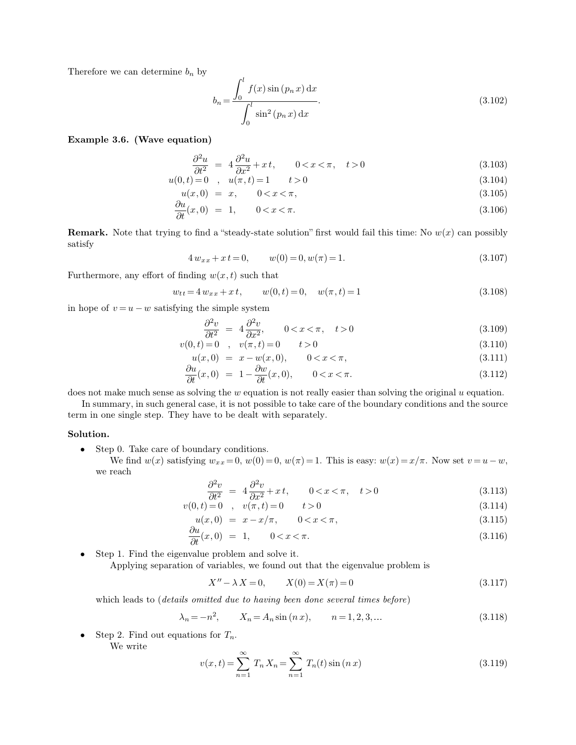Therefore we can determine $b_n$ by

$$b_n = \frac{\displaystyle\int_0^l f(x)\sin(p_n x)\,\mathrm{d}x}{\displaystyle\int_0^l \sin^2(p_n x)\,\mathrm{d}x}. \tag{3.102}$$

**Example 3.6. (Wave equation)**

$$\frac{\partial^2 u}{\partial t^2} = 4\frac{\partial^2 u}{\partial x^2} + x\,t, \qquad 0<x<\pi, \quad t>0 \tag{3.103}$$

$$u(0,t)=0 \quad , \quad u(\pi,t)=1 \qquad t>0 \tag{3.104}$$

$$u(x,0) = x, \qquad 0<x<\pi, \tag{3.105}$$

$$\frac{\partial u}{\partial t}(x,0) = 1, \qquad 0<x<\pi. \tag{3.106}$$

**Remark.** Note that trying to find a "steady-state solution" first would fail this time: No $w(x)$ can possibly satisfy

$$4\,w_{xx} + x\,t = 0, \qquad w(0)=0, w(\pi)=1. \tag{3.107}$$

Furthermore, any effort of finding $w(x,t)$ such that

$$w_{tt} = 4\,w_{xx} + x\,t, \qquad w(0,t)=0, \quad w(\pi,t)=1 \tag{3.108}$$

in hope of $v = u - w$ satisfying the simple system

$$\frac{\partial^2 v}{\partial t^2} = 4\frac{\partial^2 v}{\partial x^2}, \qquad 0<x<\pi, \quad t>0 \tag{3.109}$$

$$v(0,t)=0 \quad , \quad v(\pi,t)=0 \qquad t>0 \tag{3.110}$$

$$u(x,0) = x - w(x,0), \qquad 0<x<\pi, \tag{3.111}$$

$$\frac{\partial u}{\partial t}(x,0) = 1 - \frac{\partial w}{\partial t}(x,0), \qquad 0<x<\pi. \tag{3.112}$$

does not make much sense as solving the $w$ equation is not really easier than solving the original $u$ equation.

In summary, in such general case, it is not possible to take care of the boundary conditions and the source term in one single step. They have to be dealt with separately.

**Solution.**

- Step 0. Take care of boundary conditions.

  We find $w(x)$ satisfying $w_{xx}=0$, $w(0)=0$, $w(\pi)=1$. This is easy: $w(x)=x/\pi$. Now set $v=u-w$, we reach

$$\frac{\partial^2 v}{\partial t^2} = 4\frac{\partial^2 v}{\partial x^2} + x\,t, \qquad 0<x<\pi, \quad t>0 \tag{3.113}$$

$$v(0,t)=0 \quad , \quad v(\pi,t)=0 \qquad t>0 \tag{3.114}$$

$$u(x,0) = x - x/\pi, \qquad 0<x<\pi, \tag{3.115}$$

$$\frac{\partial u}{\partial t}(x,0) = 1, \qquad 0<x<\pi. \tag{3.116}$$

- Step 1. Find the eigenvalue problem and solve it.

  Applying separation of variables, we found out that the eigenvalue problem is

$$X'' - \lambda X = 0, \qquad X(0) = X(\pi) = 0 \tag{3.117}$$

  which leads to (*details omitted due to having been done several times before*)

$$\lambda_n = -n^2, \qquad X_n = A_n \sin(n\,x), \qquad n=1,2,3,\ldots \tag{3.118}$$

- Step 2. Find out equations for $T_n$.

  We write

$$v(x,t) = \sum_{n=1}^{\infty} T_n X_n = \sum_{n=1}^{\infty} T_n(t)\sin(n\,x) \tag{3.119}$$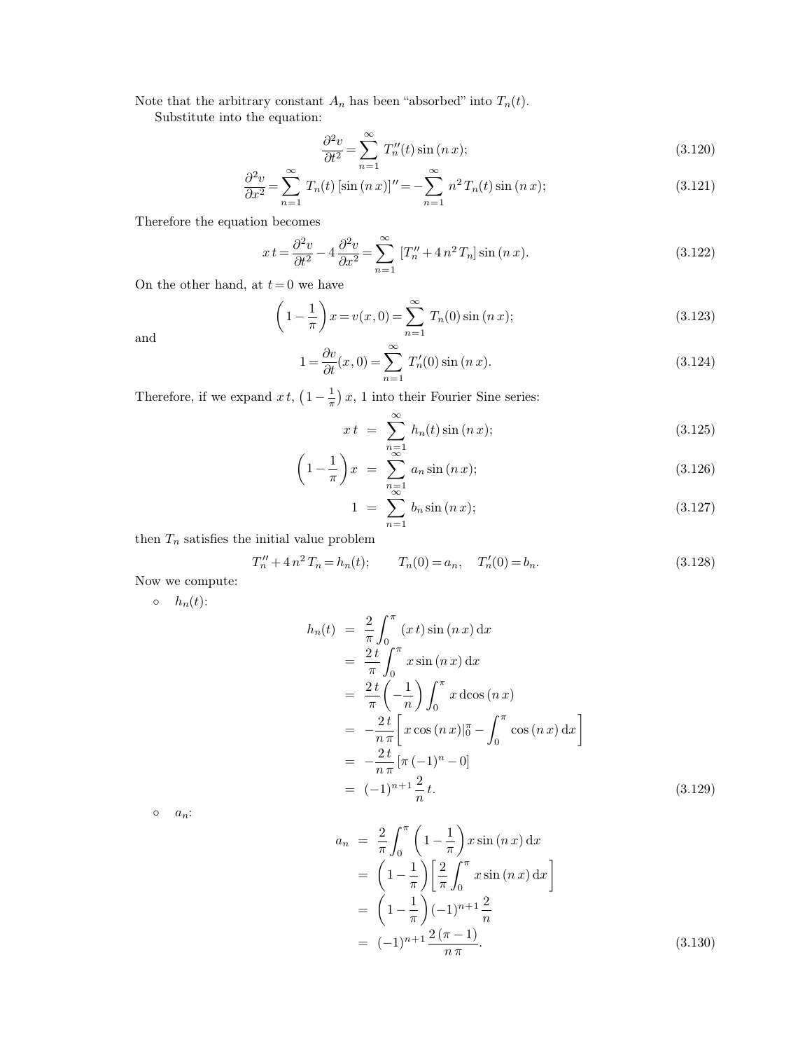Note that the arbitrary constant $A_n$ has been "absorbed" into $T_n(t)$.

Substitute into the equation:

$$\frac{\partial^2 v}{\partial t^2} = \sum_{n=1}^{\infty} T_n''(t) \sin(n\,x); \tag{3.120}$$

$$\frac{\partial^2 v}{\partial x^2} = \sum_{n=1}^{\infty} T_n(t)\,[\sin(n\,x)]'' = -\sum_{n=1}^{\infty} n^2\,T_n(t) \sin(n\,x); \tag{3.121}$$

Therefore the equation becomes

$$x\,t = \frac{\partial^2 v}{\partial t^2} - 4\,\frac{\partial^2 v}{\partial x^2} = \sum_{n=1}^{\infty} [T_n'' + 4\,n^2\,T_n] \sin(n\,x). \tag{3.122}$$

On the other hand, at $t = 0$ we have

$$\left(1 - \frac{1}{\pi}\right) x = v(x, 0) = \sum_{n=1}^{\infty} T_n(0) \sin(n\,x); \tag{3.123}$$

and

$$1 = \frac{\partial v}{\partial t}(x, 0) = \sum_{n=1}^{\infty} T_n'(0) \sin(n\,x). \tag{3.124}$$

Therefore, if we expand $x\,t$, $\left(1 - \frac{1}{\pi}\right) x$, 1 into their Fourier Sine series:

$$x\,t = \sum_{n=1}^{\infty} h_n(t) \sin(n\,x); \tag{3.125}$$

$$\left(1 - \frac{1}{\pi}\right) x = \sum_{n=1}^{\infty} a_n \sin(n\,x); \tag{3.126}$$

$$1 = \sum_{n=1}^{\infty} b_n \sin(n\,x); \tag{3.127}$$

then $T_n$ satisfies the initial value problem

$$T_n'' + 4\,n^2\,T_n = h_n(t); \qquad T_n(0) = a_n, \quad T_n'(0) = b_n. \tag{3.128}$$

Now we compute:

- $h_n(t)$:

$$\begin{aligned}
h_n(t) &= \frac{2}{\pi} \int_0^{\pi} (x\,t) \sin(n\,x)\,\mathrm{d}x \\
&= \frac{2\,t}{\pi} \int_0^{\pi} x \sin(n\,x)\,\mathrm{d}x \\
&= \frac{2\,t}{\pi} \left(-\frac{1}{n}\right) \int_0^{\pi} x\,\mathrm{d}\cos(n\,x) \\
&= -\frac{2\,t}{n\,\pi} \left[ x \cos(n\,x)|_0^{\pi} - \int_0^{\pi} \cos(n\,x)\,\mathrm{d}x \right] \\
&= -\frac{2\,t}{n\,\pi} [\pi\,(-1)^n - 0] \\
&= (-1)^{n+1}\,\frac{2}{n}\,t.
\end{aligned} \tag{3.129}$$

- $a_n$:

$$\begin{aligned}
a_n &= \frac{2}{\pi} \int_0^{\pi} \left(1 - \frac{1}{\pi}\right) x \sin(n\,x)\,\mathrm{d}x \\
&= \left(1 - \frac{1}{\pi}\right) \left[ \frac{2}{\pi} \int_0^{\pi} x \sin(n\,x)\,\mathrm{d}x \right] \\
&= \left(1 - \frac{1}{\pi}\right) (-1)^{n+1}\,\frac{2}{n} \\
&= (-1)^{n+1}\,\frac{2\,(\pi - 1)}{n\,\pi}.
\end{aligned} \tag{3.130}$$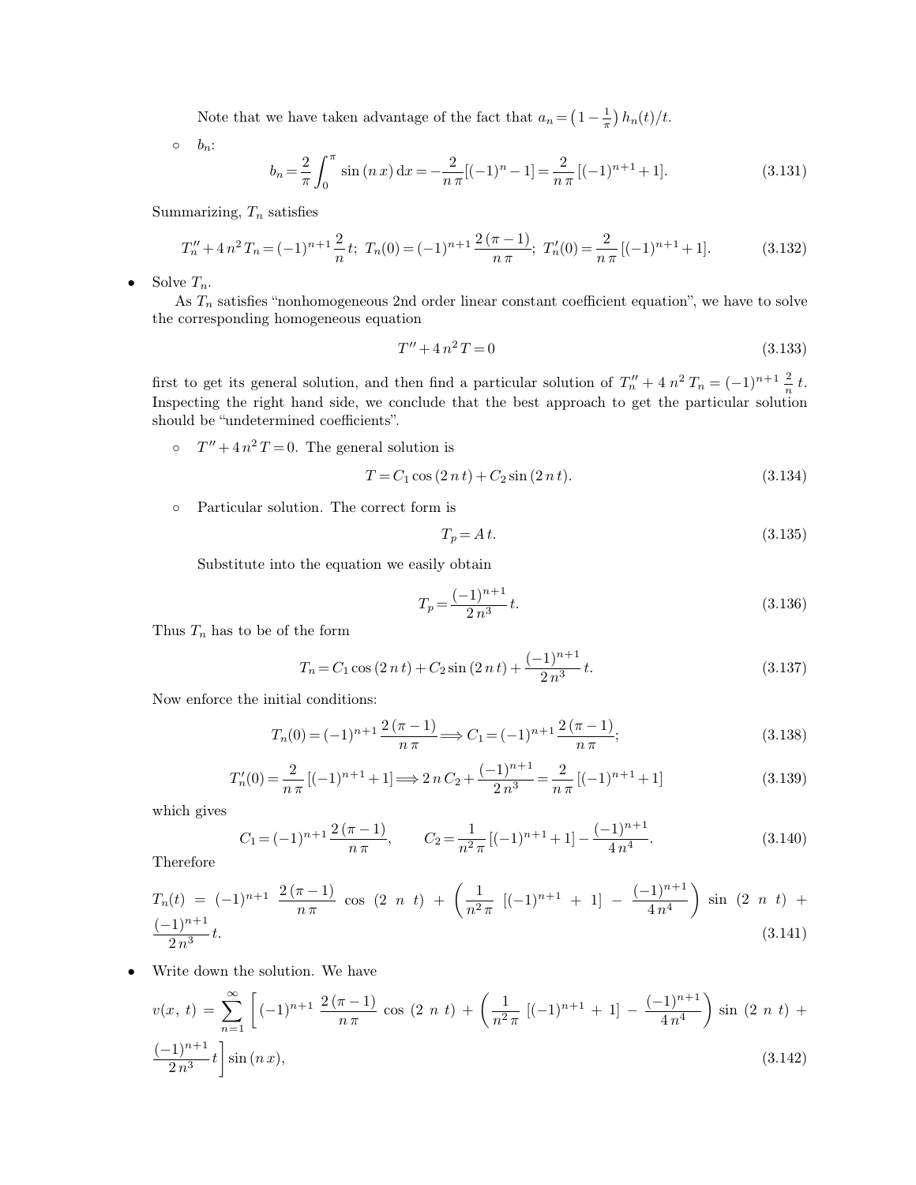Note that we have taken advantage of the fact that $a_n = \left(1 - \frac{1}{\pi}\right) h_n(t)/t$.

- $b_n$:

$$b_n = \frac{2}{\pi} \int_0^{\pi} \sin(n\,x)\,\mathrm{d}x = -\frac{2}{n\,\pi}[(-1)^n - 1] = \frac{2}{n\,\pi}[(-1)^{n+1} + 1]. \tag{3.131}$$

Summarizing, $T_n$ satisfies

$$T_n'' + 4\,n^2\,T_n = (-1)^{n+1}\frac{2}{n}\,t;\ T_n(0) = (-1)^{n+1}\frac{2\,(\pi - 1)}{n\,\pi};\ T_n'(0) = \frac{2}{n\,\pi}[(-1)^{n+1} + 1]. \tag{3.132}$$

- Solve $T_n$.

  As $T_n$ satisfies "nonhomogeneous 2nd order linear constant coefficient equation", we have to solve the corresponding homogeneous equation

$$T'' + 4\,n^2\,T = 0 \tag{3.133}$$

first to get its general solution, and then find a particular solution of $T_n'' + 4\,n^2\,T_n = (-1)^{n+1}\,\frac{2}{n}\,t$. Inspecting the right hand side, we conclude that the best approach to get the particular solution should be "undetermined coefficients".

- $T'' + 4\,n^2\,T = 0$. The general solution is

$$T = C_1 \cos(2\,n\,t) + C_2 \sin(2\,n\,t). \tag{3.134}$$

- Particular solution. The correct form is

$$T_p = A\,t. \tag{3.135}$$

  Substitute into the equation we easily obtain

$$T_p = \frac{(-1)^{n+1}}{2\,n^3}\,t. \tag{3.136}$$

Thus $T_n$ has to be of the form

$$T_n = C_1 \cos(2\,n\,t) + C_2 \sin(2\,n\,t) + \frac{(-1)^{n+1}}{2\,n^3}\,t. \tag{3.137}$$

Now enforce the initial conditions:

$$T_n(0) = (-1)^{n+1}\frac{2\,(\pi - 1)}{n\,\pi} \Longrightarrow C_1 = (-1)^{n+1}\frac{2\,(\pi - 1)}{n\,\pi}; \tag{3.138}$$

$$T_n'(0) = \frac{2}{n\,\pi}[(-1)^{n+1} + 1] \Longrightarrow 2\,n\,C_2 + \frac{(-1)^{n+1}}{2\,n^3} = \frac{2}{n\,\pi}[(-1)^{n+1} + 1] \tag{3.139}$$

which gives

$$C_1 = (-1)^{n+1}\frac{2\,(\pi - 1)}{n\,\pi}, \qquad C_2 = \frac{1}{n^2\,\pi}[(-1)^{n+1} + 1] - \frac{(-1)^{n+1}}{4\,n^4}. \tag{3.140}$$

Therefore

$$T_n(t) = (-1)^{n+1}\,\frac{2\,(\pi - 1)}{n\,\pi}\cos(2\,n\,t) + \left(\frac{1}{n^2\,\pi}[(-1)^{n+1} + 1] - \frac{(-1)^{n+1}}{4\,n^4}\right)\sin(2\,n\,t) + \frac{(-1)^{n+1}}{2\,n^3}\,t. \tag{3.141}$$

- Write down the solution. We have

$$v(x,\,t) = \sum_{n=1}^{\infty}\left[(-1)^{n+1}\,\frac{2\,(\pi - 1)}{n\,\pi}\cos(2\,n\,t) + \left(\frac{1}{n^2\,\pi}[(-1)^{n+1} + 1] - \frac{(-1)^{n+1}}{4\,n^4}\right)\sin(2\,n\,t) + \frac{(-1)^{n+1}}{2\,n^3}\,t\right]\sin(n\,x), \tag{3.142}$$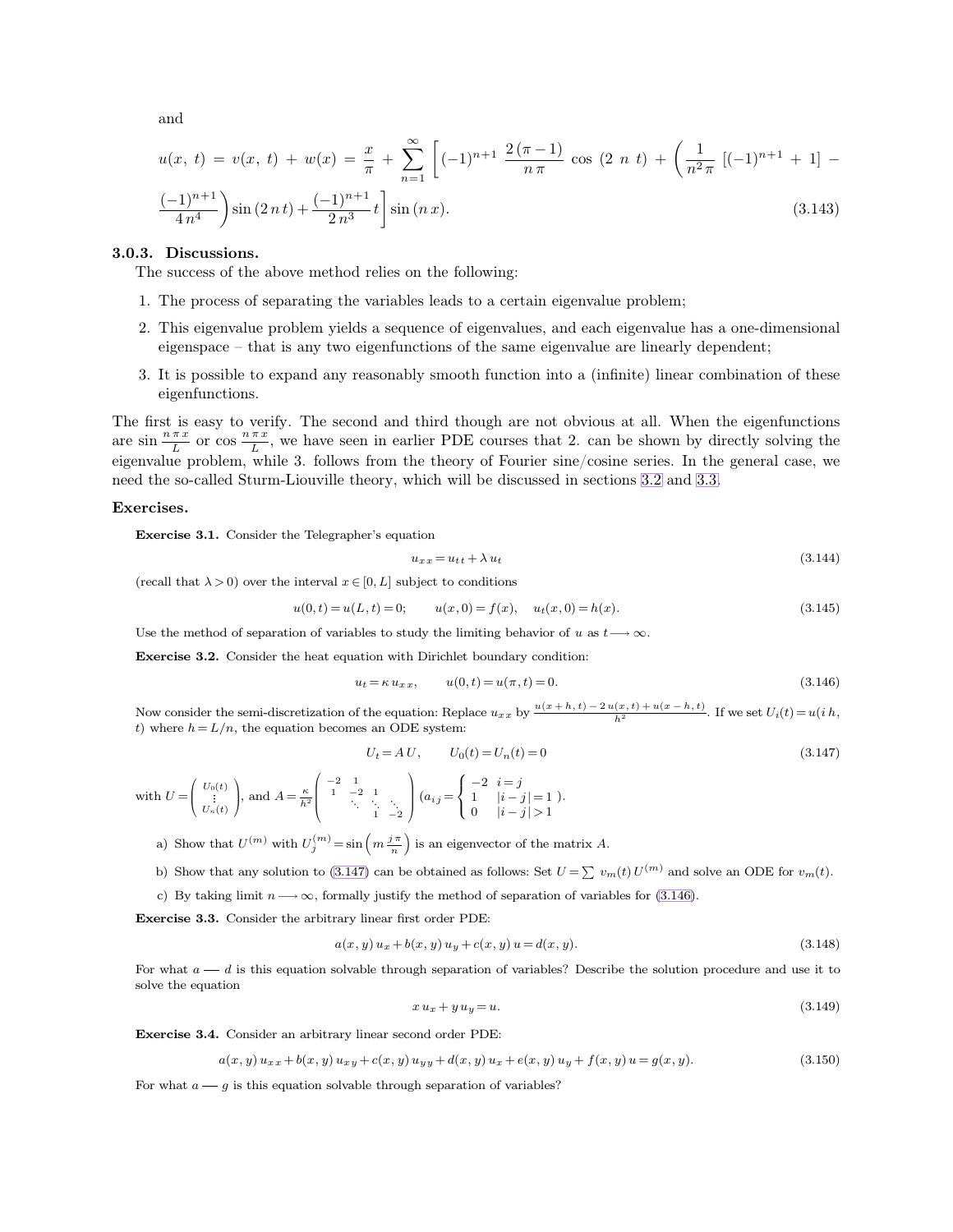and

$$u(x,\, t) \,=\, v(x,\, t) \,+\, w(x) \,=\, \frac{x}{\pi} \,+\, \sum_{n=1}^{\infty} \left[ (-1)^{n+1} \, \frac{2\,(\pi-1)}{n\,\pi} \, \cos\,(2\,n\,t) \,+\, \left( \frac{1}{n^2\,\pi} \, [(-1)^{n+1} \,+\, 1] \,-\right.\right.$$

$$\left.\left. \frac{(-1)^{n+1}}{4\,n^4} \right) \sin\,(2\,n\,t) + \frac{(-1)^{n+1}}{2\,n^3}\, t \right] \sin\,(n\,x). \tag{3.143}$$

### 3.0.3. Discussions.

The success of the above method relies on the following:

1. The process of separating the variables leads to a certain eigenvalue problem;
2. This eigenvalue problem yields a sequence of eigenvalues, and each eigenvalue has a one-dimensional eigenspace – that is any two eigenfunctions of the same eigenvalue are linearly dependent;
3. It is possible to expand any reasonably smooth function into a (infinite) linear combination of these eigenfunctions.

The first is easy to verify. The second and third though are not obvious at all. When the eigenfunctions are $\sin\frac{n\,\pi\,x}{L}$ or $\cos\frac{n\,\pi\,x}{L}$, we have seen in earlier PDE courses that 2. can be shown by directly solving the eigenvalue problem, while 3. follows from the theory of Fourier sine/cosine series. In the general case, we need the so-called Sturm-Liouville theory, which will be discussed in sections 3.2 and 3.3.

### Exercises.

**Exercise 3.1.** Consider the Telegrapher's equation

$$u_{x\,x} = u_{t\,t} + \lambda\, u_t \tag{3.144}$$

(recall that $\lambda > 0$) over the interval $x \in [0, L]$ subject to conditions

$$u(0,t) = u(L,t) = 0; \qquad u(x,0) = f(x), \quad u_t(x,0) = h(x). \tag{3.145}$$

Use the method of separation of variables to study the limiting behavior of $u$ as $t \longrightarrow \infty$.

**Exercise 3.2.** Consider the heat equation with Dirichlet boundary condition:

$$u_t = \kappa\, u_{x\,x}, \qquad u(0,t) = u(\pi,t) = 0. \tag{3.146}$$

Now consider the semi-discretization of the equation: Replace $u_{x\,x}$ by $\frac{u(x+h,\,t) \,-\, 2\,u(x,\,t) \,+\, u(x-h,\,t)}{h^2}$. If we set $U_i(t) = u(i\,h,\, t)$ where $h = L/n$, the equation becomes an ODE system:

$$U_t = A\,U, \qquad U_0(t) = U_n(t) = 0 \tag{3.147}$$

with $U = \begin{pmatrix} U_0(t) \\ \vdots \\ U_n(t) \end{pmatrix}$, and $A = \frac{\kappa}{h^2} \begin{pmatrix} -2 & 1 & & \\ 1 & -2 & 1 & \\ & \ddots & \ddots & \ddots \\ & & 1 & -2 \end{pmatrix}$ $\left(a_{i\,j} = \begin{cases} -2 & i=j \\ 1 & |i-j|=1 \\ 0 & |i-j|>1 \end{cases}\right)$.

a) Show that $U^{(m)}$ with $U_j^{(m)} = \sin\left(m\,\frac{j\,\pi}{n}\right)$ is an eigenvector of the matrix $A$.

b) Show that any solution to (3.147) can be obtained as follows: Set $U = \sum v_m(t)\, U^{(m)}$ and solve an ODE for $v_m(t)$.

c) By taking limit $n \longrightarrow \infty$, formally justify the method of separation of variables for (3.146).

**Exercise 3.3.** Consider the arbitrary linear first order PDE:

$$a(x,y)\, u_x + b(x,y)\, u_y + c(x,y)\, u = d(x,y). \tag{3.148}$$

For what $a$ — $d$ is this equation solvable through separation of variables? Describe the solution procedure and use it to solve the equation

$$x\, u_x + y\, u_y = u. \tag{3.149}$$

**Exercise 3.4.** Consider an arbitrary linear second order PDE:

$$a(x,y)\, u_{x\,x} + b(x,y)\, u_{x\,y} + c(x,y)\, u_{y\,y} + d(x,y)\, u_x + e(x,y)\, u_y + f(x,y)\, u = g(x,y). \tag{3.150}$$

For what $a$ — $g$ is this equation solvable through separation of variables?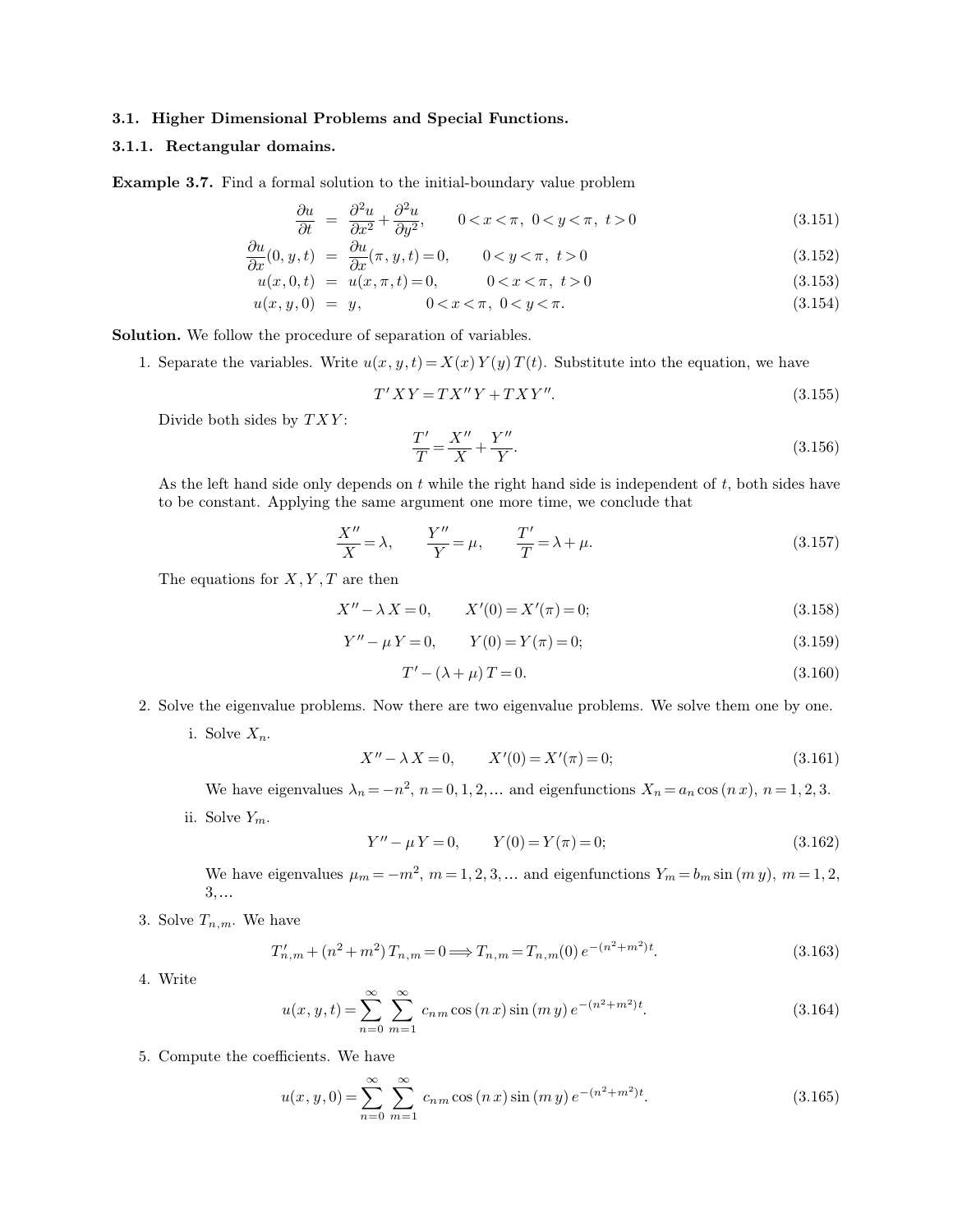### 3.1. Higher Dimensional Problems and Special Functions.

#### 3.1.1. Rectangular domains.

**Example 3.7.** Find a formal solution to the initial-boundary value problem

$$
\begin{aligned}
\frac{\partial u}{\partial t} &= \frac{\partial^2 u}{\partial x^2} + \frac{\partial^2 u}{\partial y^2}, \qquad 0 < x < \pi,\ 0 < y < \pi,\ t > 0 \qquad (3.151)\\
\frac{\partial u}{\partial x}(0, y, t) &= \frac{\partial u}{\partial x}(\pi, y, t) = 0, \qquad 0 < y < \pi,\ t > 0 \qquad (3.152)\\
u(x, 0, t) &= u(x, \pi, t) = 0, \qquad 0 < x < \pi,\ t > 0 \qquad (3.153)\\
u(x, y, 0) &= y, \qquad 0 < x < \pi,\ 0 < y < \pi. \qquad (3.154)
\end{aligned}
$$

**Solution.** We follow the procedure of separation of variables.

1. Separate the variables. Write $u(x, y, t) = X(x)\, Y(y)\, T(t)$. Substitute into the equation, we have

$$T' X Y = T X'' Y + T X Y''. \qquad (3.155)$$

   Divide both sides by $T X Y$:

$$\frac{T'}{T} = \frac{X''}{X} + \frac{Y''}{Y}. \qquad (3.156)$$

   As the left hand side only depends on $t$ while the right hand side is independent of $t$, both sides have to be constant. Applying the same argument one more time, we conclude that

$$\frac{X''}{X} = \lambda, \qquad \frac{Y''}{Y} = \mu, \qquad \frac{T'}{T} = \lambda + \mu. \qquad (3.157)$$

   The equations for $X, Y, T$ are then

$$X'' - \lambda\, X = 0, \qquad X'(0) = X'(\pi) = 0; \qquad (3.158)$$

$$Y'' - \mu\, Y = 0, \qquad Y(0) = Y(\pi) = 0; \qquad (3.159)$$

$$T' - (\lambda + \mu)\, T = 0. \qquad (3.160)$$

2. Solve the eigenvalue problems. Now there are two eigenvalue problems. We solve them one by one.

   i. Solve $X_n$.

$$X'' - \lambda\, X = 0, \qquad X'(0) = X'(\pi) = 0; \qquad (3.161)$$

   We have eigenvalues $\lambda_n = -n^2$, $n = 0, 1, 2, \ldots$ and eigenfunctions $X_n = a_n \cos(n\, x)$, $n = 1, 2, 3$.

   ii. Solve $Y_m$.

$$Y'' - \mu\, Y = 0, \qquad Y(0) = Y(\pi) = 0; \qquad (3.162)$$

   We have eigenvalues $\mu_m = -m^2$, $m = 1, 2, 3, \ldots$ and eigenfunctions $Y_m = b_m \sin(m\, y)$, $m = 1, 2, 3, \ldots$

3. Solve $T_{n,m}$. We have

$$T_{n,m}' + (n^2 + m^2)\, T_{n,m} = 0 \Longrightarrow T_{n,m} = T_{n,m}(0)\, e^{-(n^2 + m^2) t}. \qquad (3.163)$$

4. Write

$$u(x, y, t) = \sum_{n=0}^{\infty} \sum_{m=1}^{\infty} c_{n m} \cos(n\, x) \sin(m\, y)\, e^{-(n^2 + m^2) t}. \qquad (3.164)$$

5. Compute the coefficients. We have

$$u(x, y, 0) = \sum_{n=0}^{\infty} \sum_{m=1}^{\infty} c_{n m} \cos(n\, x) \sin(m\, y)\, e^{-(n^2 + m^2) t}. \qquad (3.165)$$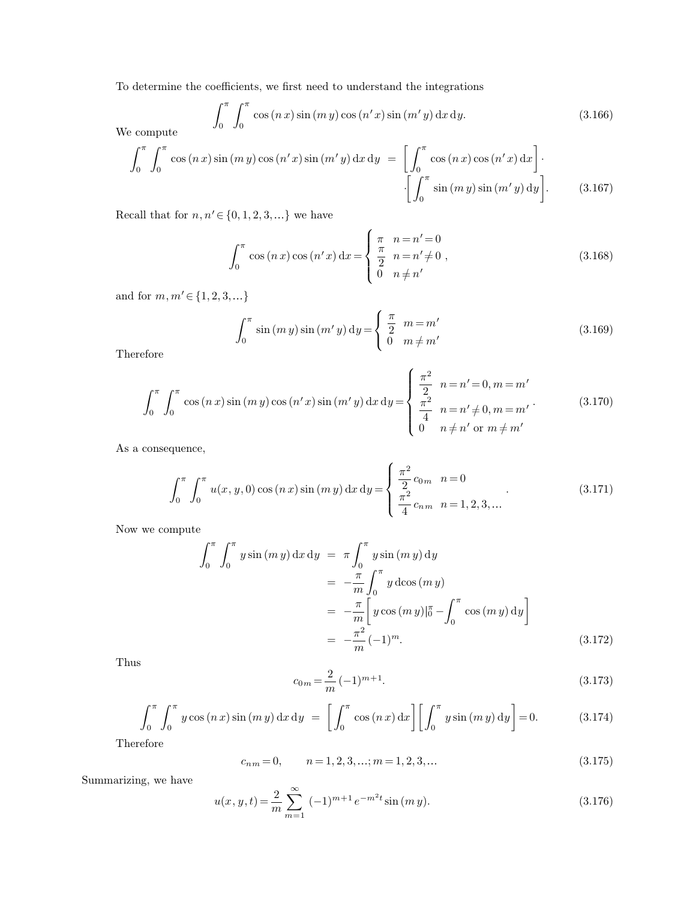To determine the coefficients, we first need to understand the integrations

$$\int_0^\pi \int_0^\pi \cos(n\,x)\sin(m\,y)\cos(n'\,x)\sin(m'\,y)\,\mathrm{d}x\,\mathrm{d}y. \tag{3.166}$$

We compute

$$\int_0^\pi \int_0^\pi \cos(n\,x)\sin(m\,y)\cos(n'\,x)\sin(m'\,y)\,\mathrm{d}x\,\mathrm{d}y = \left[\int_0^\pi \cos(n\,x)\cos(n'\,x)\,\mathrm{d}x\right]\cdot \cdot\left[\int_0^\pi \sin(m\,y)\sin(m'\,y)\,\mathrm{d}y\right]. \tag{3.167}$$

Recall that for $n, n' \in \{0, 1, 2, 3, \ldots\}$ we have

$$\int_0^\pi \cos(n\,x)\cos(n'\,x)\,\mathrm{d}x = \begin{cases} \pi & n = n' = 0 \\ \frac{\pi}{2} & n = n' \neq 0 \\ 0 & n \neq n' \end{cases}, \tag{3.168}$$

and for $m, m' \in \{1, 2, 3, \ldots\}$

$$\int_0^\pi \sin(m\,y)\sin(m'\,y)\,\mathrm{d}y = \begin{cases} \frac{\pi}{2} & m = m' \\ 0 & m \neq m' \end{cases} \tag{3.169}$$

Therefore

$$\int_0^\pi \int_0^\pi \cos(n\,x)\sin(m\,y)\cos(n'\,x)\sin(m'\,y)\,\mathrm{d}x\,\mathrm{d}y = \begin{cases} \frac{\pi^2}{2} & n = n' = 0, m = m' \\ \frac{\pi^2}{4} & n = n' \neq 0, m = m' \\ 0 & n \neq n' \text{ or } m \neq m' \end{cases}. \tag{3.170}$$

As a consequence,

$$\int_0^\pi \int_0^\pi u(x, y, 0)\cos(n\,x)\sin(m\,y)\,\mathrm{d}x\,\mathrm{d}y = \begin{cases} \frac{\pi^2}{2} c_{0m} & n = 0 \\ \frac{\pi^2}{4} c_{nm} & n = 1, 2, 3, \ldots \end{cases}. \tag{3.171}$$

Now we compute

$$\begin{aligned} \int_0^\pi \int_0^\pi y\sin(m\,y)\,\mathrm{d}x\,\mathrm{d}y &= \pi\int_0^\pi y\sin(m\,y)\,\mathrm{d}y \\ &= -\frac{\pi}{m}\int_0^\pi y\,\mathrm{d}\cos(m\,y) \\ &= -\frac{\pi}{m}\left[y\cos(m\,y)|_0^\pi - \int_0^\pi \cos(m\,y)\,\mathrm{d}y\right] \\ &= -\frac{\pi^2}{m}(-1)^m. \end{aligned} \tag{3.172}$$

Thus

$$c_{0m} = \frac{2}{m}(-1)^{m+1}. \tag{3.173}$$

$$\int_0^\pi \int_0^\pi y\cos(n\,x)\sin(m\,y)\,\mathrm{d}x\,\mathrm{d}y = \left[\int_0^\pi \cos(n\,x)\,\mathrm{d}x\right]\left[\int_0^\pi y\sin(m\,y)\,\mathrm{d}y\right] = 0. \tag{3.174}$$

Therefore

$$c_{nm} = 0, \qquad n = 1, 2, 3, \ldots; m = 1, 2, 3, \ldots \tag{3.175}$$

Summarizing, we have

$$u(x, y, t) = \frac{2}{m}\sum_{m=1}^{\infty}(-1)^{m+1}e^{-m^2 t}\sin(m\,y). \tag{3.176}$$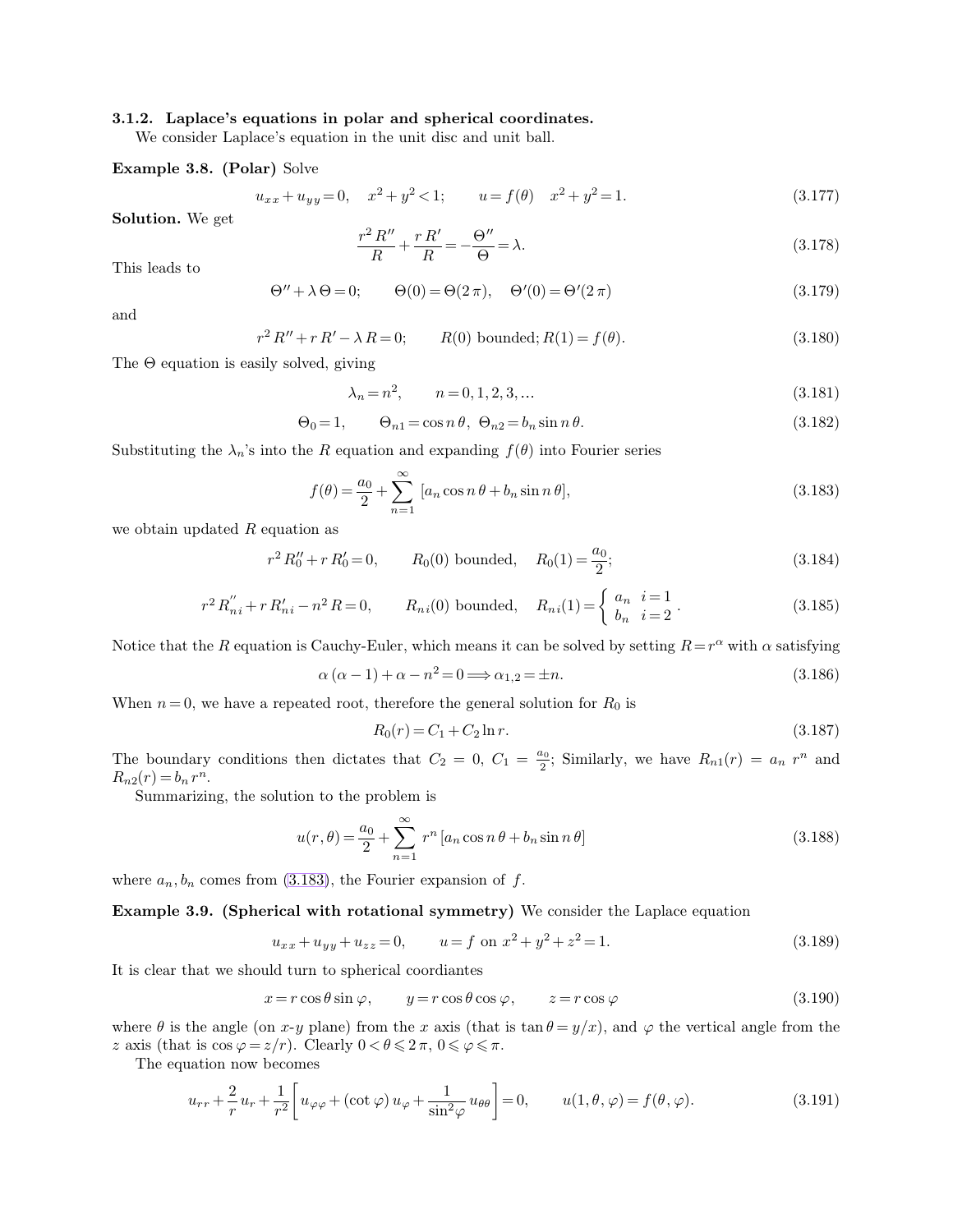### 3.1.2. Laplace's equations in polar and spherical coordinates.

We consider Laplace's equation in the unit disc and unit ball.

**Example 3.8. (Polar)** Solve

$$u_{xx} + u_{yy} = 0, \quad x^2 + y^2 < 1; \qquad u = f(\theta) \quad x^2 + y^2 = 1. \tag{3.177}$$

**Solution.** We get

$$\frac{r^2 R''}{R} + \frac{r R'}{R} = -\frac{\Theta''}{\Theta} = \lambda. \tag{3.178}$$

This leads to

$$\Theta'' + \lambda \Theta = 0; \qquad \Theta(0) = \Theta(2\pi), \quad \Theta'(0) = \Theta'(2\pi) \tag{3.179}$$

and

$$r^2 R'' + r R' - \lambda R = 0; \qquad R(0) \text{ bounded}; R(1) = f(\theta). \tag{3.180}$$

The $\Theta$ equation is easily solved, giving

$$\lambda_n = n^2, \qquad n = 0, 1, 2, 3, \ldots \tag{3.181}$$

$$\Theta_0 = 1, \qquad \Theta_{n1} = \cos n\theta, \ \Theta_{n2} = b_n \sin n\theta. \tag{3.182}$$

Substituting the $\lambda_n$'s into the $R$ equation and expanding $f(\theta)$ into Fourier series

$$f(\theta) = \frac{a_0}{2} + \sum_{n=1}^{\infty} [a_n \cos n\theta + b_n \sin n\theta], \tag{3.183}$$

we obtain updated $R$ equation as

$$r^2 R_0'' + r R_0' = 0, \qquad R_0(0) \text{ bounded}, \quad R_0(1) = \frac{a_0}{2}; \tag{3.184}$$

$$r^2 R_{ni}'' + r R_{ni}' - n^2 R = 0, \qquad R_{ni}(0) \text{ bounded}, \quad R_{ni}(1) = \begin{cases} a_n & i = 1 \\ b_n & i = 2 \end{cases}. \tag{3.185}$$

Notice that the $R$ equation is Cauchy-Euler, which means it can be solved by setting $R = r^\alpha$ with $\alpha$ satisfying

$$\alpha(\alpha - 1) + \alpha - n^2 = 0 \Longrightarrow \alpha_{1,2} = \pm n. \tag{3.186}$$

When $n = 0$, we have a repeated root, therefore the general solution for $R_0$ is

$$R_0(r) = C_1 + C_2 \ln r. \tag{3.187}$$

The boundary conditions then dictates that $C_2 = 0$, $C_1 = \frac{a_0}{2}$; Similarly, we have $R_{n1}(r) = a_n r^n$ and $R_{n2}(r) = b_n r^n$.

Summarizing, the solution to the problem is

$$u(r, \theta) = \frac{a_0}{2} + \sum_{n=1}^{\infty} r^n [a_n \cos n\theta + b_n \sin n\theta] \tag{3.188}$$

where $a_n, b_n$ comes from (3.183), the Fourier expansion of $f$.

**Example 3.9. (Spherical with rotational symmetry)** We consider the Laplace equation

$$u_{xx} + u_{yy} + u_{zz} = 0, \qquad u = f \text{ on } x^2 + y^2 + z^2 = 1. \tag{3.189}$$

It is clear that we should turn to spherical coordiantes

$$x = r\cos\theta \sin\varphi, \qquad y = r\cos\theta\cos\varphi, \qquad z = r\cos\varphi \tag{3.190}$$

where $\theta$ is the angle (on $x$-$y$ plane) from the $x$ axis (that is $\tan\theta = y/x$), and $\varphi$ the vertical angle from the $z$ axis (that is $\cos\varphi = z/r$). Clearly $0 < \theta \leqslant 2\pi$, $0 \leqslant \varphi \leqslant \pi$.

The equation now becomes

$$u_{rr} + \frac{2}{r} u_r + \frac{1}{r^2}\left[u_{\varphi\varphi} + (\cot\varphi)\, u_\varphi + \frac{1}{\sin^2\varphi} u_{\theta\theta}\right] = 0, \qquad u(1, \theta, \varphi) = f(\theta, \varphi). \tag{3.191}$$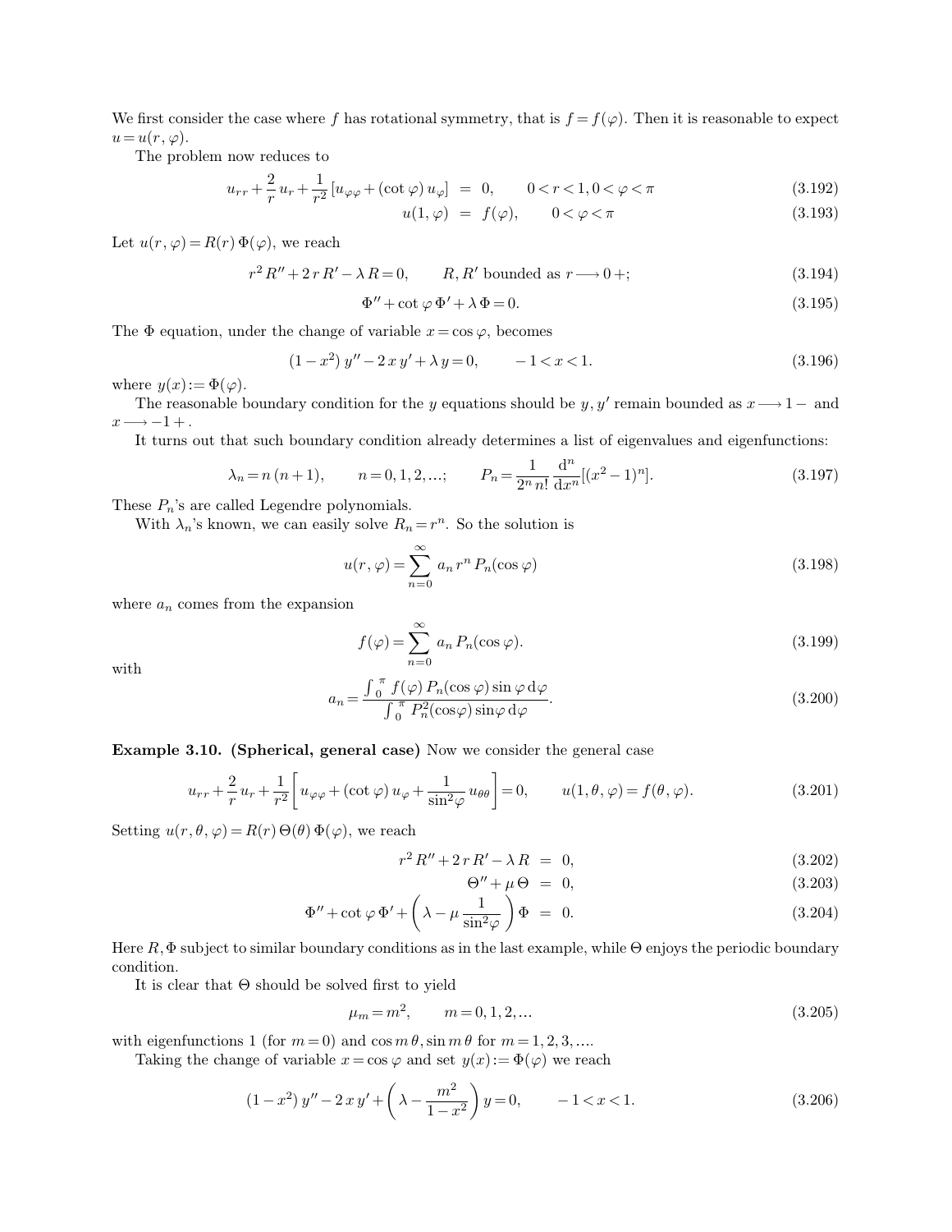We first consider the case where $f$ has rotational symmetry, that is $f = f(\varphi)$. Then it is reasonable to expect $u = u(r, \varphi)$.

The problem now reduces to

$$u_{rr} + \frac{2}{r} u_r + \frac{1}{r^2} [u_{\varphi\varphi} + (\cot\varphi) u_\varphi] = 0, \qquad 0 < r < 1, 0 < \varphi < \pi \tag{3.192}$$

$$u(1, \varphi) = f(\varphi), \qquad 0 < \varphi < \pi \tag{3.193}$$

Let $u(r, \varphi) = R(r)\,\Phi(\varphi)$, we reach

$$r^2 R'' + 2 r R' - \lambda R = 0, \qquad R, R' \text{ bounded as } r \longrightarrow 0+; \tag{3.194}$$

$$\Phi'' + \cot\varphi\, \Phi' + \lambda\, \Phi = 0. \tag{3.195}$$

The $\Phi$ equation, under the change of variable $x = \cos\varphi$, becomes

$$(1 - x^2)\, y'' - 2\, x\, y' + \lambda\, y = 0, \qquad -1 < x < 1. \tag{3.196}$$

where $y(x) := \Phi(\varphi)$.

The reasonable boundary condition for the $y$ equations should be $y, y'$ remain bounded as $x \longrightarrow 1-$ and $x \longrightarrow -1+$.

It turns out that such boundary condition already determines a list of eigenvalues and eigenfunctions:

$$\lambda_n = n\,(n+1), \qquad n = 0, 1, 2, \ldots; \qquad P_n = \frac{1}{2^n\, n!} \frac{\mathrm{d}^n}{\mathrm{d}x^n}[(x^2 - 1)^n]. \tag{3.197}$$

These $P_n$'s are called Legendre polynomials.

With $\lambda_n$'s known, we can easily solve $R_n = r^n$. So the solution is

$$u(r, \varphi) = \sum_{n=0}^{\infty} a_n\, r^n\, P_n(\cos\varphi) \tag{3.198}$$

where $a_n$ comes from the expansion

$$f(\varphi) = \sum_{n=0}^{\infty} a_n\, P_n(\cos\varphi). \tag{3.199}$$

with

$$a_n = \frac{\int_0^\pi f(\varphi)\, P_n(\cos\varphi) \sin\varphi\, \mathrm{d}\varphi}{\int_0^\pi P_n^2(\cos\varphi) \sin\varphi\, \mathrm{d}\varphi}. \tag{3.200}$$

**Example 3.10. (Spherical, general case)** Now we consider the general case

$$u_{rr} + \frac{2}{r} u_r + \frac{1}{r^2}\left[u_{\varphi\varphi} + (\cot\varphi)\, u_\varphi + \frac{1}{\sin^2\varphi} u_{\theta\theta}\right] = 0, \qquad u(1, \theta, \varphi) = f(\theta, \varphi). \tag{3.201}$$

Setting $u(r, \theta, \varphi) = R(r)\, \Theta(\theta)\, \Phi(\varphi)$, we reach

$$r^2 R'' + 2 r R' - \lambda R = 0, \tag{3.202}$$

$$\Theta'' + \mu\, \Theta = 0, \tag{3.203}$$

$$\Phi'' + \cot\varphi\, \Phi' + \left(\lambda - \mu \frac{1}{\sin^2\varphi}\right) \Phi = 0. \tag{3.204}$$

Here $R, \Phi$ subject to similar boundary conditions as in the last example, while $\Theta$ enjoys the periodic boundary condition.

It is clear that $\Theta$ should be solved first to yield

$$\mu_m = m^2, \qquad m = 0, 1, 2, \ldots \tag{3.205}$$

with eigenfunctions 1 (for $m = 0$) and $\cos m\,\theta, \sin m\,\theta$ for $m = 1, 2, 3, \ldots$.

Taking the change of variable $x = \cos\varphi$ and set $y(x) := \Phi(\varphi)$ we reach

$$(1 - x^2)\, y'' - 2\, x\, y' + \left(\lambda - \frac{m^2}{1 - x^2}\right) y = 0, \qquad -1 < x < 1. \tag{3.206}$$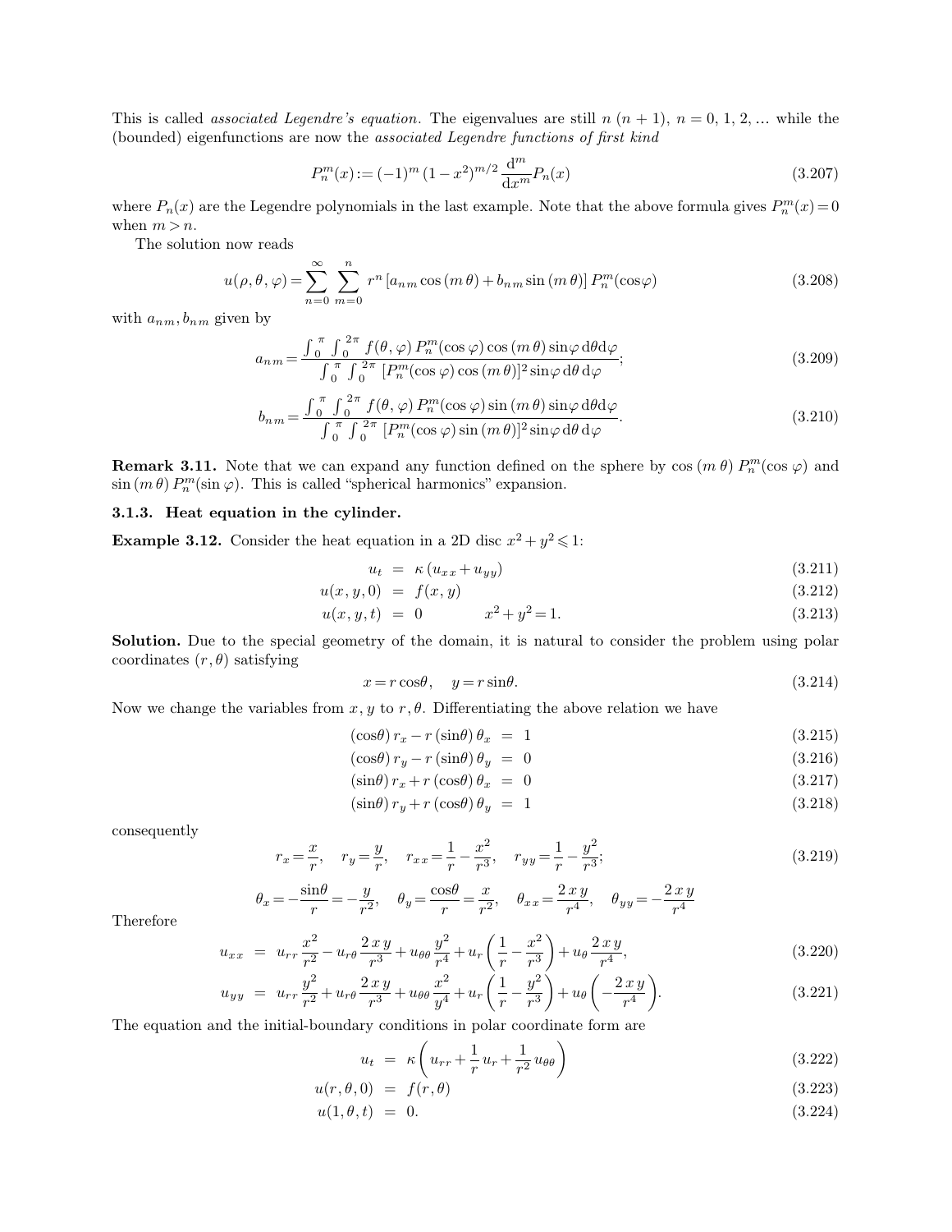This is called *associated Legendre's equation*. The eigenvalues are still $n\,(n+1)$, $n=0,1,2,\ldots$ while the (bounded) eigenfunctions are now the *associated Legendre functions of first kind*

$$P_n^m(x) := (-1)^m\,(1-x^2)^{m/2}\,\frac{\mathrm{d}^m}{\mathrm{d}x^m}P_n(x) \tag{3.207}$$

where $P_n(x)$ are the Legendre polynomials in the last example. Note that the above formula gives $P_n^m(x)=0$ when $m>n$.

The solution now reads

$$u(\rho,\theta,\varphi) = \sum_{n=0}^{\infty}\sum_{m=0}^{n} r^n\,[a_{nm}\cos(m\,\theta) + b_{nm}\sin(m\,\theta)]\,P_n^m(\cos\varphi) \tag{3.208}$$

with $a_{nm}, b_{nm}$ given by

$$a_{nm} = \frac{\int_0^{\pi}\int_0^{2\pi} f(\theta,\varphi)\,P_n^m(\cos\varphi)\cos(m\,\theta)\sin\varphi\,\mathrm{d}\theta\mathrm{d}\varphi}{\int_0^{\pi}\int_0^{2\pi}[P_n^m(\cos\varphi)\cos(m\,\theta)]^2\sin\varphi\,\mathrm{d}\theta\,\mathrm{d}\varphi}; \tag{3.209}$$

$$b_{nm} = \frac{\int_0^{\pi}\int_0^{2\pi} f(\theta,\varphi)\,P_n^m(\cos\varphi)\sin(m\,\theta)\sin\varphi\,\mathrm{d}\theta\mathrm{d}\varphi}{\int_0^{\pi}\int_0^{2\pi}[P_n^m(\cos\varphi)\sin(m\,\theta)]^2\sin\varphi\,\mathrm{d}\theta\,\mathrm{d}\varphi}. \tag{3.210}$$

**Remark 3.11.** Note that we can expand any function defined on the sphere by $\cos(m\,\theta)\,P_n^m(\cos\varphi)$ and $\sin(m\,\theta)\,P_n^m(\sin\varphi)$. This is called "spherical harmonics" expansion.

### 3.1.3. Heat equation in the cylinder.

**Example 3.12.** Consider the heat equation in a 2D disc $x^2+y^2\leqslant 1$:

$$\begin{aligned} u_t &= \kappa\,(u_{xx}+u_{yy}) & (3.211)\\ u(x,y,0) &= f(x,y) & (3.212)\\ u(x,y,t) &= 0 \qquad\qquad x^2+y^2=1. & (3.213)\end{aligned}$$

**Solution.** Due to the special geometry of the domain, it is natural to consider the problem using polar coordinates $(r,\theta)$ satisfying

$$x = r\cos\theta, \quad y = r\sin\theta. \tag{3.214}$$

Now we change the variables from $x, y$ to $r, \theta$. Differentiating the above relation we have

$$\begin{aligned} (\cos\theta)\,r_x - r\,(\sin\theta)\,\theta_x &= 1 & (3.215)\\ (\cos\theta)\,r_y - r\,(\sin\theta)\,\theta_y &= 0 & (3.216)\\ (\sin\theta)\,r_x + r\,(\cos\theta)\,\theta_x &= 0 & (3.217)\\ (\sin\theta)\,r_y + r\,(\cos\theta)\,\theta_y &= 1 & (3.218)\end{aligned}$$

consequently

$$r_x = \frac{x}{r}, \quad r_y = \frac{y}{r}, \quad r_{xx} = \frac{1}{r} - \frac{x^2}{r^3}, \quad r_{yy} = \frac{1}{r} - \frac{y^2}{r^3}; \tag{3.219}$$

$$\theta_x = -\frac{\sin\theta}{r} = -\frac{y}{r^2}, \quad \theta_y = \frac{\cos\theta}{r} = \frac{x}{r^2}, \quad \theta_{xx} = \frac{2\,x\,y}{r^4}, \quad \theta_{yy} = -\frac{2\,x\,y}{r^4}$$

Therefore

$$\begin{aligned} u_{xx} &= u_{rr}\frac{x^2}{r^2} - u_{r\theta}\frac{2\,x\,y}{r^3} + u_{\theta\theta}\frac{y^2}{r^4} + u_r\left(\frac{1}{r} - \frac{x^2}{r^3}\right) + u_\theta\frac{2\,x\,y}{r^4}, & (3.220)\\ u_{yy} &= u_{rr}\frac{y^2}{r^2} + u_{r\theta}\frac{2\,x\,y}{r^3} + u_{\theta\theta}\frac{x^2}{y^4} + u_r\left(\frac{1}{r} - \frac{y^2}{r^3}\right) + u_\theta\left(-\frac{2\,x\,y}{r^4}\right). & (3.221)\end{aligned}$$

The equation and the initial-boundary conditions in polar coordinate form are

$$\begin{aligned} u_t &= \kappa\left(u_{rr} + \frac{1}{r}\,u_r + \frac{1}{r^2}\,u_{\theta\theta}\right) & (3.222)\\ u(r,\theta,0) &= f(r,\theta) & (3.223)\\ u(1,\theta,t) &= 0. & (3.224)\end{aligned}$$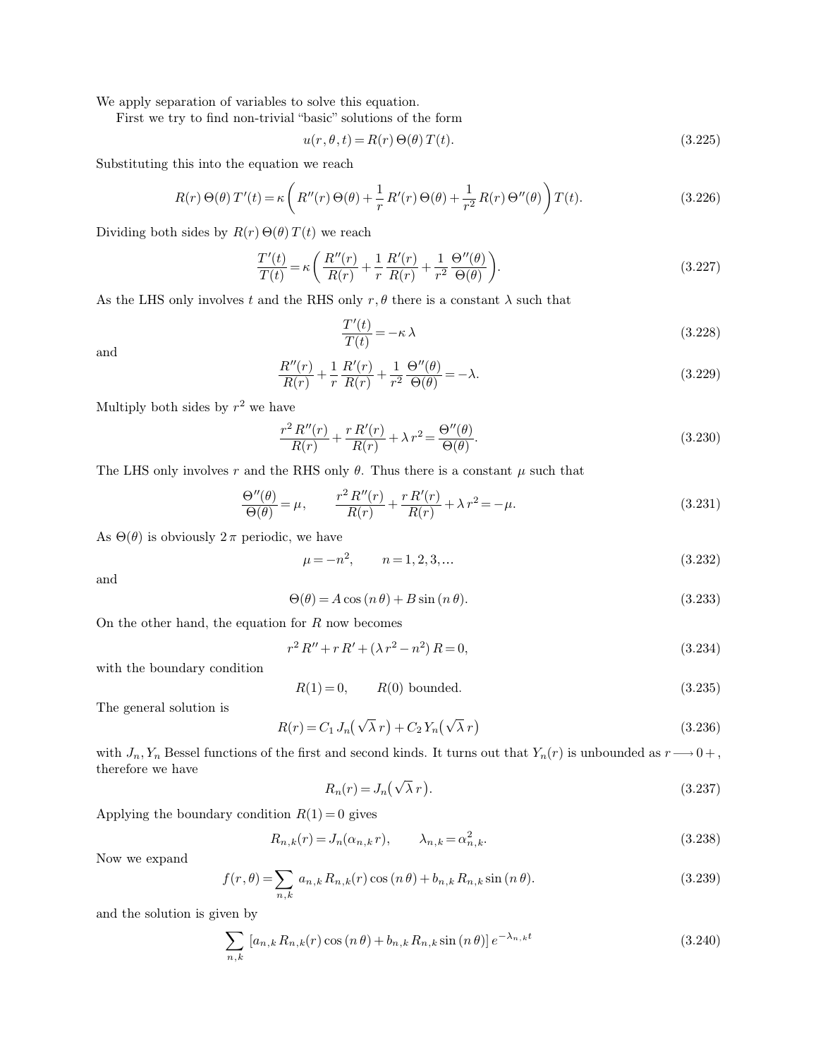We apply separation of variables to solve this equation.

First we try to find non-trivial "basic" solutions of the form

$$u(r,\theta,t) = R(r)\,\Theta(\theta)\,T(t). \tag{3.225}$$

Substituting this into the equation we reach

$$R(r)\,\Theta(\theta)\,T'(t) = \kappa\left(R''(r)\,\Theta(\theta) + \frac{1}{r}\,R'(r)\,\Theta(\theta) + \frac{1}{r^2}\,R(r)\,\Theta''(\theta)\right)T(t). \tag{3.226}$$

Dividing both sides by $R(r)\,\Theta(\theta)\,T(t)$ we reach

$$\frac{T'(t)}{T(t)} = \kappa\left(\frac{R''(r)}{R(r)} + \frac{1}{r}\,\frac{R'(r)}{R(r)} + \frac{1}{r^2}\,\frac{\Theta''(\theta)}{\Theta(\theta)}\right). \tag{3.227}$$

As the LHS only involves $t$ and the RHS only $r,\theta$ there is a constant $\lambda$ such that

$$\frac{T'(t)}{T(t)} = -\kappa\,\lambda \tag{3.228}$$

and

$$\frac{R''(r)}{R(r)} + \frac{1}{r}\,\frac{R'(r)}{R(r)} + \frac{1}{r^2}\,\frac{\Theta''(\theta)}{\Theta(\theta)} = -\lambda. \tag{3.229}$$

Multiply both sides by $r^2$ we have

$$\frac{r^2\,R''(r)}{R(r)} + \frac{r\,R'(r)}{R(r)} + \lambda\,r^2 = \frac{\Theta''(\theta)}{\Theta(\theta)}. \tag{3.230}$$

The LHS only involves $r$ and the RHS only $\theta$. Thus there is a constant $\mu$ such that

$$\frac{\Theta''(\theta)}{\Theta(\theta)} = \mu, \qquad \frac{r^2\,R''(r)}{R(r)} + \frac{r\,R'(r)}{R(r)} + \lambda\,r^2 = -\mu. \tag{3.231}$$

As $\Theta(\theta)$ is obviously $2\,\pi$ periodic, we have

$$\mu = -n^2, \qquad n = 1,2,3,\ldots \tag{3.232}$$

and

$$\Theta(\theta) = A\cos(n\,\theta) + B\sin(n\,\theta). \tag{3.233}$$

On the other hand, the equation for $R$ now becomes

$$r^2\,R'' + r\,R' + (\lambda\,r^2 - n^2)\,R = 0, \tag{3.234}$$

with the boundary condition

$$R(1) = 0, \qquad R(0) \text{ bounded}. \tag{3.235}$$

The general solution is

$$R(r) = C_1\,J_n\big(\sqrt{\lambda}\,r\big) + C_2\,Y_n\big(\sqrt{\lambda}\,r\big) \tag{3.236}$$

with $J_n, Y_n$ Bessel functions of the first and second kinds. It turns out that $Y_n(r)$ is unbounded as $r \longrightarrow 0+$, therefore we have

$$R_n(r) = J_n\big(\sqrt{\lambda}\,r\big). \tag{3.237}$$

Applying the boundary condition $R(1) = 0$ gives

$$R_{n,k}(r) = J_n(\alpha_{n,k}\,r), \qquad \lambda_{n,k} = \alpha_{n,k}^2. \tag{3.238}$$

Now we expand

$$f(r,\theta) = \sum_{n,k} a_{n,k}\,R_{n,k}(r)\cos(n\,\theta) + b_{n,k}\,R_{n,k}\sin(n\,\theta). \tag{3.239}$$

and the solution is given by

$$\sum_{n,k} \left[a_{n,k}\,R_{n,k}(r)\cos(n\,\theta) + b_{n,k}\,R_{n,k}\sin(n\,\theta)\right]e^{-\lambda_{n,k}t} \tag{3.240}$$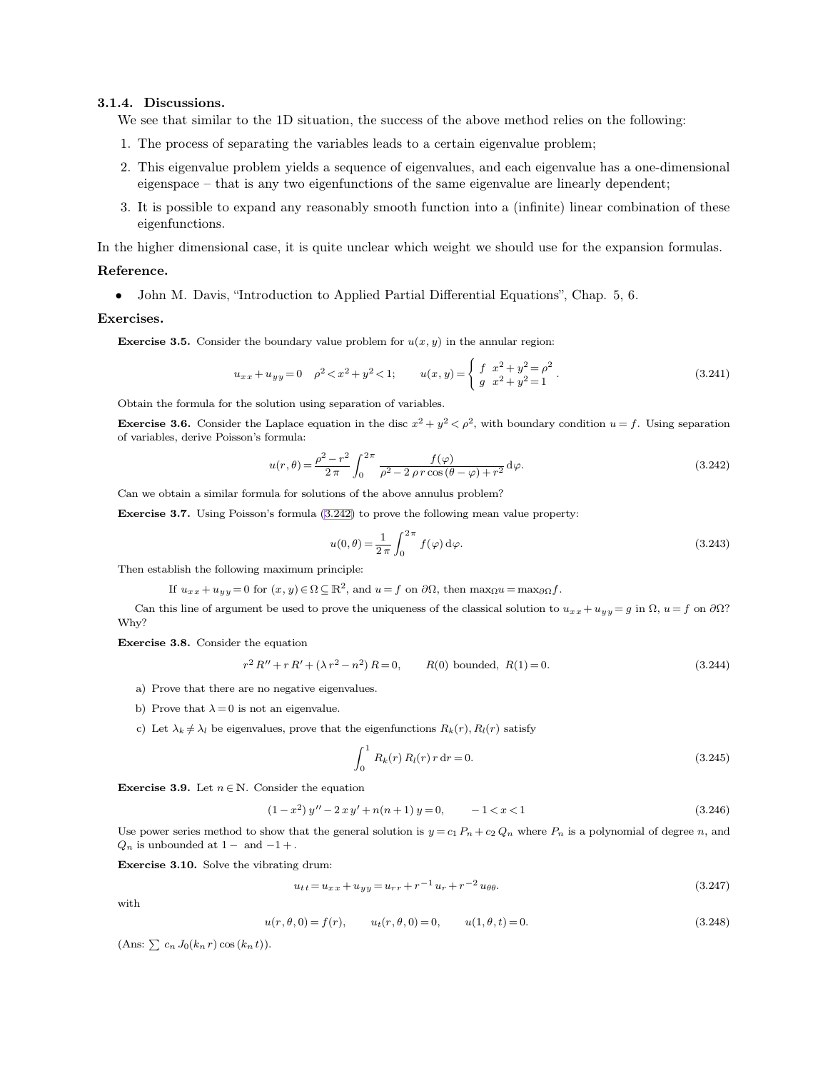### 3.1.4. Discussions.

We see that similar to the 1D situation, the success of the above method relies on the following:

1. The process of separating the variables leads to a certain eigenvalue problem;
2. This eigenvalue problem yields a sequence of eigenvalues, and each eigenvalue has a one-dimensional eigenspace – that is any two eigenfunctions of the same eigenvalue are linearly dependent;
3. It is possible to expand any reasonably smooth function into a (infinite) linear combination of these eigenfunctions.

In the higher dimensional case, it is quite unclear which weight we should use for the expansion formulas.

**Reference.**

- John M. Davis, "Introduction to Applied Partial Differential Equations", Chap. 5, 6.

**Exercises.**

**Exercise 3.5.** Consider the boundary value problem for $u(x, y)$ in the annular region:

$$u_{xx} + u_{yy} = 0 \quad \rho^2 < x^2 + y^2 < 1; \qquad u(x, y) = \begin{cases} f & x^2 + y^2 = \rho^2 \\ g & x^2 + y^2 = 1 \end{cases}. \tag{3.241}$$

Obtain the formula for the solution using separation of variables.

**Exercise 3.6.** Consider the Laplace equation in the disc $x^2 + y^2 < \rho^2$, with boundary condition $u = f$. Using separation of variables, derive Poisson's formula:

$$u(r, \theta) = \frac{\rho^2 - r^2}{2\pi} \int_0^{2\pi} \frac{f(\varphi)}{\rho^2 - 2\rho r \cos(\theta - \varphi) + r^2} \, \mathrm{d}\varphi. \tag{3.242}$$

Can we obtain a similar formula for solutions of the above annulus problem?

**Exercise 3.7.** Using Poisson's formula (3.242) to prove the following mean value property:

$$u(0, \theta) = \frac{1}{2\pi} \int_0^{2\pi} f(\varphi) \, \mathrm{d}\varphi. \tag{3.243}$$

Then establish the following maximum principle:

If $u_{xx} + u_{yy} = 0$ for $(x, y) \in \Omega \subseteq \mathbb{R}^2$, and $u = f$ on $\partial\Omega$, then $\max_{\Omega} u = \max_{\partial\Omega} f$.

Can this line of argument be used to prove the uniqueness of the classical solution to $u_{xx} + u_{yy} = g$ in $\Omega$, $u = f$ on $\partial\Omega$? Why?

**Exercise 3.8.** Consider the equation

$$r^2 R'' + r R' + (\lambda r^2 - n^2) R = 0, \qquad R(0) \text{ bounded}, \; R(1) = 0. \tag{3.244}$$

a) Prove that there are no negative eigenvalues.

b) Prove that $\lambda = 0$ is not an eigenvalue.

c) Let $\lambda_k \neq \lambda_l$ be eigenvalues, prove that the eigenfunctions $R_k(r), R_l(r)$ satisfy

$$\int_0^1 R_k(r) \, R_l(r) \, r \, \mathrm{d}r = 0. \tag{3.245}$$

**Exercise 3.9.** Let $n \in \mathbb{N}$. Consider the equation

$$(1 - x^2) y'' - 2 x y' + n(n+1) y = 0, \qquad -1 < x < 1 \tag{3.246}$$

Use power series method to show that the general solution is $y = c_1 P_n + c_2 Q_n$ where $P_n$ is a polynomial of degree $n$, and $Q_n$ is unbounded at $1-$ and $-1+$.

**Exercise 3.10.** Solve the vibrating drum:

$$u_{tt} = u_{xx} + u_{yy} = u_{rr} + r^{-1} u_r + r^{-2} u_{\theta\theta}. \tag{3.247}$$

with

$$u(r, \theta, 0) = f(r), \qquad u_t(r, \theta, 0) = 0, \qquad u(1, \theta, t) = 0. \tag{3.248}$$

(Ans: $\sum c_n J_0(k_n r) \cos(k_n t)$).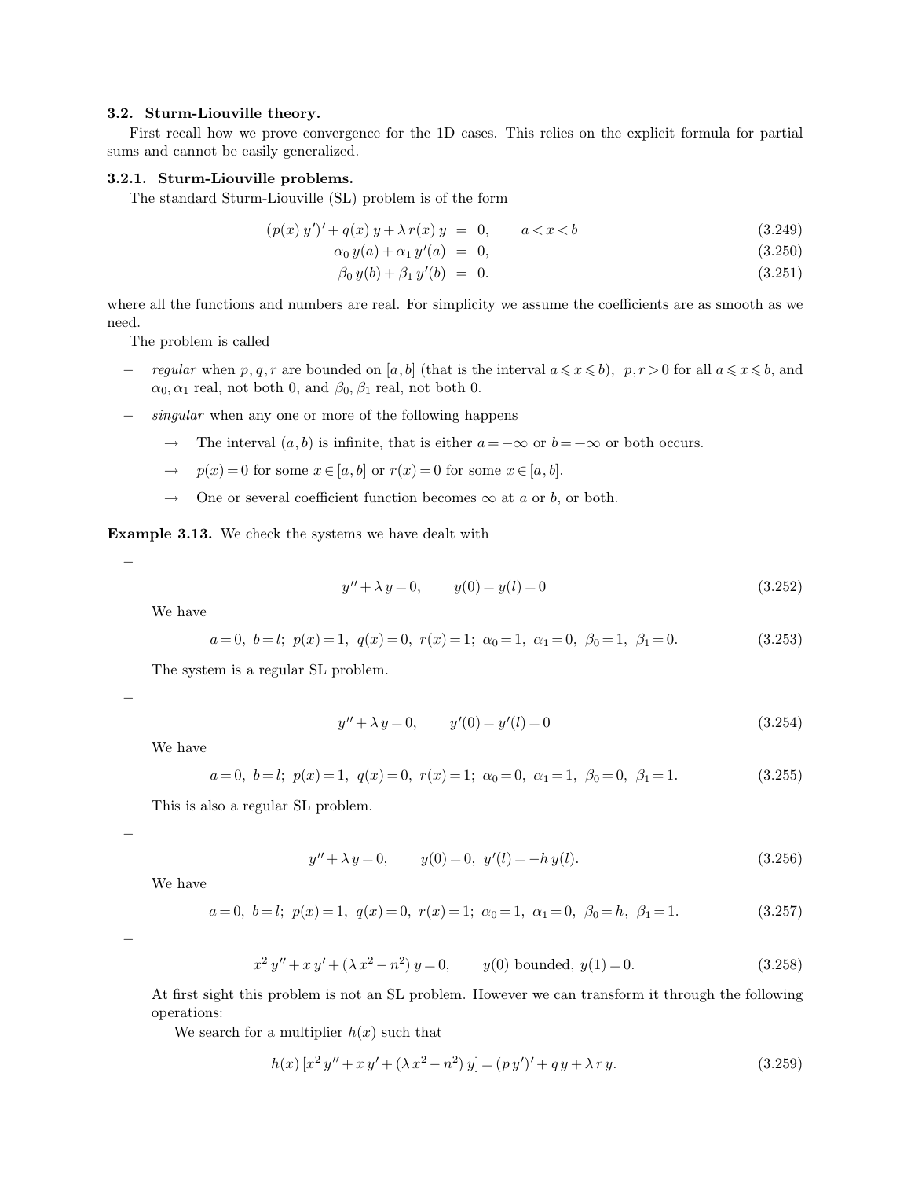### 3.2. Sturm-Liouville theory.

First recall how we prove convergence for the 1D cases. This relies on the explicit formula for partial sums and cannot be easily generalized.

#### 3.2.1. Sturm-Liouville problems.

The standard Sturm-Liouville (SL) problem is of the form

$$(p(x)\, y')' + q(x)\, y + \lambda\, r(x)\, y \;=\; 0, \qquad a < x < b \tag{3.249}$$

$$\alpha_0\, y(a) + \alpha_1\, y'(a) \;=\; 0, \tag{3.250}$$

$$\beta_0\, y(b) + \beta_1\, y'(b) \;=\; 0. \tag{3.251}$$

where all the functions and numbers are real. For simplicity we assume the coefficients are as smooth as we need.

The problem is called

- *regular* when $p, q, r$ are bounded on $[a, b]$ (that is the interval $a \leqslant x \leqslant b$), $p, r > 0$ for all $a \leqslant x \leqslant b$, and $\alpha_0, \alpha_1$ real, not both 0, and $\beta_0, \beta_1$ real, not both 0.
- *singular* when any one or more of the following happens
  - → The interval $(a, b)$ is infinite, that is either $a = -\infty$ or $b = +\infty$ or both occurs.
  - → $p(x) = 0$ for some $x \in [a, b]$ or $r(x) = 0$ for some $x \in [a, b]$.
  - → One or several coefficient function becomes $\infty$ at $a$ or $b$, or both.

**Example 3.13.** We check the systems we have dealt with

- $$y'' + \lambda\, y = 0, \qquad y(0) = y(l) = 0 \tag{3.252}$$

  We have

  $$a = 0,\ b = l;\ p(x) = 1,\ q(x) = 0,\ r(x) = 1;\ \alpha_0 = 1,\ \alpha_1 = 0,\ \beta_0 = 1,\ \beta_1 = 0. \tag{3.253}$$

  The system is a regular SL problem.

- $$y'' + \lambda\, y = 0, \qquad y'(0) = y'(l) = 0 \tag{3.254}$$

  We have

  $$a = 0,\ b = l;\ p(x) = 1,\ q(x) = 0,\ r(x) = 1;\ \alpha_0 = 0,\ \alpha_1 = 1,\ \beta_0 = 0,\ \beta_1 = 1. \tag{3.255}$$

  This is also a regular SL problem.

- $$y'' + \lambda\, y = 0, \qquad y(0) = 0,\ y'(l) = -h\, y(l). \tag{3.256}$$

  We have

  $$a = 0,\ b = l;\ p(x) = 1,\ q(x) = 0,\ r(x) = 1;\ \alpha_0 = 1,\ \alpha_1 = 0,\ \beta_0 = h,\ \beta_1 = 1. \tag{3.257}$$

- $$x^2\, y'' + x\, y' + (\lambda\, x^2 - n^2)\, y = 0, \qquad y(0) \text{ bounded},\ y(1) = 0. \tag{3.258}$$

  At first sight this problem is not an SL problem. However we can transform it through the following operations:

  We search for a multiplier $h(x)$ such that

  $$h(x)\, [x^2\, y'' + x\, y' + (\lambda\, x^2 - n^2)\, y] = (p\, y')' + q\, y + \lambda\, r\, y. \tag{3.259}$$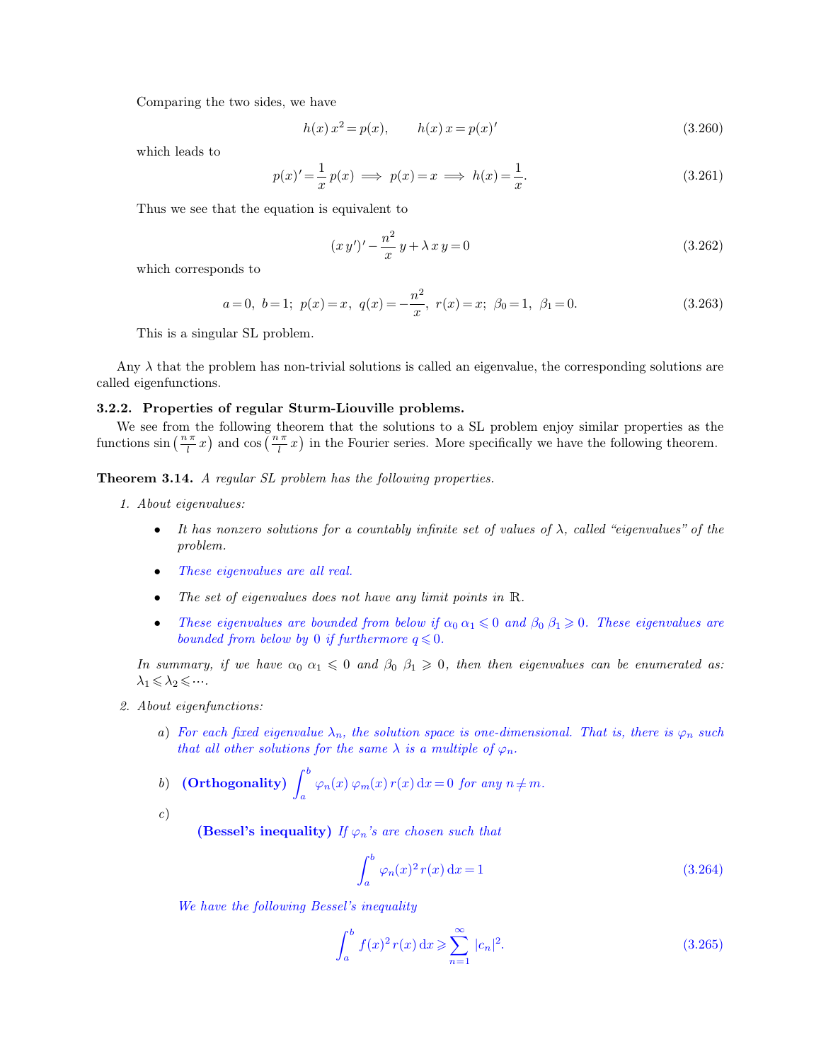Comparing the two sides, we have

$$h(x)\, x^2 = p(x), \qquad h(x)\, x = p(x)' \tag{3.260}$$

which leads to

$$p(x)' = \frac{1}{x}\, p(x) \implies p(x) = x \implies h(x) = \frac{1}{x}. \tag{3.261}$$

Thus we see that the equation is equivalent to

$$(x\, y')' - \frac{n^2}{x}\, y + \lambda\, x\, y = 0 \tag{3.262}$$

which corresponds to

$$a = 0,\ b = 1;\ p(x) = x,\ q(x) = -\frac{n^2}{x},\ r(x) = x;\ \beta_0 = 1,\ \beta_1 = 0. \tag{3.263}$$

This is a singular SL problem.

Any $\lambda$ that the problem has non-trivial solutions is called an eigenvalue, the corresponding solutions are called eigenfunctions.

### 3.2.2. Properties of regular Sturm-Liouville problems.

We see from the following theorem that the solutions to a SL problem enjoy similar properties as the functions $\sin\left(\frac{n\,\pi}{l}\, x\right)$ and $\cos\left(\frac{n\,\pi}{l}\, x\right)$ in the Fourier series. More specifically we have the following theorem.

**Theorem 3.14.** *A regular SL problem has the following properties.*

1. *About eigenvalues:*
   - *It has nonzero solutions for a countably infinite set of values of $\lambda$, called "eigenvalues" of the problem.*
   - *These eigenvalues are all real.*
   - *The set of eigenvalues does not have any limit points in $\mathbb{R}$.*
   - *These eigenvalues are bounded from below if $\alpha_0\, \alpha_1 \leqslant 0$ and $\beta_0\, \beta_1 \geqslant 0$. These eigenvalues are bounded from below by 0 if furthermore $q \leqslant 0$.*

   *In summary, if we have $\alpha_0\ \alpha_1 \leqslant 0$ and $\beta_0\ \beta_1 \geqslant 0$, then then eigenvalues can be enumerated as: $\lambda_1 \leqslant \lambda_2 \leqslant \cdots$.*

2. *About eigenfunctions:*

   a) *For each fixed eigenvalue $\lambda_n$, the solution space is one-dimensional. That is, there is $\varphi_n$ such that all other solutions for the same $\lambda$ is a multiple of $\varphi_n$.*

   b) **(Orthogonality)** $\displaystyle\int_a^b \varphi_n(x)\, \varphi_m(x)\, r(x)\, \mathrm{d}x = 0$ *for any $n \neq m$.*

   c) **(Bessel's inequality)** *If $\varphi_n$'s are chosen such that*

   $$\int_a^b \varphi_n(x)^2\, r(x)\, \mathrm{d}x = 1 \tag{3.264}$$

   *We have the following Bessel's inequality*

   $$\int_a^b f(x)^2\, r(x)\, \mathrm{d}x \geqslant \sum_{n=1}^{\infty} |c_n|^2. \tag{3.265}$$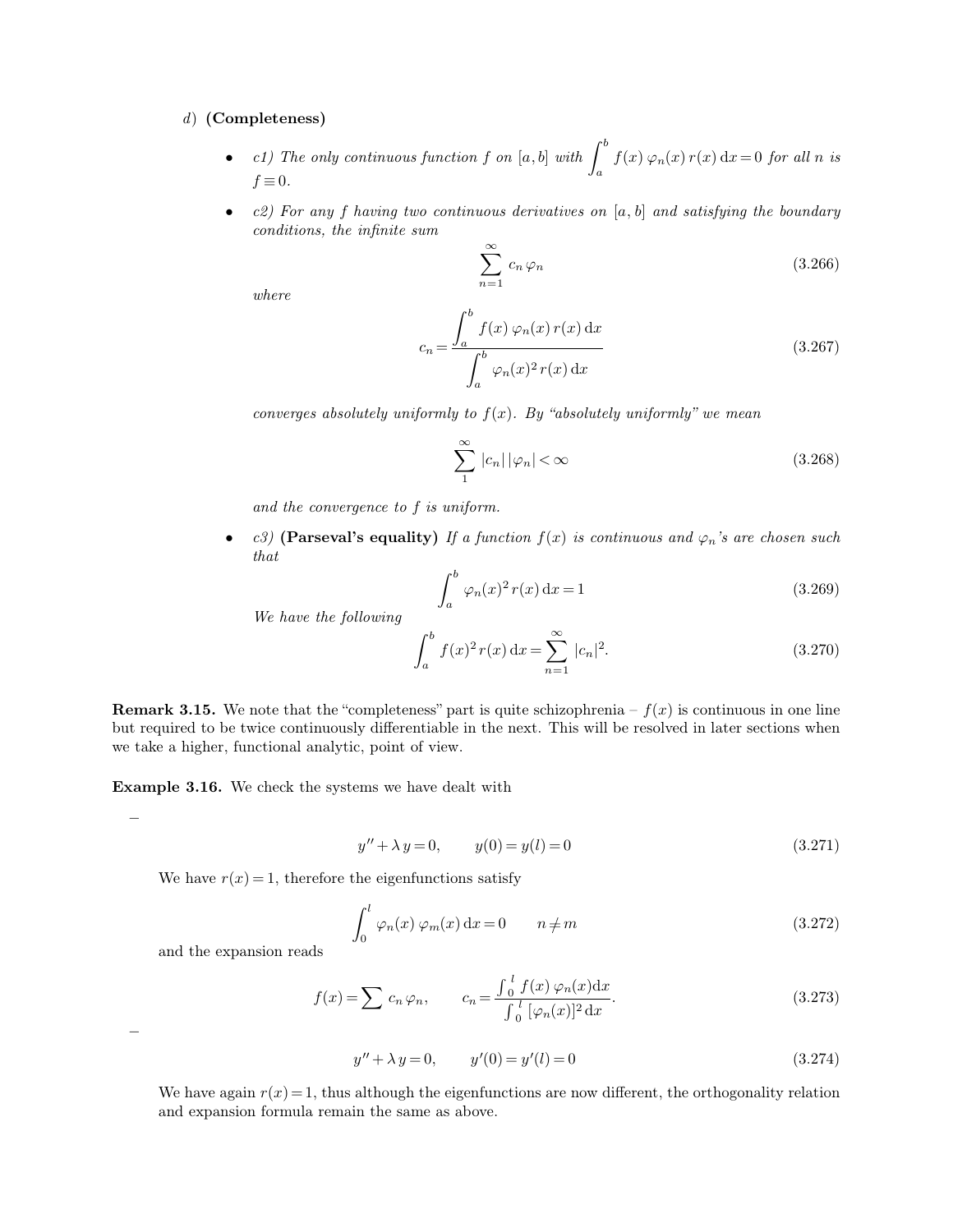*d)* **(Completeness)**

- *c1) The only continuous function $f$ on $[a,b]$ with $\int_a^b f(x)\,\varphi_n(x)\,r(x)\,\mathrm{d}x = 0$ for all $n$ is $f \equiv 0$.*

- *c2) For any $f$ having two continuous derivatives on $[a,b]$ and satisfying the boundary conditions, the infinite sum*

$$\sum_{n=1}^{\infty} c_n\,\varphi_n \tag{3.266}$$

  *where*

$$c_n = \frac{\int_a^b f(x)\,\varphi_n(x)\,r(x)\,\mathrm{d}x}{\int_a^b \varphi_n(x)^2\,r(x)\,\mathrm{d}x} \tag{3.267}$$

  *converges absolutely uniformly to $f(x)$. By "absolutely uniformly" we mean*

$$\sum_1^{\infty} |c_n|\,|\varphi_n| < \infty \tag{3.268}$$

  *and the convergence to $f$ is uniform.*

- *c3)* **(Parseval's equality)** *If a function $f(x)$ is continuous and $\varphi_n$'s are chosen such that*

$$\int_a^b \varphi_n(x)^2\,r(x)\,\mathrm{d}x = 1 \tag{3.269}$$

  *We have the following*

$$\int_a^b f(x)^2\,r(x)\,\mathrm{d}x = \sum_{n=1}^{\infty} |c_n|^2. \tag{3.270}$$

**Remark 3.15.** We note that the "completeness" part is quite schizophrenia – $f(x)$ is continuous in one line but required to be twice continuously differentiable in the next. This will be resolved in later sections when we take a higher, functional analytic, point of view.

**Example 3.16.** We check the systems we have dealt with

–

$$y'' + \lambda\,y = 0, \qquad y(0) = y(l) = 0 \tag{3.271}$$

We have $r(x) = 1$, therefore the eigenfunctions satisfy

$$\int_0^l \varphi_n(x)\,\varphi_m(x)\,\mathrm{d}x = 0 \qquad n \neq m \tag{3.272}$$

and the expansion reads

$$f(x) = \sum c_n\,\varphi_n, \qquad c_n = \frac{\int_0^l f(x)\,\varphi_n(x)\mathrm{d}x}{\int_0^l [\varphi_n(x)]^2\,\mathrm{d}x}. \tag{3.273}$$

–

$$y'' + \lambda\,y = 0, \qquad y'(0) = y'(l) = 0 \tag{3.274}$$

We have again $r(x) = 1$, thus although the eigenfunctions are now different, the orthogonality relation and expansion formula remain the same as above.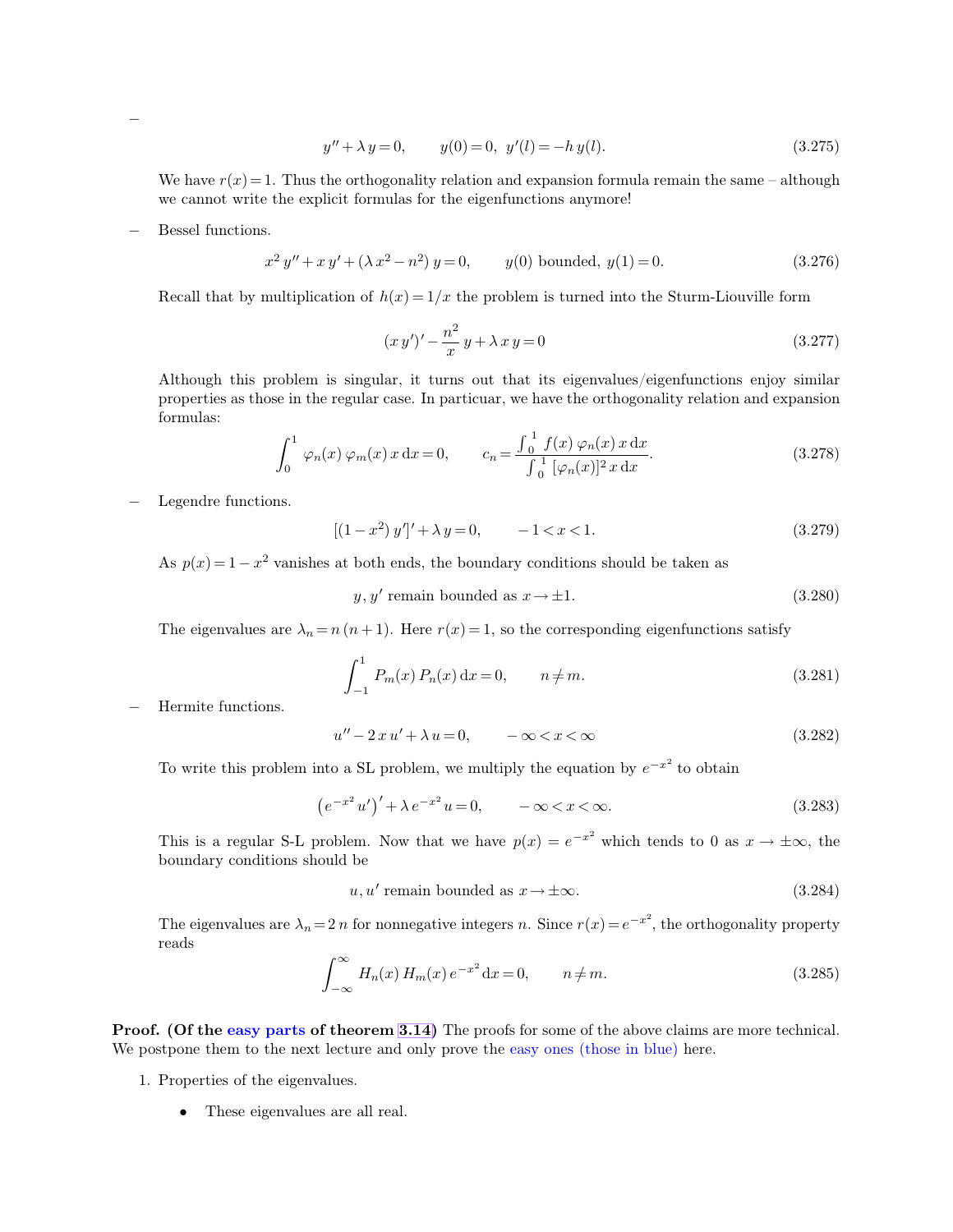–

$$y'' + \lambda y = 0, \qquad y(0) = 0, \ y'(l) = -h\, y(l). \tag{3.275}$$

We have $r(x) = 1$. Thus the orthogonality relation and expansion formula remain the same – although we cannot write the explicit formulas for the eigenfunctions anymore!

– Bessel functions.

$$x^2 y'' + x\, y' + (\lambda x^2 - n^2)\, y = 0, \qquad y(0) \text{ bounded},\ y(1) = 0. \tag{3.276}$$

Recall that by multiplication of $h(x) = 1/x$ the problem is turned into the Sturm-Liouville form

$$(x\, y')' - \frac{n^2}{x}\, y + \lambda\, x\, y = 0 \tag{3.277}$$

Although this problem is singular, it turns out that its eigenvalues/eigenfunctions enjoy similar properties as those in the regular case. In particuar, we have the orthogonality relation and expansion formulas:

$$\int_0^1 \varphi_n(x)\, \varphi_m(x)\, x\, \mathrm{d}x = 0, \qquad c_n = \frac{\int_0^1 f(x)\, \varphi_n(x)\, x\, \mathrm{d}x}{\int_0^1 [\varphi_n(x)]^2\, x\, \mathrm{d}x}. \tag{3.278}$$

– Legendre functions.

$$[(1 - x^2)\, y']' + \lambda\, y = 0, \qquad -1 < x < 1. \tag{3.279}$$

As $p(x) = 1 - x^2$ vanishes at both ends, the boundary conditions should be taken as

$$y, y' \text{ remain bounded as } x \to \pm 1. \tag{3.280}$$

The eigenvalues are $\lambda_n = n\,(n+1)$. Here $r(x) = 1$, so the corresponding eigenfunctions satisfy

$$\int_{-1}^1 P_m(x)\, P_n(x)\, \mathrm{d}x = 0, \qquad n \neq m. \tag{3.281}$$

– Hermite functions.

$$u'' - 2\, x\, u' + \lambda\, u = 0, \qquad -\infty < x < \infty \tag{3.282}$$

To write this problem into a SL problem, we multiply the equation by $e^{-x^2}$ to obtain

$$\left(e^{-x^2} u'\right)' + \lambda\, e^{-x^2} u = 0, \qquad -\infty < x < \infty. \tag{3.283}$$

This is a regular S-L problem. Now that we have $p(x) = e^{-x^2}$ which tends to 0 as $x \to \pm\infty$, the boundary conditions should be

$$u, u' \text{ remain bounded as } x \to \pm\infty. \tag{3.284}$$

The eigenvalues are $\lambda_n = 2\, n$ for nonnegative integers $n$. Since $r(x) = e^{-x^2}$, the orthogonality property reads

$$\int_{-\infty}^{\infty} H_n(x)\, H_m(x)\, e^{-x^2}\, \mathrm{d}x = 0, \qquad n \neq m. \tag{3.285}$$

**Proof. (Of the easy parts of theorem 3.14)** The proofs for some of the above claims are more technical. We postpone them to the next lecture and only prove the easy ones (those in blue) here.

1. Properties of the eigenvalues.

   - These eigenvalues are all real.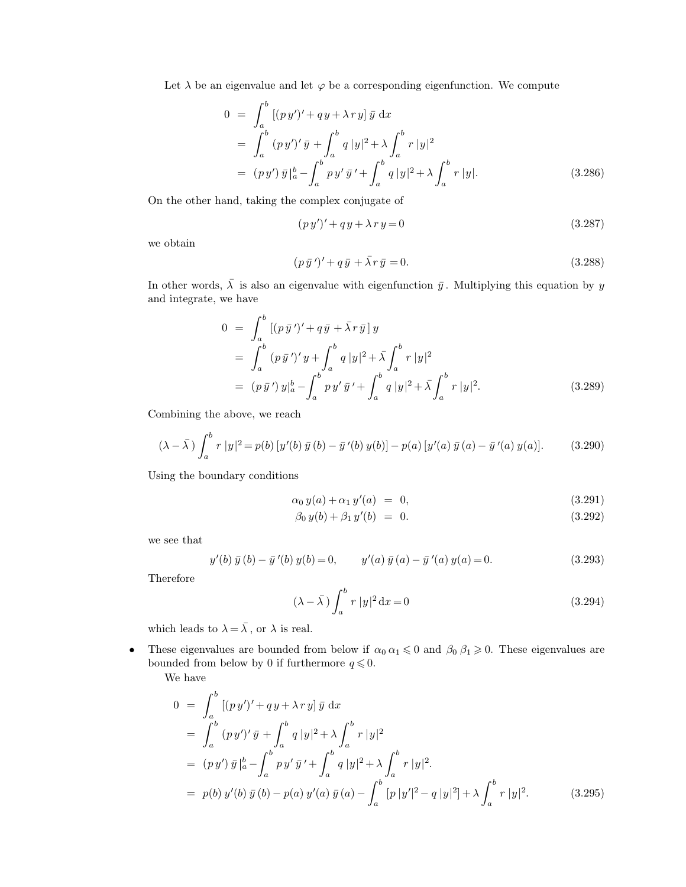Let $\lambda$ be an eigenvalue and let $\varphi$ be a corresponding eigenfunction. We compute

$$
\begin{aligned}
0 &= \int_a^b [(p\,y')' + q\,y + \lambda\,r\,y]\,\bar{y}\,\mathrm{d}x \\
&= \int_a^b (p\,y')'\,\bar{y} + \int_a^b q\,|y|^2 + \lambda \int_a^b r\,|y|^2 \\
&= (p\,y')\,\bar{y}\,|_a^b - \int_a^b p\,y'\,\bar{y}\,' + \int_a^b q\,|y|^2 + \lambda \int_a^b r\,|y|.
\end{aligned} \tag{3.286}
$$

On the other hand, taking the complex conjugate of

$$
(p\,y')' + q\,y + \lambda\,r\,y = 0 \tag{3.287}
$$

we obtain

$$
(p\,\bar{y}\,')' + q\,\bar{y} + \bar{\lambda}\,r\,\bar{y} = 0. \tag{3.288}
$$

In other words, $\bar{\lambda}$ is also an eigenvalue with eigenfunction $\bar{y}$. Multiplying this equation by $y$ and integrate, we have

$$
\begin{aligned}
0 &= \int_a^b [(p\,\bar{y}\,')' + q\,\bar{y} + \bar{\lambda}\,r\,\bar{y}\,]\,y \\
&= \int_a^b (p\,\bar{y}\,')'\,y + \int_a^b q\,|y|^2 + \bar{\lambda} \int_a^b r\,|y|^2 \\
&= (p\,\bar{y}\,')\,y|_a^b - \int_a^b p\,y'\,\bar{y}\,' + \int_a^b q\,|y|^2 + \bar{\lambda} \int_a^b r\,|y|^2.
\end{aligned} \tag{3.289}
$$

Combining the above, we reach

$$
(\lambda - \bar{\lambda}\,) \int_a^b r\,|y|^2 = p(b)\,[y'(b)\,\bar{y}\,(b) - \bar{y}\,'(b)\,y(b)] - p(a)\,[y'(a)\,\bar{y}\,(a) - \bar{y}\,'(a)\,y(a)]. \tag{3.290}
$$

Using the boundary conditions

$$
\begin{aligned}
\alpha_0\,y(a) + \alpha_1\,y'(a) &= 0, && (3.291)\\
\beta_0\,y(b) + \beta_1\,y'(b) &= 0. && (3.292)
\end{aligned}
$$

we see that

$$
y'(b)\,\bar{y}\,(b) - \bar{y}\,'(b)\,y(b) = 0, \qquad y'(a)\,\bar{y}\,(a) - \bar{y}\,'(a)\,y(a) = 0. \tag{3.293}
$$

Therefore

$$
(\lambda - \bar{\lambda}\,) \int_a^b r\,|y|^2\,\mathrm{d}x = 0 \tag{3.294}
$$

which leads to $\lambda = \bar{\lambda}$, or $\lambda$ is real.

- These eigenvalues are bounded from below if $\alpha_0\,\alpha_1 \leqslant 0$ and $\beta_0\,\beta_1 \geqslant 0$. These eigenvalues are bounded from below by 0 if furthermore $q \leqslant 0$.

  We have

$$
\begin{aligned}
0 &= \int_a^b [(p\,y')' + q\,y + \lambda\,r\,y]\,\bar{y}\,\mathrm{d}x \\
&= \int_a^b (p\,y')'\,\bar{y} + \int_a^b q\,|y|^2 + \lambda \int_a^b r\,|y|^2 \\
&= (p\,y')\,\bar{y}\,|_a^b - \int_a^b p\,y'\,\bar{y}\,' + \int_a^b q\,|y|^2 + \lambda \int_a^b r\,|y|^2. \\
&= p(b)\,y'(b)\,\bar{y}\,(b) - p(a)\,y'(a)\,\bar{y}\,(a) - \int_a^b [p\,|y'|^2 - q\,|y|^2] + \lambda \int_a^b r\,|y|^2.
\end{aligned} \tag{3.295}
$$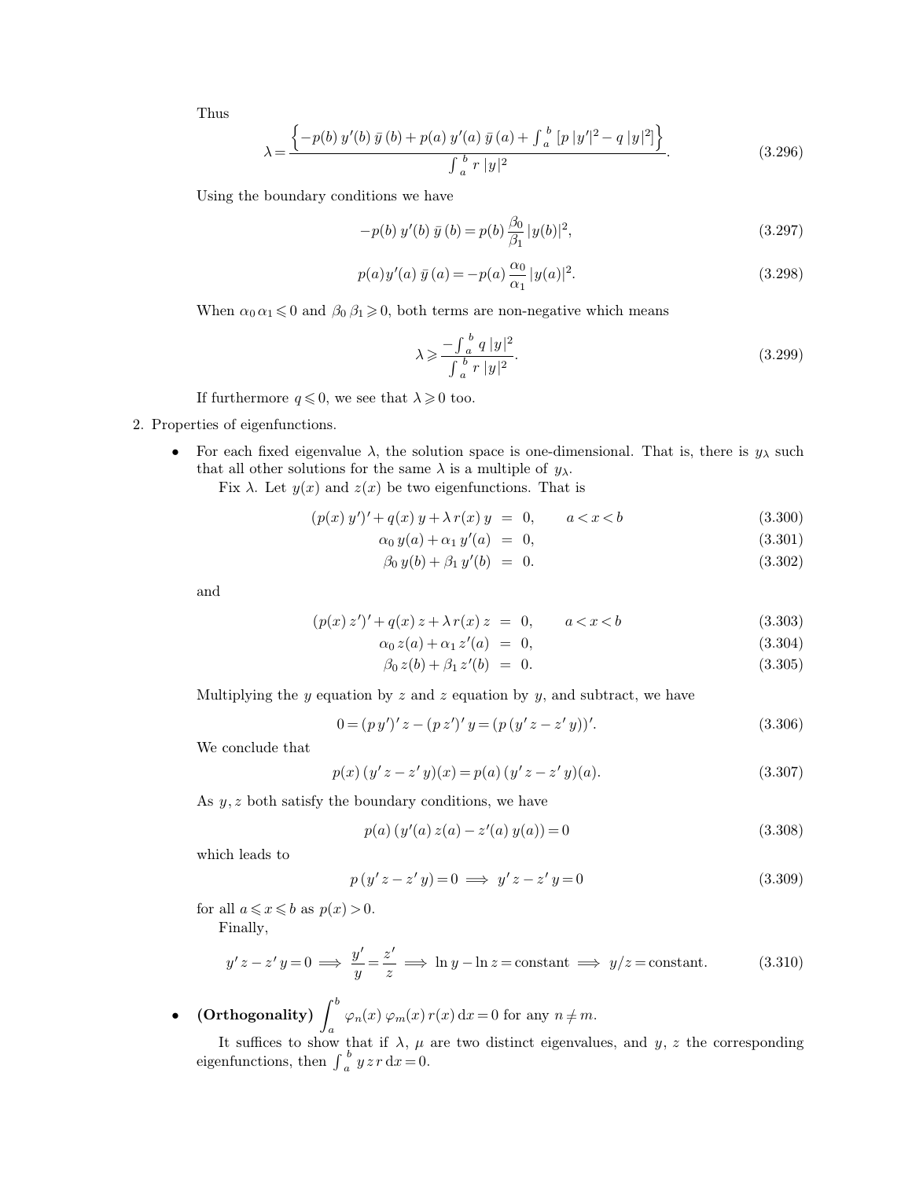Thus

$$\lambda = \frac{\left\{-p(b)\, y'(b)\, \bar{y}\,(b) + p(a)\, y'(a)\, \bar{y}\,(a) + \int_a^b [p\, |y'|^2 - q\, |y|^2]\right\}}{\int_a^b r\, |y|^2}. \tag{3.296}$$

Using the boundary conditions we have

$$-p(b)\, y'(b)\, \bar{y}\,(b) = p(b)\, \frac{\beta_0}{\beta_1}\, |y(b)|^2, \tag{3.297}$$

$$p(a) y'(a)\, \bar{y}\,(a) = -p(a)\, \frac{\alpha_0}{\alpha_1}\, |y(a)|^2. \tag{3.298}$$

When $\alpha_0\, \alpha_1 \leqslant 0$ and $\beta_0\, \beta_1 \geqslant 0$, both terms are non-negative which means

$$\lambda \geqslant \frac{-\int_a^b q\, |y|^2}{\int_a^b r\, |y|^2}. \tag{3.299}$$

If furthermore $q \leqslant 0$, we see that $\lambda \geqslant 0$ too.

2. Properties of eigenfunctions.

- For each fixed eigenvalue $\lambda$, the solution space is one-dimensional. That is, there is $y_\lambda$ such that all other solutions for the same $\lambda$ is a multiple of $y_\lambda$.

  Fix $\lambda$. Let $y(x)$ and $z(x)$ be two eigenfunctions. That is

$$\begin{aligned} (p(x)\, y')' + q(x)\, y + \lambda\, r(x)\, y &= 0, \qquad a < x < b && (3.300)\\ \alpha_0\, y(a) + \alpha_1\, y'(a) &= 0, && (3.301)\\ \beta_0\, y(b) + \beta_1\, y'(b) &= 0. && (3.302) \end{aligned}$$

  and

$$\begin{aligned} (p(x)\, z')' + q(x)\, z + \lambda\, r(x)\, z &= 0, \qquad a < x < b && (3.303)\\ \alpha_0\, z(a) + \alpha_1\, z'(a) &= 0, && (3.304)\\ \beta_0\, z(b) + \beta_1\, z'(b) &= 0. && (3.305) \end{aligned}$$

  Multiplying the $y$ equation by $z$ and $z$ equation by $y$, and subtract, we have

$$0 = (p\, y')'\, z - (p\, z')'\, y = (p\, (y'\, z - z'\, y))'. \tag{3.306}$$

  We conclude that

$$p(x)\, (y'\, z - z'\, y)(x) = p(a)\, (y'\, z - z'\, y)(a). \tag{3.307}$$

  As $y, z$ both satisfy the boundary conditions, we have

$$p(a)\, (y'(a)\, z(a) - z'(a)\, y(a)) = 0 \tag{3.308}$$

  which leads to

$$p\, (y'\, z - z'\, y) = 0 \implies y'\, z - z'\, y = 0 \tag{3.309}$$

  for all $a \leqslant x \leqslant b$ as $p(x) > 0$.

  Finally,

$$y'\, z - z'\, y = 0 \implies \frac{y'}{y} = \frac{z'}{z} \implies \ln y - \ln z = \text{constant} \implies y/z = \text{constant}. \tag{3.310}$$

- **(Orthogonality)** $\int_a^b \varphi_n(x)\, \varphi_m(x)\, r(x)\, \mathrm{d}x = 0$ for any $n \neq m$.

  It suffices to show that if $\lambda$, $\mu$ are two distinct eigenvalues, and $y$, $z$ the corresponding eigenfunctions, then $\int_a^b y\, z\, r\, \mathrm{d}x = 0$.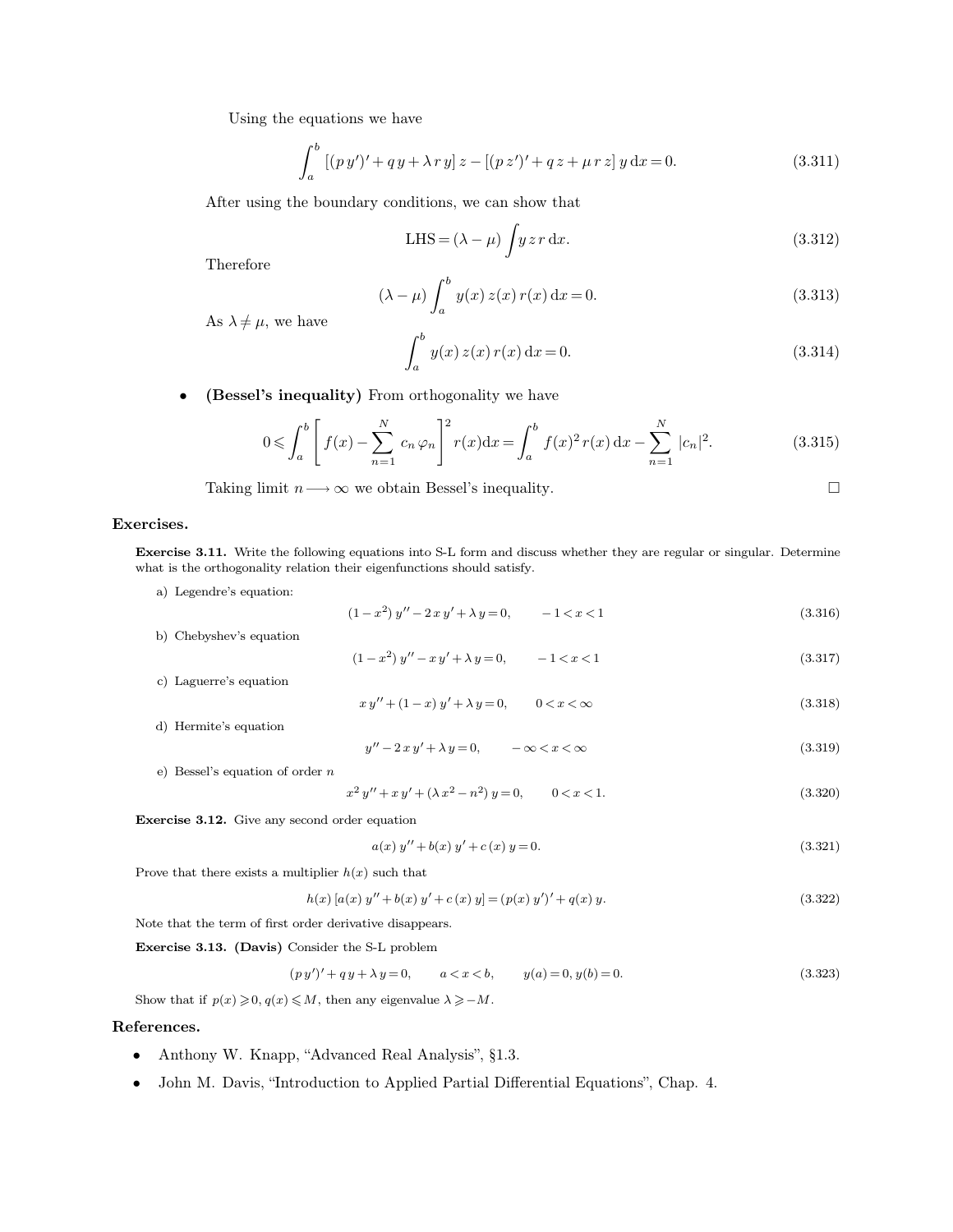Using the equations we have

$$\int_a^b [(p\,y')' + q\,y + \lambda\,r\,y]\,z - [(p\,z')' + q\,z + \mu\,r\,z]\,y\,\mathrm{d}x = 0. \tag{3.311}$$

After using the boundary conditions, we can show that

$$\text{LHS} = (\lambda - \mu) \int y\,z\,r\,\mathrm{d}x. \tag{3.312}$$

Therefore

$$(\lambda - \mu) \int_a^b y(x)\,z(x)\,r(x)\,\mathrm{d}x = 0. \tag{3.313}$$

As $\lambda \neq \mu$, we have

$$\int_a^b y(x)\,z(x)\,r(x)\,\mathrm{d}x = 0. \tag{3.314}$$

- **(Bessel's inequality)** From orthogonality we have

$$0 \leqslant \int_a^b \left[ f(x) - \sum_{n=1}^N c_n\,\varphi_n \right]^2 r(x)\mathrm{d}x = \int_a^b f(x)^2\,r(x)\,\mathrm{d}x - \sum_{n=1}^N |c_n|^2. \tag{3.315}$$

Taking limit $n \longrightarrow \infty$ we obtain Bessel's inequality. □

## Exercises.

**Exercise 3.11.** Write the following equations into S-L form and discuss whether they are regular or singular. Determine what is the orthogonality relation their eigenfunctions should satisfy.

a) Legendre's equation:

$$(1 - x^2)\,y'' - 2\,x\,y' + \lambda\,y = 0, \qquad -1 < x < 1 \tag{3.316}$$

b) Chebyshev's equation

$$(1 - x^2)\,y'' - x\,y' + \lambda\,y = 0, \qquad -1 < x < 1 \tag{3.317}$$

c) Laguerre's equation

$$x\,y'' + (1 - x)\,y' + \lambda\,y = 0, \qquad 0 < x < \infty \tag{3.318}$$

d) Hermite's equation

$$y'' - 2\,x\,y' + \lambda\,y = 0, \qquad -\infty < x < \infty \tag{3.319}$$

e) Bessel's equation of order $n$

$$x^2\,y'' + x\,y' + (\lambda\,x^2 - n^2)\,y = 0, \qquad 0 < x < 1. \tag{3.320}$$

**Exercise 3.12.** Give any second order equation

$$a(x)\,y'' + b(x)\,y' + c\,(x)\,y = 0. \tag{3.321}$$

Prove that there exists a multiplier $h(x)$ such that

$$h(x)\,[a(x)\,y'' + b(x)\,y' + c\,(x)\,y] = (p(x)\,y')' + q(x)\,y. \tag{3.322}$$

Note that the term of first order derivative disappears.

**Exercise 3.13. (Davis)** Consider the S-L problem

$$(p\,y')' + q\,y + \lambda\,y = 0, \qquad a < x < b, \qquad y(a) = 0, y(b) = 0. \tag{3.323}$$

Show that if $p(x) \geqslant 0$, $q(x) \leqslant M$, then any eigenvalue $\lambda \geqslant -M$.

## References.

- Anthony W. Knapp, "Advanced Real Analysis", §1.3.
- John M. Davis, "Introduction to Applied Partial Differential Equations", Chap. 4.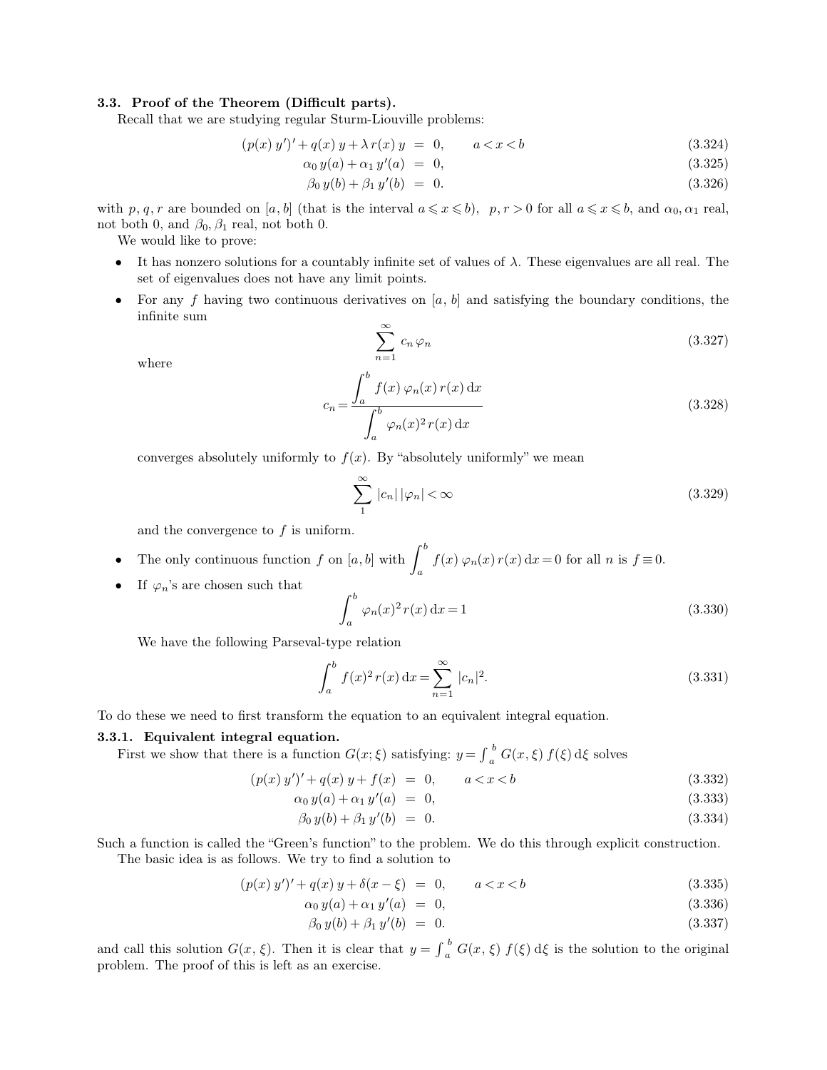### 3.3. Proof of the Theorem (Difficult parts).

Recall that we are studying regular Sturm-Liouville problems:

$$
\begin{aligned}
(p(x)\, y')' + q(x)\, y + \lambda\, r(x)\, y &= 0, \qquad a < x < b && (3.324)\\
\alpha_0\, y(a) + \alpha_1\, y'(a) &= 0, && (3.325)\\
\beta_0\, y(b) + \beta_1\, y'(b) &= 0. && (3.326)
\end{aligned}
$$

with $p, q, r$ are bounded on $[a, b]$ (that is the interval $a \leqslant x \leqslant b$), $p, r > 0$ for all $a \leqslant x \leqslant b$, and $\alpha_0, \alpha_1$ real, not both 0, and $\beta_0, \beta_1$ real, not both 0.

We would like to prove:

- It has nonzero solutions for a countably infinite set of values of $\lambda$. These eigenvalues are all real. The set of eigenvalues does not have any limit points.
- For any $f$ having two continuous derivatives on $[a,\, b]$ and satisfying the boundary conditions, the infinite sum

$$\sum_{n=1}^{\infty} c_n\, \varphi_n \tag{3.327}$$

  where

$$c_n = \frac{\displaystyle\int_a^b f(x)\, \varphi_n(x)\, r(x)\, \mathrm{d}x}{\displaystyle\int_a^b \varphi_n(x)^2\, r(x)\, \mathrm{d}x} \tag{3.328}$$

  converges absolutely uniformly to $f(x)$. By "absolutely uniformly" we mean

$$\sum_{1}^{\infty} |c_n|\, |\varphi_n| < \infty \tag{3.329}$$

  and the convergence to $f$ is uniform.

- The only continuous function $f$ on $[a, b]$ with $\displaystyle\int_a^b f(x)\, \varphi_n(x)\, r(x)\, \mathrm{d}x = 0$ for all $n$ is $f \equiv 0$.
- If $\varphi_n$'s are chosen such that

$$\int_a^b \varphi_n(x)^2\, r(x)\, \mathrm{d}x = 1 \tag{3.330}$$

  We have the following Parseval-type relation

$$\int_a^b f(x)^2\, r(x)\, \mathrm{d}x = \sum_{n=1}^{\infty} |c_n|^2. \tag{3.331}$$

To do these we need to first transform the equation to an equivalent integral equation.

#### 3.3.1. Equivalent integral equation.

First we show that there is a function $G(x; \xi)$ satisfying: $y = \int_a^b G(x, \xi)\, f(\xi)\, \mathrm{d}\xi$ solves

$$
\begin{aligned}
(p(x)\, y')' + q(x)\, y + f(x) &= 0, \qquad a < x < b && (3.332)\\
\alpha_0\, y(a) + \alpha_1\, y'(a) &= 0, && (3.333)\\
\beta_0\, y(b) + \beta_1\, y'(b) &= 0. && (3.334)
\end{aligned}
$$

Such a function is called the "Green's function" to the problem. We do this through explicit construction.

The basic idea is as follows. We try to find a solution to

$$
\begin{aligned}
(p(x)\, y')' + q(x)\, y + \delta(x - \xi) &= 0, \qquad a < x < b && (3.335)\\
\alpha_0\, y(a) + \alpha_1\, y'(a) &= 0, && (3.336)\\
\beta_0\, y(b) + \beta_1\, y'(b) &= 0. && (3.337)
\end{aligned}
$$

and call this solution $G(x, \xi)$. Then it is clear that $y = \int_a^b G(x,\, \xi)\; f(\xi)\, \mathrm{d}\xi$ is the solution to the original problem. The proof of this is left as an exercise.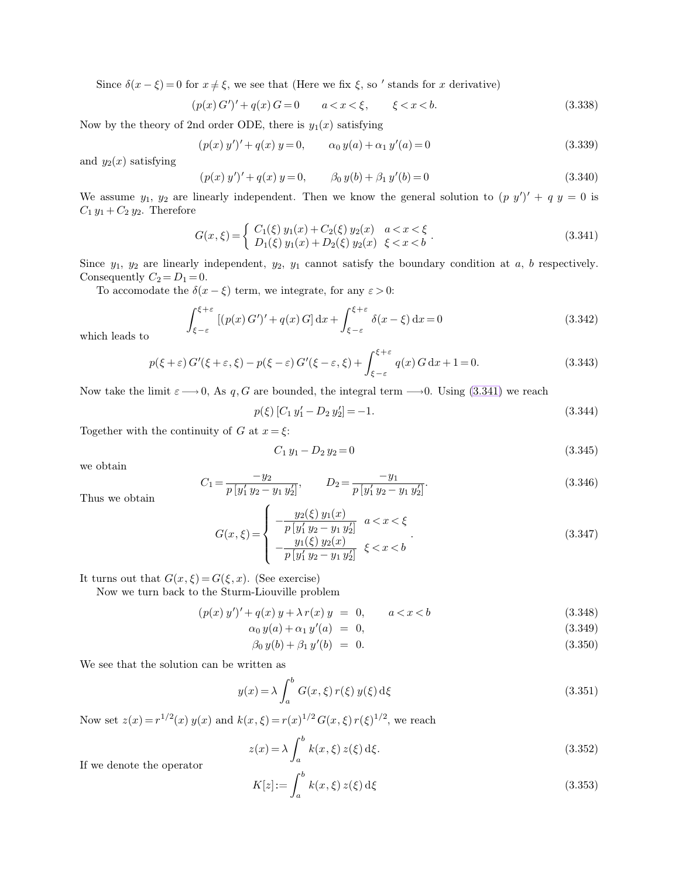Since $\delta(x-\xi)=0$ for $x\neq\xi$, we see that (Here we fix $\xi$, so $'$ stands for $x$ derivative)

$$(p(x)\,G')'+q(x)\,G=0 \qquad a<x<\xi, \qquad \xi<x<b. \tag{3.338}$$

Now by the theory of 2nd order ODE, there is $y_1(x)$ satisfying

$$(p(x)\,y')'+q(x)\,y=0, \qquad \alpha_0\,y(a)+\alpha_1\,y'(a)=0 \tag{3.339}$$

and $y_2(x)$ satisfying

$$(p(x)\,y')'+q(x)\,y=0, \qquad \beta_0\,y(b)+\beta_1\,y'(b)=0 \tag{3.340}$$

We assume $y_1$, $y_2$ are linearly independent. Then we know the general solution to $(p\;y')'+q\;y=0$ is $C_1\,y_1+C_2\,y_2$. Therefore

$$G(x,\xi)=\left\{\begin{array}{ll} C_1(\xi)\,y_1(x)+C_2(\xi)\,y_2(x) & a<x<\xi \\ D_1(\xi)\,y_1(x)+D_2(\xi)\,y_2(x) & \xi<x<b \end{array}\right.. \tag{3.341}$$

Since $y_1$, $y_2$ are linearly independent, $y_2$, $y_1$ cannot satisfy the boundary condition at $a$, $b$ respectively. Consequently $C_2=D_1=0$.

To accomodate the $\delta(x-\xi)$ term, we integrate, for any $\varepsilon>0$:

$$\int_{\xi-\varepsilon}^{\xi+\varepsilon}[(p(x)\,G')'+q(x)\,G]\,\mathrm{d}x+\int_{\xi-\varepsilon}^{\xi+\varepsilon}\delta(x-\xi)\,\mathrm{d}x=0 \tag{3.342}$$

which leads to

$$p(\xi+\varepsilon)\,G'(\xi+\varepsilon,\xi)-p(\xi-\varepsilon)\,G'(\xi-\varepsilon,\xi)+\int_{\xi-\varepsilon}^{\xi+\varepsilon}q(x)\,G\,\mathrm{d}x+1=0. \tag{3.343}$$

Now take the limit $\varepsilon\longrightarrow0$, As $q,G$ are bounded, the integral term $\longrightarrow0$. Using (3.341) we reach

$$p(\xi)\,[C_1\,y_1'-D_2\,y_2']=-1. \tag{3.344}$$

Together with the continuity of $G$ at $x=\xi$:

$$C_1\,y_1-D_2\,y_2=0 \tag{3.345}$$

we obtain

$$C_1=\frac{-y_2}{p\,[y_1'\,y_2-y_1\,y_2']}, \qquad D_2=\frac{-y_1}{p\,[y_1'\,y_2-y_1\,y_2']}. \tag{3.346}$$

Thus we obtain

$$G(x,\xi)=\left\{\begin{array}{ll} -\dfrac{y_2(\xi)\,y_1(x)}{p\,[y_1'\,y_2-y_1\,y_2']} & a<x<\xi \\ -\dfrac{y_1(\xi)\,y_2(x)}{p\,[y_1'\,y_2-y_1\,y_2']} & \xi<x<b \end{array}\right.. \tag{3.347}$$

It turns out that $G(x,\xi)=G(\xi,x)$. (See exercise)

Now we turn back to the Sturm-Liouville problem

$$
\begin{aligned}
(p(x)\,y')'+q(x)\,y+\lambda\,r(x)\,y &= 0, \qquad a<x<b && (3.348)\\
\alpha_0\,y(a)+\alpha_1\,y'(a) &= 0, && (3.349)\\
\beta_0\,y(b)+\beta_1\,y'(b) &= 0. && (3.350)
\end{aligned}
$$

We see that the solution can be written as

$$y(x)=\lambda\int_a^b G(x,\xi)\,r(\xi)\,y(\xi)\,\mathrm{d}\xi \tag{3.351}$$

Now set $z(x)=r^{1/2}(x)\,y(x)$ and $k(x,\xi)=r(x)^{1/2}\,G(x,\xi)\,r(\xi)^{1/2}$, we reach

$$z(x)=\lambda\int_a^b k(x,\xi)\,z(\xi)\,\mathrm{d}\xi. \tag{3.352}$$

If we denote the operator

$$K[z]:=\int_a^b k(x,\xi)\,z(\xi)\,\mathrm{d}\xi \tag{3.353}$$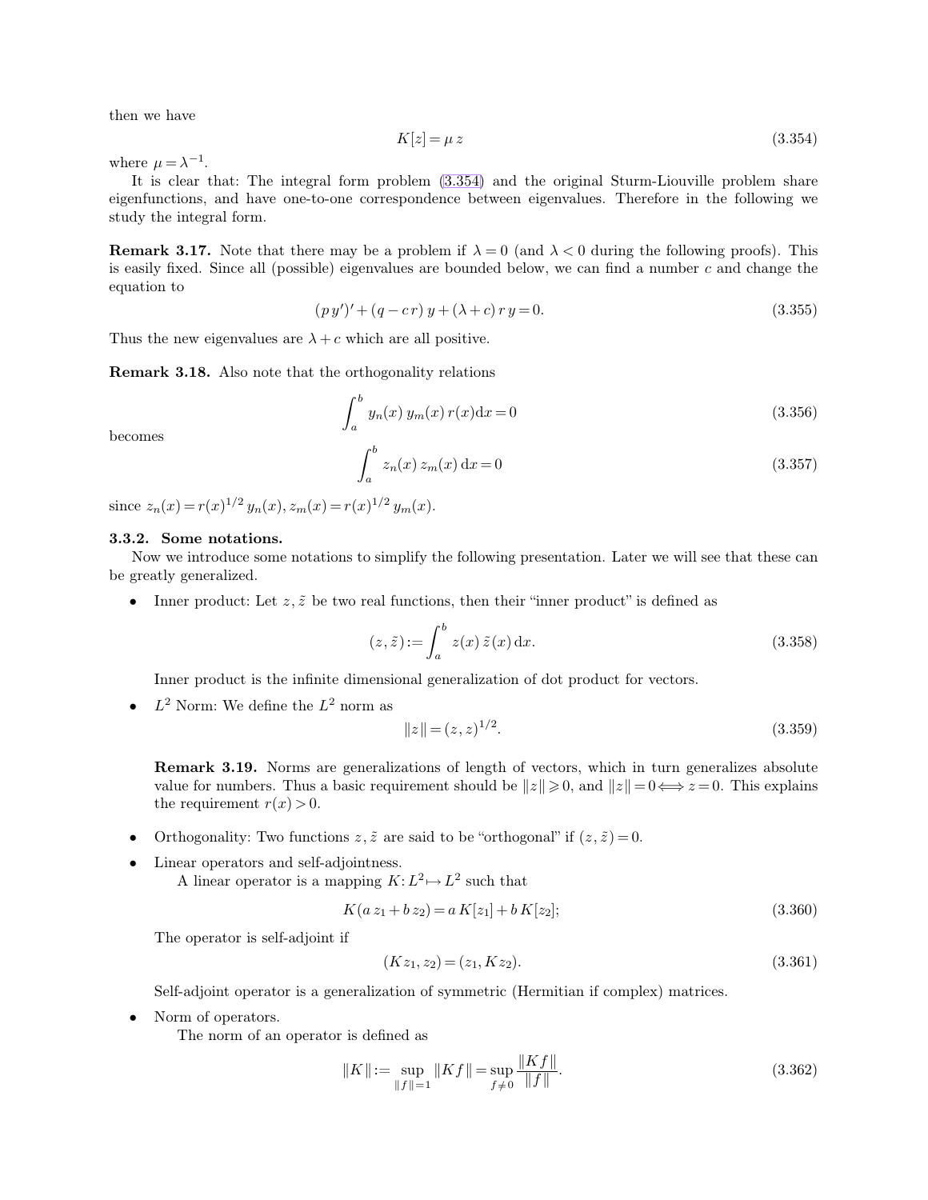then we have

$$K[z] = \mu z \tag{3.354}$$

where $\mu = \lambda^{-1}$.

It is clear that: The integral form problem (3.354) and the original Sturm-Liouville problem share eigenfunctions, and have one-to-one correspondence between eigenvalues. Therefore in the following we study the integral form.

**Remark 3.17.** Note that there may be a problem if $\lambda = 0$ (and $\lambda < 0$ during the following proofs). This is easily fixed. Since all (possible) eigenvalues are bounded below, we can find a number $c$ and change the equation to

$$(p\, y')' + (q - c\, r)\, y + (\lambda + c)\, r\, y = 0. \tag{3.355}$$

Thus the new eigenvalues are $\lambda + c$ which are all positive.

**Remark 3.18.** Also note that the orthogonality relations

$$\int_a^b y_n(x)\, y_m(x)\, r(x) \mathrm{d}x = 0 \tag{3.356}$$

becomes

$$\int_a^b z_n(x)\, z_m(x)\, \mathrm{d}x = 0 \tag{3.357}$$

since $z_n(x) = r(x)^{1/2}\, y_n(x)$, $z_m(x) = r(x)^{1/2}\, y_m(x)$.

### 3.3.2. Some notations.

Now we introduce some notations to simplify the following presentation. Later we will see that these can be greatly generalized.

- Inner product: Let $z, \tilde{z}$ be two real functions, then their "inner product" is defined as

  $$(z, \tilde{z}) := \int_a^b z(x)\, \tilde{z}(x)\, \mathrm{d}x. \tag{3.358}$$

  Inner product is the infinite dimensional generalization of dot product for vectors.

- $L^2$ Norm: We define the $L^2$ norm as

  $$\|z\| = (z, z)^{1/2}. \tag{3.359}$$

  **Remark 3.19.** Norms are generalizations of length of vectors, which in turn generalizes absolute value for numbers. Thus a basic requirement should be $\|z\| \geqslant 0$, and $\|z\| = 0 \Longleftrightarrow z = 0$. This explains the requirement $r(x) > 0$.

- Orthogonality: Two functions $z, \tilde{z}$ are said to be "orthogonal" if $(z, \tilde{z}) = 0$.

- Linear operators and self-adjointness.

  A linear operator is a mapping $K: L^2 \mapsto L^2$ such that

  $$K(a\, z_1 + b\, z_2) = a\, K[z_1] + b\, K[z_2]; \tag{3.360}$$

  The operator is self-adjoint if

  $$(K z_1, z_2) = (z_1, K z_2). \tag{3.361}$$

  Self-adjoint operator is a generalization of symmetric (Hermitian if complex) matrices.

- Norm of operators.

  The norm of an operator is defined as

  $$\|K\| := \sup_{\|f\| = 1} \|K f\| = \sup_{f \neq 0} \frac{\|K f\|}{\|f\|}. \tag{3.362}$$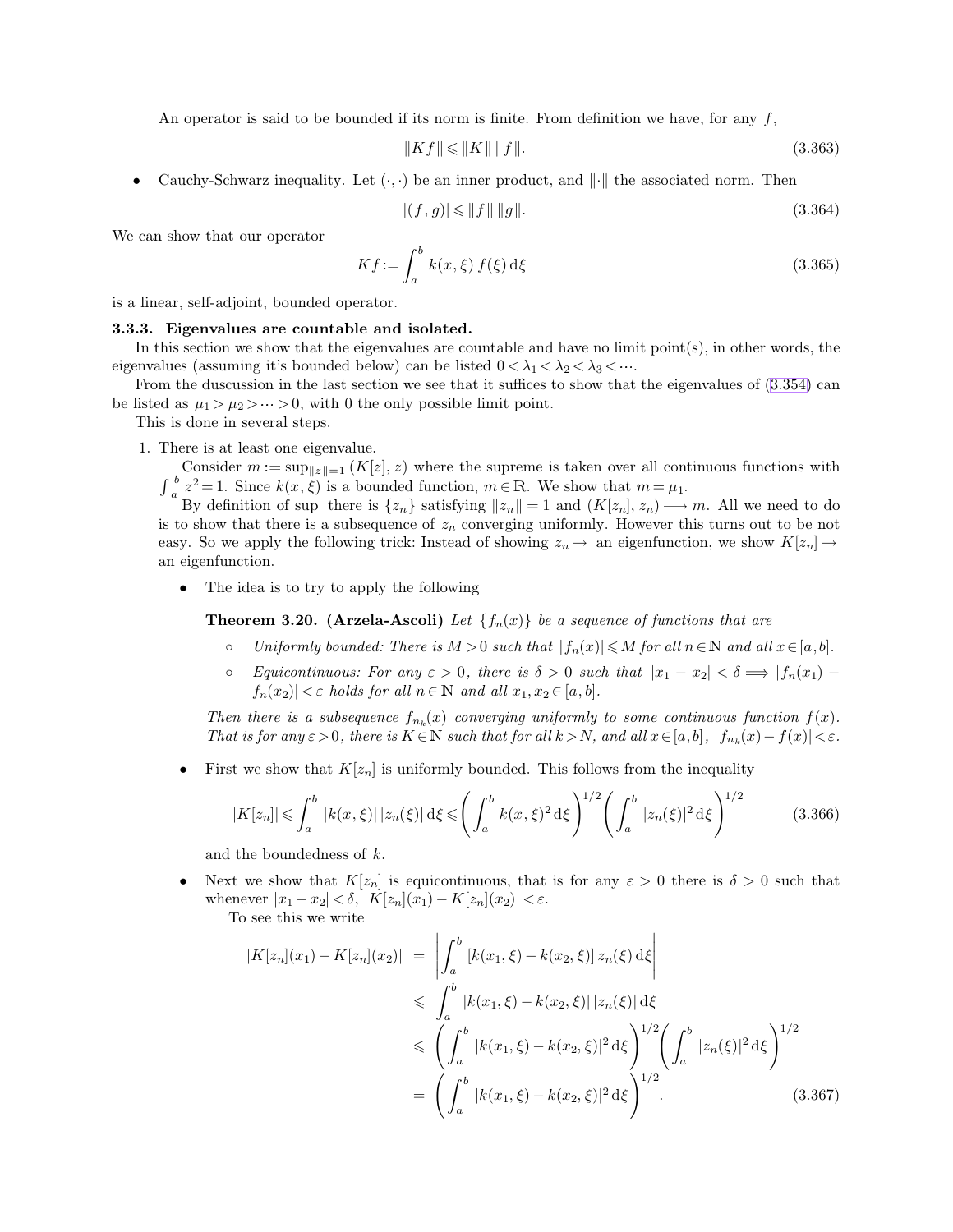An operator is said to be bounded if its norm is finite. From definition we have, for any $f$,

$$\|Kf\| \leqslant \|K\| \, \|f\|. \tag{3.363}$$

- Cauchy-Schwarz inequality. Let $(\cdot,\cdot)$ be an inner product, and $\|\cdot\|$ the associated norm. Then

$$|(f,g)| \leqslant \|f\| \, \|g\|. \tag{3.364}$$

We can show that our operator

$$Kf := \int_a^b k(x,\xi)\, f(\xi)\, \mathrm{d}\xi \tag{3.365}$$

is a linear, self-adjoint, bounded operator.

### 3.3.3. Eigenvalues are countable and isolated.

In this section we show that the eigenvalues are countable and have no limit point(s), in other words, the eigenvalues (assuming it's bounded below) can be listed $0 < \lambda_1 < \lambda_2 < \lambda_3 < \cdots$.

From the duscussion in the last section we see that it suffices to show that the eigenvalues of (3.354) can be listed as $\mu_1 > \mu_2 > \cdots > 0$, with 0 the only possible limit point.

This is done in several steps.

1. There is at least one eigenvalue.

   Consider $m := \sup_{\|z\|=1} (K[z], z)$ where the supreme is taken over all continuous functions with $\int_a^b z^2 = 1$. Since $k(x,\xi)$ is a bounded function, $m \in \mathbb{R}$. We show that $m = \mu_1$.

   By definition of sup there is $\{z_n\}$ satisfying $\|z_n\| = 1$ and $(K[z_n], z_n) \longrightarrow m$. All we need to do is to show that there is a subsequence of $z_n$ converging uniformly. However this turns out to be not easy. So we apply the following trick: Instead of showing $z_n \to$ an eigenfunction, we show $K[z_n] \to$ an eigenfunction.

   - The idea is to try to apply the following

     **Theorem 3.20. (Arzela-Ascoli)** *Let $\{f_n(x)\}$ be a sequence of functions that are*

     - *Uniformly bounded: There is $M > 0$ such that $|f_n(x)| \leqslant M$ for all $n \in \mathbb{N}$ and all $x \in [a,b]$.*
     - *Equicontinuous: For any $\varepsilon > 0$, there is $\delta > 0$ such that $|x_1 - x_2| < \delta \Longrightarrow |f_n(x_1) - f_n(x_2)| < \varepsilon$ holds for all $n \in \mathbb{N}$ and all $x_1, x_2 \in [a,b]$.*

     *Then there is a subsequence $f_{n_k}(x)$ converging uniformly to some continuous function $f(x)$. That is for any $\varepsilon > 0$, there is $K \in \mathbb{N}$ such that for all $k > N$, and all $x \in [a,b]$, $|f_{n_k}(x) - f(x)| < \varepsilon$.*

   - First we show that $K[z_n]$ is uniformly bounded. This follows from the inequality

     $$|K[z_n]| \leqslant \int_a^b |k(x,\xi)|\, |z_n(\xi)|\, \mathrm{d}\xi \leqslant \left( \int_a^b k(x,\xi)^2\, \mathrm{d}\xi \right)^{1/2} \left( \int_a^b |z_n(\xi)|^2\, \mathrm{d}\xi \right)^{1/2} \tag{3.366}$$

     and the boundedness of $k$.

   - Next we show that $K[z_n]$ is equicontinuous, that is for any $\varepsilon > 0$ there is $\delta > 0$ such that whenever $|x_1 - x_2| < \delta$, $|K[z_n](x_1) - K[z_n](x_2)| < \varepsilon$.

     To see this we write

     $$\begin{aligned} |K[z_n](x_1) - K[z_n](x_2)| &= \left| \int_a^b [k(x_1,\xi) - k(x_2,\xi)]\, z_n(\xi)\, \mathrm{d}\xi \right| \\ &\leqslant \int_a^b |k(x_1,\xi) - k(x_2,\xi)|\, |z_n(\xi)|\, \mathrm{d}\xi \\ &\leqslant \left( \int_a^b |k(x_1,\xi) - k(x_2,\xi)|^2\, \mathrm{d}\xi \right)^{1/2} \left( \int_a^b |z_n(\xi)|^2\, \mathrm{d}\xi \right)^{1/2} \\ &= \left( \int_a^b |k(x_1,\xi) - k(x_2,\xi)|^2\, \mathrm{d}\xi \right)^{1/2}. \end{aligned} \tag{3.367}$$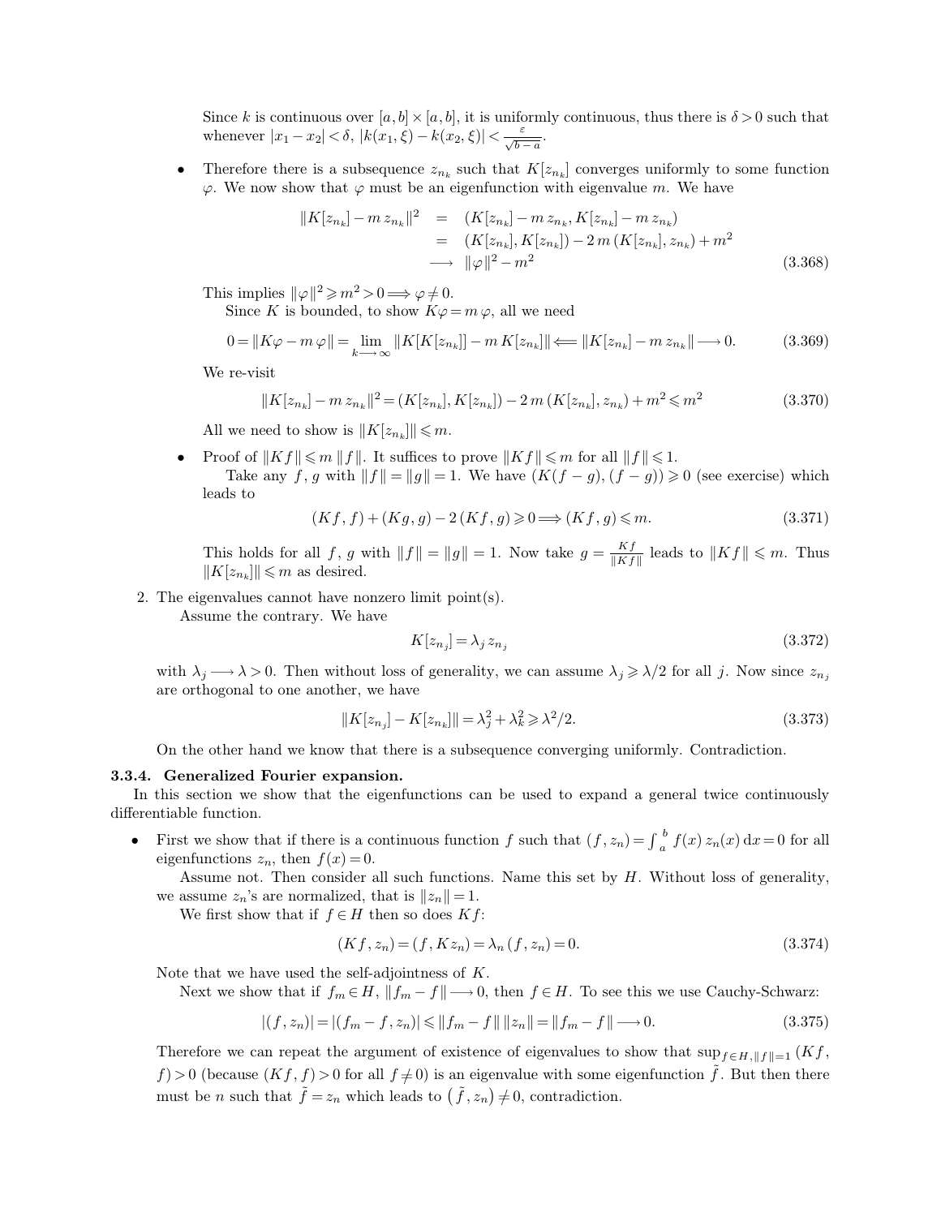Since $k$ is continuous over $[a, b] \times [a, b]$, it is uniformly continuous, thus there is $\delta > 0$ such that whenever $|x_1 - x_2| < \delta$, $|k(x_1, \xi) - k(x_2, \xi)| < \frac{\varepsilon}{\sqrt{b-a}}$.

- Therefore there is a subsequence $z_{n_k}$ such that $K[z_{n_k}]$ converges uniformly to some function $\varphi$. We now show that $\varphi$ must be an eigenfunction with eigenvalue $m$. We have

$$\begin{aligned} \|K[z_{n_k}] - m\, z_{n_k}\|^2 &= (K[z_{n_k}] - m\, z_{n_k}, K[z_{n_k}] - m\, z_{n_k}) \\ &= (K[z_{n_k}], K[z_{n_k}]) - 2\, m\, (K[z_{n_k}], z_{n_k}) + m^2 \\ &\longrightarrow \|\varphi\|^2 - m^2 \end{aligned} \tag{3.368}$$

This implies $\|\varphi\|^2 \geqslant m^2 > 0 \Longrightarrow \varphi \neq 0$.

Since $K$ is bounded, to show $K\varphi = m\, \varphi$, all we need

$$0 = \|K\varphi - m\, \varphi\| = \lim_{k \longrightarrow \infty} \|K[K[z_{n_k}]] - m\, K[z_{n_k}]\| \Longleftarrow \|K[z_{n_k}] - m\, z_{n_k}\| \longrightarrow 0. \tag{3.369}$$

We re-visit

$$\|K[z_{n_k}] - m\, z_{n_k}\|^2 = (K[z_{n_k}], K[z_{n_k}]) - 2\, m\, (K[z_{n_k}], z_{n_k}) + m^2 \leqslant m^2 \tag{3.370}$$

All we need to show is $\|K[z_{n_k}]\| \leqslant m$.

- Proof of $\|K f\| \leqslant m\, \|f\|$. It suffices to prove $\|K f\| \leqslant m$ for all $\|f\| \leqslant 1$.

  Take any $f, g$ with $\|f\| = \|g\| = 1$. We have $(K(f - g), (f - g)) \geqslant 0$ (see exercise) which leads to

$$(K f, f) + (K g, g) - 2\, (K f, g) \geqslant 0 \Longrightarrow (K f, g) \leqslant m. \tag{3.371}$$

  This holds for all $f, g$ with $\|f\| = \|g\| = 1$. Now take $g = \frac{K f}{\|K f\|}$ leads to $\|K f\| \leqslant m$. Thus $\|K[z_{n_k}]\| \leqslant m$ as desired.

2. The eigenvalues cannot have nonzero limit point(s).

   Assume the contrary. We have

$$K[z_{n_j}] = \lambda_j\, z_{n_j} \tag{3.372}$$

   with $\lambda_j \longrightarrow \lambda > 0$. Then without loss of generality, we can assume $\lambda_j \geqslant \lambda/2$ for all $j$. Now since $z_{n_j}$ are orthogonal to one another, we have

$$\|K[z_{n_j}] - K[z_{n_k}]\| = \lambda_j^2 + \lambda_k^2 \geqslant \lambda^2/2. \tag{3.373}$$

   On the other hand we know that there is a subsequence converging uniformly. Contradiction.

### 3.3.4. Generalized Fourier expansion.

In this section we show that the eigenfunctions can be used to expand a general twice continuously differentiable function.

- First we show that if there is a continuous function $f$ such that $(f, z_n) = \int_a^b f(x)\, z_n(x)\, \mathrm{d}x = 0$ for all eigenfunctions $z_n$, then $f(x) = 0$.

  Assume not. Then consider all such functions. Name this set by $H$. Without loss of generality, we assume $z_n$'s are normalized, that is $\|z_n\| = 1$.

  We first show that if $f \in H$ then so does $K f$:

$$(K f, z_n) = (f, K z_n) = \lambda_n\, (f, z_n) = 0. \tag{3.374}$$

  Note that we have used the self-adjointness of $K$.

  Next we show that if $f_m \in H$, $\|f_m - f\| \longrightarrow 0$, then $f \in H$. To see this we use Cauchy-Schwarz:

$$|(f, z_n)| = |(f_m - f, z_n)| \leqslant \|f_m - f\|\, \|z_n\| = \|f_m - f\| \longrightarrow 0. \tag{3.375}$$

  Therefore we can repeat the argument of existence of eigenvalues to show that $\sup_{f \in H, \|f\| = 1} (K f, f) > 0$ (because $(K f, f) > 0$ for all $f \neq 0$) is an eigenvalue with some eigenfunction $\tilde{f}$. But then there must be $n$ such that $\tilde{f} = z_n$ which leads to $(\tilde{f}, z_n) \neq 0$, contradiction.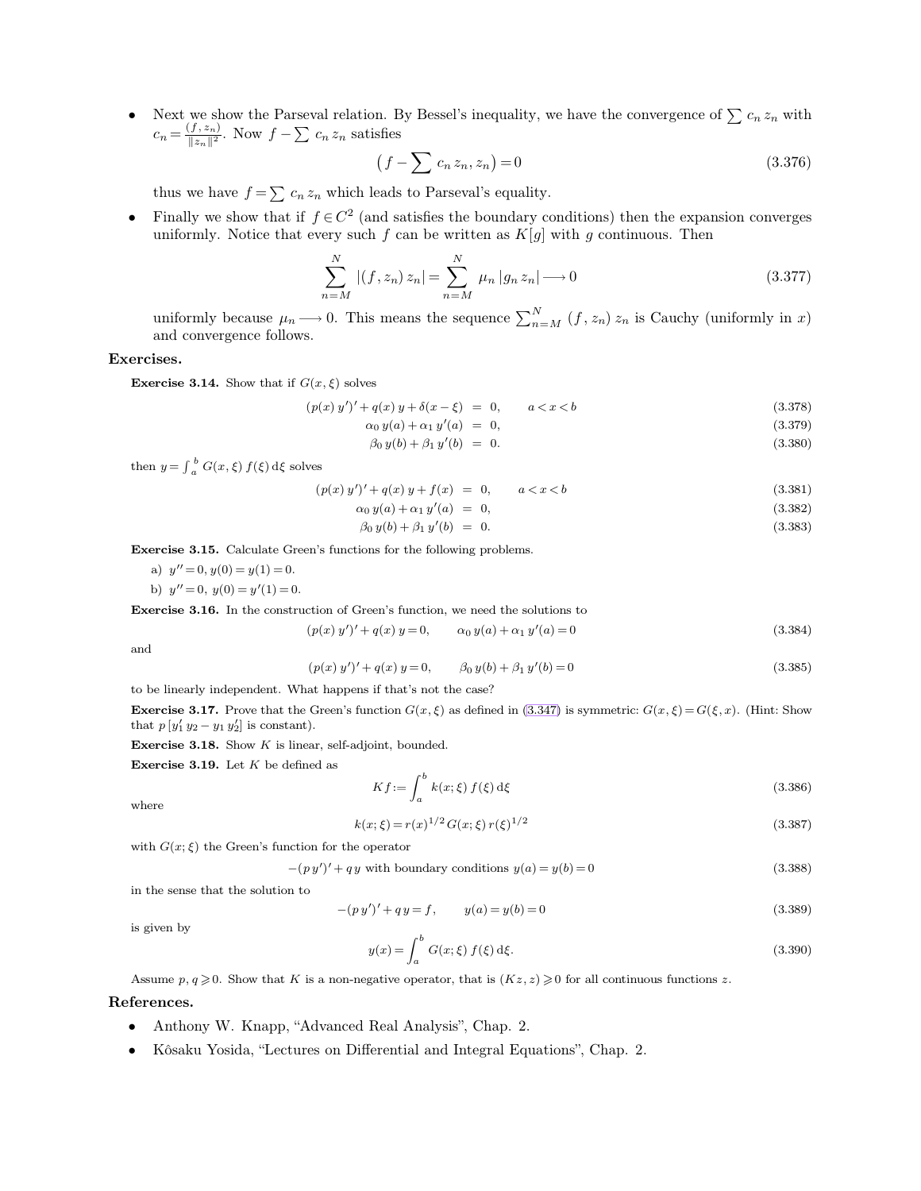- Next we show the Parseval relation. By Bessel's inequality, we have the convergence of $\sum c_n z_n$ with $c_n = \frac{(f, z_n)}{\|z_n\|^2}$. Now $f - \sum c_n z_n$ satisfies

$$\left(f - \sum c_n z_n, z_n\right) = 0 \tag{3.376}$$

thus we have $f = \sum c_n z_n$ which leads to Parseval's equality.

- Finally we show that if $f \in C^2$ (and satisfies the boundary conditions) then the expansion converges uniformly. Notice that every such $f$ can be written as $K[g]$ with $g$ continuous. Then

$$\sum_{n=M}^{N} |(f, z_n) z_n| = \sum_{n=M}^{N} \mu_n |g_n z_n| \longrightarrow 0 \tag{3.377}$$

uniformly because $\mu_n \longrightarrow 0$. This means the sequence $\sum_{n=M}^{N} (f, z_n) z_n$ is Cauchy (uniformly in $x$) and convergence follows.

**Exercises.**

**Exercise 3.14.** Show that if $G(x, \xi)$ solves

$$(p(x) y')' + q(x) y + \delta(x - \xi) = 0, \qquad a < x < b \tag{3.378}$$

$$\alpha_0 y(a) + \alpha_1 y'(a) = 0, \tag{3.379}$$

$$\beta_0 y(b) + \beta_1 y'(b) = 0. \tag{3.380}$$

then $y = \int_a^b G(x, \xi) f(\xi) \, \mathrm{d}\xi$ solves

$$(p(x) y')' + q(x) y + f(x) = 0, \qquad a < x < b \tag{3.381}$$

$$\alpha_0 y(a) + \alpha_1 y'(a) = 0, \tag{3.382}$$

$$\beta_0 y(b) + \beta_1 y'(b) = 0. \tag{3.383}$$

**Exercise 3.15.** Calculate Green's functions for the following problems.

a) $y'' = 0$, $y(0) = y(1) = 0$.

b) $y'' = 0$, $y(0) = y'(1) = 0$.

**Exercise 3.16.** In the construction of Green's function, we need the solutions to

$$(p(x) y')' + q(x) y = 0, \qquad \alpha_0 y(a) + \alpha_1 y'(a) = 0 \tag{3.384}$$

and

$$(p(x) y')' + q(x) y = 0, \qquad \beta_0 y(b) + \beta_1 y'(b) = 0 \tag{3.385}$$

to be linearly independent. What happens if that's not the case?

**Exercise 3.17.** Prove that the Green's function $G(x, \xi)$ as defined in (3.347) is symmetric: $G(x, \xi) = G(\xi, x)$. (Hint: Show that $p [y_1' y_2 - y_1 y_2']$ is constant).

**Exercise 3.18.** Show $K$ is linear, self-adjoint, bounded.

**Exercise 3.19.** Let $K$ be defined as

$$K f := \int_a^b k(x; \xi) f(\xi) \, \mathrm{d}\xi \tag{3.386}$$

where

$$k(x; \xi) = r(x)^{1/2} G(x; \xi) r(\xi)^{1/2} \tag{3.387}$$

with $G(x; \xi)$ the Green's function for the operator

$$-(p y')' + q y \text{ with boundary conditions } y(a) = y(b) = 0 \tag{3.388}$$

in the sense that the solution to

$$-(p y')' + q y = f, \qquad y(a) = y(b) = 0 \tag{3.389}$$

is given by

$$y(x) = \int_a^b G(x; \xi) f(\xi) \, \mathrm{d}\xi. \tag{3.390}$$

Assume $p, q \geqslant 0$. Show that $K$ is a non-negative operator, that is $(K z, z) \geqslant 0$ for all continuous functions $z$.

**References.**

- Anthony W. Knapp, "Advanced Real Analysis", Chap. 2.
- Kôsaku Yosida, "Lectures on Differential and Integral Equations", Chap. 2.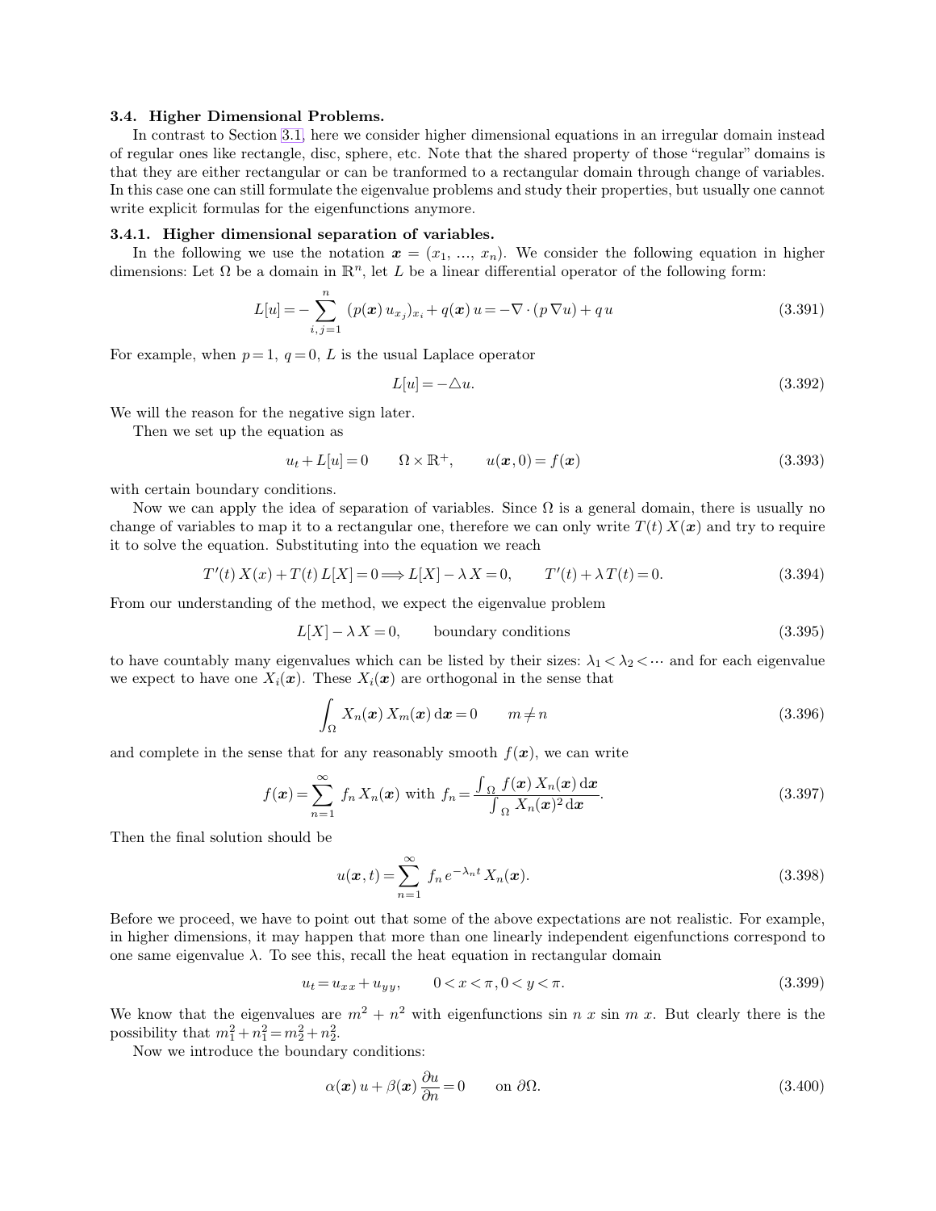### 3.4. Higher Dimensional Problems.

In contrast to Section 3.1, here we consider higher dimensional equations in an irregular domain instead of regular ones like rectangle, disc, sphere, etc. Note that the shared property of those "regular" domains is that they are either rectangular or can be tranformed to a rectangular domain through change of variables. In this case one can still formulate the eigenvalue problems and study their properties, but usually one cannot write explicit formulas for the eigenfunctions anymore.

#### 3.4.1. Higher dimensional separation of variables.

In the following we use the notation $\boldsymbol{x} = (x_1, \ldots, x_n)$. We consider the following equation in higher dimensions: Let $\Omega$ be a domain in $\mathbb{R}^n$, let $L$ be a linear differential operator of the following form:

$$L[u] = -\sum_{i,j=1}^{n} (p(\boldsymbol{x})\, u_{x_j})_{x_i} + q(\boldsymbol{x})\, u = -\nabla \cdot (p\, \nabla u) + q\, u \tag{3.391}$$

For example, when $p = 1$, $q = 0$, $L$ is the usual Laplace operator

$$L[u] = -\triangle u. \tag{3.392}$$

We will the reason for the negative sign later.

Then we set up the equation as

$$u_t + L[u] = 0 \qquad \Omega \times \mathbb{R}^+, \qquad u(\boldsymbol{x}, 0) = f(\boldsymbol{x}) \tag{3.393}$$

with certain boundary conditions.

Now we can apply the idea of separation of variables. Since $\Omega$ is a general domain, there is usually no change of variables to map it to a rectangular one, therefore we can only write $T(t)\, X(\boldsymbol{x})$ and try to require it to solve the equation. Substituting into the equation we reach

$$T'(t)\, X(x) + T(t)\, L[X] = 0 \Longrightarrow L[X] - \lambda\, X = 0, \qquad T'(t) + \lambda\, T(t) = 0. \tag{3.394}$$

From our understanding of the method, we expect the eigenvalue problem

$$L[X] - \lambda\, X = 0, \qquad \text{boundary conditions} \tag{3.395}$$

to have countably many eigenvalues which can be listed by their sizes: $\lambda_1 < \lambda_2 < \cdots$ and for each eigenvalue we expect to have one $X_i(\boldsymbol{x})$. These $X_i(\boldsymbol{x})$ are orthogonal in the sense that

$$\int_\Omega X_n(\boldsymbol{x})\, X_m(\boldsymbol{x})\, \mathrm{d}\boldsymbol{x} = 0 \qquad m \neq n \tag{3.396}$$

and complete in the sense that for any reasonably smooth $f(\boldsymbol{x})$, we can write

$$f(\boldsymbol{x}) = \sum_{n=1}^{\infty} f_n\, X_n(\boldsymbol{x}) \text{ with } f_n = \frac{\int_\Omega f(\boldsymbol{x})\, X_n(\boldsymbol{x})\, \mathrm{d}\boldsymbol{x}}{\int_\Omega X_n(\boldsymbol{x})^2\, \mathrm{d}\boldsymbol{x}}. \tag{3.397}$$

Then the final solution should be

$$u(\boldsymbol{x}, t) = \sum_{n=1}^{\infty} f_n\, e^{-\lambda_n t}\, X_n(\boldsymbol{x}). \tag{3.398}$$

Before we proceed, we have to point out that some of the above expectations are not realistic. For example, in higher dimensions, it may happen that more than one linearly independent eigenfunctions correspond to one same eigenvalue $\lambda$. To see this, recall the heat equation in rectangular domain

$$u_t = u_{xx} + u_{yy}, \qquad 0 < x < \pi, 0 < y < \pi. \tag{3.399}$$

We know that the eigenvalues are $m^2 + n^2$ with eigenfunctions $\sin n\, x\, \sin m\, x$. But clearly there is the possibility that $m_1^2 + n_1^2 = m_2^2 + n_2^2$.

Now we introduce the boundary conditions:

$$\alpha(\boldsymbol{x})\, u + \beta(\boldsymbol{x})\, \frac{\partial u}{\partial n} = 0 \qquad \text{on } \partial\Omega. \tag{3.400}$$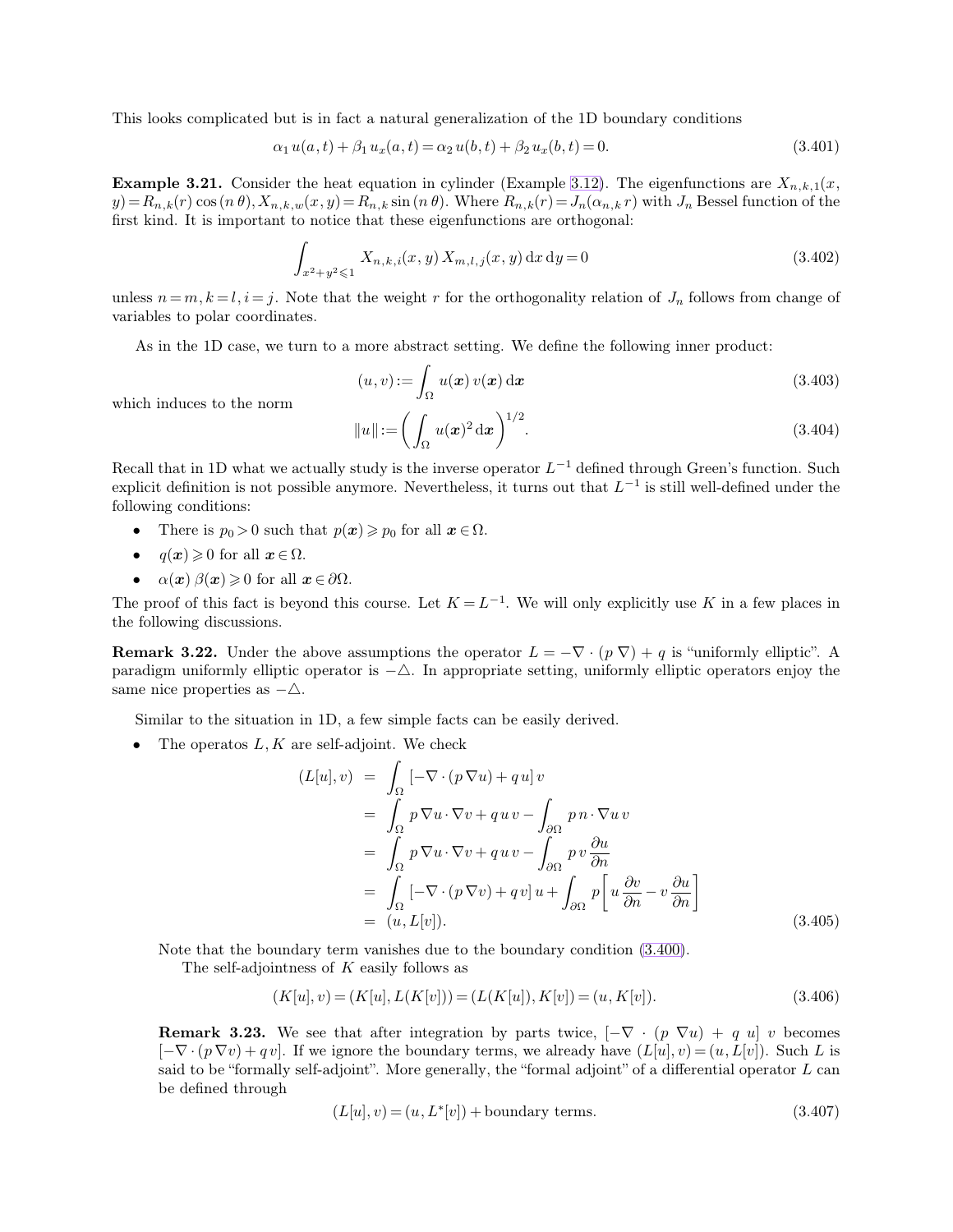This looks complicated but is in fact a natural generalization of the 1D boundary conditions

$$\alpha_1 u(a,t) + \beta_1 u_x(a,t) = \alpha_2 u(b,t) + \beta_2 u_x(b,t) = 0. \tag{3.401}$$

**Example 3.21.** Consider the heat equation in cylinder (Example 3.12). The eigenfunctions are $X_{n,k,1}(x, y) = R_{n,k}(r)\cos(n\theta)$, $X_{n,k,w}(x,y) = R_{n,k}\sin(n\theta)$. Where $R_{n,k}(r) = J_n(\alpha_{n,k} r)$ with $J_n$ Bessel function of the first kind. It is important to notice that these eigenfunctions are orthogonal:

$$\int_{x^2+y^2 \leqslant 1} X_{n,k,i}(x,y)\, X_{m,l,j}(x,y)\,\mathrm{d}x\,\mathrm{d}y = 0 \tag{3.402}$$

unless $n = m, k = l, i = j$. Note that the weight $r$ for the orthogonality relation of $J_n$ follows from change of variables to polar coordinates.

As in the 1D case, we turn to a more abstract setting. We define the following inner product:

$$(u, v) := \int_\Omega u(\boldsymbol{x})\, v(\boldsymbol{x})\,\mathrm{d}\boldsymbol{x} \tag{3.403}$$

which induces to the norm

$$\|u\| := \left(\int_\Omega u(\boldsymbol{x})^2\,\mathrm{d}\boldsymbol{x}\right)^{1/2}. \tag{3.404}$$

Recall that in 1D what we actually study is the inverse operator $L^{-1}$ defined through Green's function. Such explicit definition is not possible anymore. Nevertheless, it turns out that $L^{-1}$ is still well-defined under the following conditions:

- There is $p_0 > 0$ such that $p(\boldsymbol{x}) \geqslant p_0$ for all $\boldsymbol{x} \in \Omega$.
- $q(\boldsymbol{x}) \geqslant 0$ for all $\boldsymbol{x} \in \Omega$.
- $\alpha(\boldsymbol{x})\,\beta(\boldsymbol{x}) \geqslant 0$ for all $\boldsymbol{x} \in \partial\Omega$.

The proof of this fact is beyond this course. Let $K = L^{-1}$. We will only explicitly use $K$ in a few places in the following discussions.

**Remark 3.22.** Under the above assumptions the operator $L = -\nabla \cdot (p\,\nabla) + q$ is "uniformly elliptic". A paradigm uniformly elliptic operator is $-\triangle$. In appropriate setting, uniformly elliptic operators enjoy the same nice properties as $-\triangle$.

Similar to the situation in 1D, a few simple facts can be easily derived.

- The operatos $L, K$ are self-adjoint. We check

$$\begin{aligned}
(L[u], v) &= \int_\Omega [-\nabla \cdot (p\,\nabla u) + q\,u]\,v \\
&= \int_\Omega p\,\nabla u \cdot \nabla v + q\,u\,v - \int_{\partial\Omega} p\,n \cdot \nabla u\,v \\
&= \int_\Omega p\,\nabla u \cdot \nabla v + q\,u\,v - \int_{\partial\Omega} p\,v\,\frac{\partial u}{\partial n} \\
&= \int_\Omega [-\nabla \cdot (p\,\nabla v) + q\,v]\,u + \int_{\partial\Omega} p\left[u\,\frac{\partial v}{\partial n} - v\,\frac{\partial u}{\partial n}\right] \\
&= (u, L[v]).
\end{aligned} \tag{3.405}$$

  Note that the boundary term vanishes due to the boundary condition (3.400).

  The self-adjointness of $K$ easily follows as

$$(K[u], v) = (K[u], L(K[v])) = (L(K[u]), K[v]) = (u, K[v]). \tag{3.406}$$

**Remark 3.23.** We see that after integration by parts twice, $[-\nabla \cdot (p\,\nabla u) + q\,u]\,v$ becomes $[-\nabla \cdot (p\,\nabla v) + q\,v]$. If we ignore the boundary terms, we already have $(L[u], v) = (u, L[v])$. Such $L$ is said to be "formally self-adjoint". More generally, the "formal adjoint" of a differential operator $L$ can be defined through

$$(L[u], v) = (u, L^*[v]) + \text{boundary terms}. \tag{3.407}$$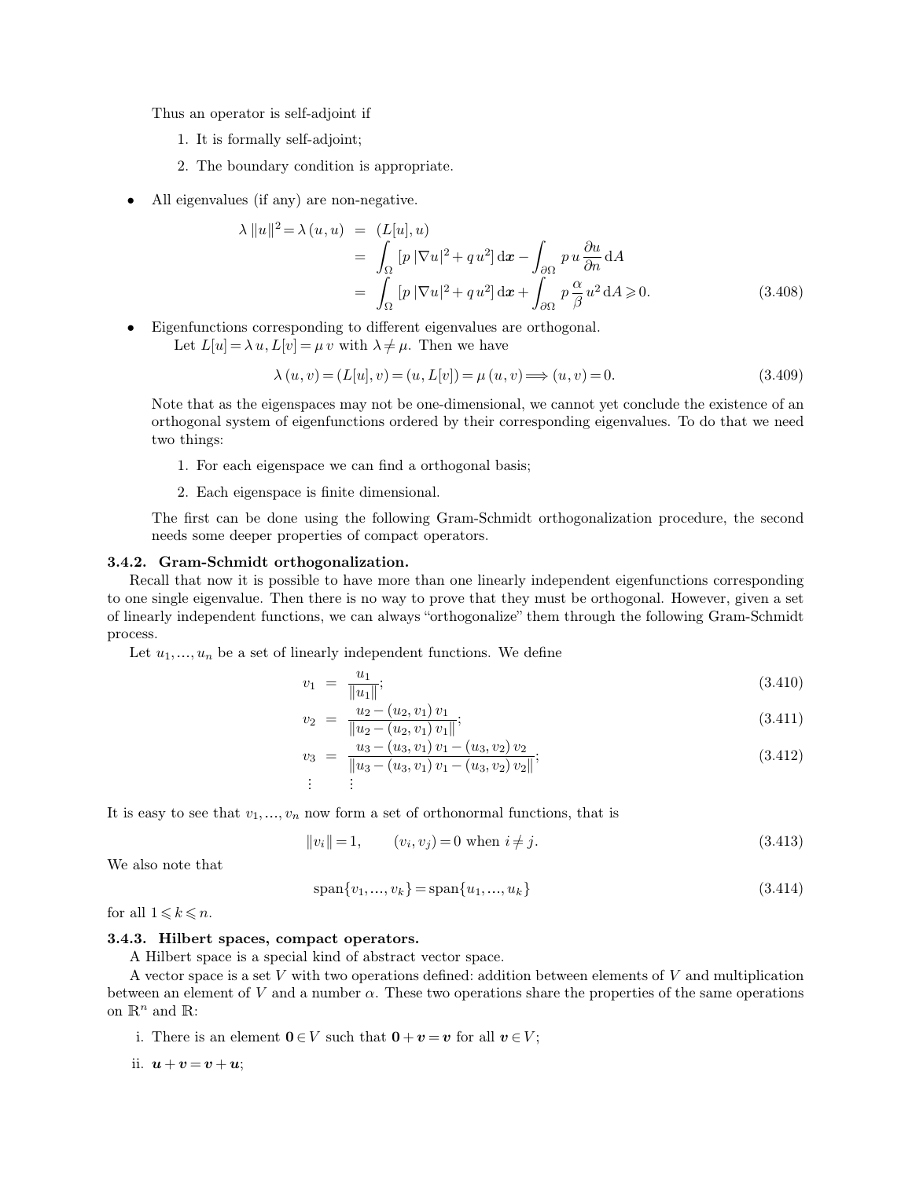Thus an operator is self-adjoint if

1. It is formally self-adjoint;
2. The boundary condition is appropriate.

- All eigenvalues (if any) are non-negative.

$$
\begin{aligned}
\lambda \|u\|^2 = \lambda (u, u) &= (L[u], u) \\
&= \int_\Omega [p |\nabla u|^2 + q u^2] \, \mathrm{d}\boldsymbol{x} - \int_{\partial\Omega} p \, u \frac{\partial u}{\partial n} \, \mathrm{d}A \\
&= \int_\Omega [p |\nabla u|^2 + q u^2] \, \mathrm{d}\boldsymbol{x} + \int_{\partial\Omega} p \frac{\alpha}{\beta} u^2 \, \mathrm{d}A \geqslant 0.
\end{aligned} \tag{3.408}
$$

- Eigenfunctions corresponding to different eigenvalues are orthogonal.

  Let $L[u] = \lambda u$, $L[v] = \mu v$ with $\lambda \neq \mu$. Then we have

$$
\lambda (u, v) = (L[u], v) = (u, L[v]) = \mu (u, v) \Longrightarrow (u, v) = 0. \tag{3.409}
$$

  Note that as the eigenspaces may not be one-dimensional, we cannot yet conclude the existence of an orthogonal system of eigenfunctions ordered by their corresponding eigenvalues. To do that we need two things:

  1. For each eigenspace we can find a orthogonal basis;
  2. Each eigenspace is finite dimensional.

  The first can be done using the following Gram-Schmidt orthogonalization procedure, the second needs some deeper properties of compact operators.

### 3.4.2. Gram-Schmidt orthogonalization.

Recall that now it is possible to have more than one linearly independent eigenfunctions corresponding to one single eigenvalue. Then there is no way to prove that they must be orthogonal. However, given a set of linearly independent functions, we can always "orthogonalize" them through the following Gram-Schmidt process.

Let $u_1, \ldots, u_n$ be a set of linearly independent functions. We define

$$
v_1 = \frac{u_1}{\|u_1\|}; \tag{3.410}
$$

$$
v_2 = \frac{u_2 - (u_2, v_1) \, v_1}{\|u_2 - (u_2, v_1) \, v_1\|}; \tag{3.411}
$$

$$
v_3 = \frac{u_3 - (u_3, v_1) \, v_1 - (u_3, v_2) \, v_2}{\|u_3 - (u_3, v_1) \, v_1 - (u_3, v_2) \, v_2\|}; \tag{3.412}
$$

$$
\vdots \qquad \vdots
$$

It is easy to see that $v_1, \ldots, v_n$ now form a set of orthonormal functions, that is

$$
\|v_i\| = 1, \qquad (v_i, v_j) = 0 \text{ when } i \neq j. \tag{3.413}
$$

We also note that

$$
\operatorname{span}\{v_1, \ldots, v_k\} = \operatorname{span}\{u_1, \ldots, u_k\} \tag{3.414}
$$

for all $1 \leqslant k \leqslant n$.

### 3.4.3. Hilbert spaces, compact operators.

A Hilbert space is a special kind of abstract vector space.

A vector space is a set $V$ with two operations defined: addition between elements of $V$ and multiplication between an element of $V$ and a number $\alpha$. These two operations share the properties of the same operations on $\mathbb{R}^n$ and $\mathbb{R}$:

i. There is an element $\mathbf{0} \in V$ such that $\mathbf{0} + \boldsymbol{v} = \boldsymbol{v}$ for all $\boldsymbol{v} \in V$;

ii. $\boldsymbol{u} + \boldsymbol{v} = \boldsymbol{v} + \boldsymbol{u}$;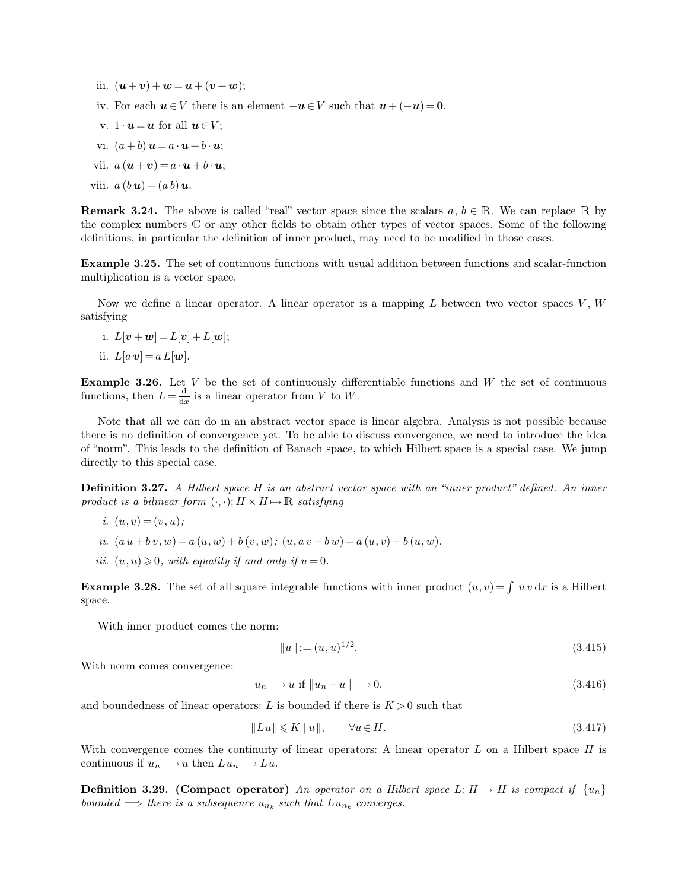iii. $(\boldsymbol{u}+\boldsymbol{v})+\boldsymbol{w}=\boldsymbol{u}+(\boldsymbol{v}+\boldsymbol{w})$;

iv. For each $\boldsymbol{u}\in V$ there is an element $-\boldsymbol{u}\in V$ such that $\boldsymbol{u}+(-\boldsymbol{u})=\boldsymbol{0}$.

v. $1\cdot\boldsymbol{u}=\boldsymbol{u}$ for all $\boldsymbol{u}\in V$;

vi. $(a+b)\,\boldsymbol{u}=a\cdot\boldsymbol{u}+b\cdot\boldsymbol{u}$;

vii. $a\,(\boldsymbol{u}+\boldsymbol{v})=a\cdot\boldsymbol{u}+b\cdot\boldsymbol{u}$;

viii. $a\,(b\,\boldsymbol{u})=(a\,b)\,\boldsymbol{u}$.

**Remark 3.24.** The above is called "real" vector space since the scalars $a,\, b\in\mathbb{R}$. We can replace $\mathbb{R}$ by the complex numbers $\mathbb{C}$ or any other fields to obtain other types of vector spaces. Some of the following definitions, in particular the definition of inner product, may need to be modified in those cases.

**Example 3.25.** The set of continuous functions with usual addition between functions and scalar-function multiplication is a vector space.

Now we define a linear operator. A linear operator is a mapping $L$ between two vector spaces $V$, $W$ satisfying

i. $L[\boldsymbol{v}+\boldsymbol{w}]=L[\boldsymbol{v}]+L[\boldsymbol{w}]$;

ii. $L[a\,\boldsymbol{v}]=a\,L[\boldsymbol{w}]$.

**Example 3.26.** Let $V$ be the set of continuously differentiable functions and $W$ the set of continuous functions, then $L=\frac{\mathrm{d}}{\mathrm{d}x}$ is a linear operator from $V$ to $W$.

Note that all we can do in an abstract vector space is linear algebra. Analysis is not possible because there is no definition of convergence yet. To be able to discuss convergence, we need to introduce the idea of "norm". This leads to the definition of Banach space, to which Hilbert space is a special case. We jump directly to this special case.

**Definition 3.27.** *A Hilbert space $H$ is an abstract vector space with an "inner product" defined. An inner product is a bilinear form $(\cdot,\cdot)\colon H\times H\mapsto\mathbb{R}$ satisfying*

*i.* $(u,v)=(v,u)$*;*

*ii.* $(a\,u+b\,v,w)=a\,(u,w)+b\,(v,w)$*;* $(u,a\,v+b\,w)=a\,(u,v)+b\,(u,w)$.

*iii.* $(u,u)\geqslant 0$*, with equality if and only if* $u=0$.

**Example 3.28.** The set of all square integrable functions with inner product $(u,v)=\int\,u\,v\,\mathrm{d}x$ is a Hilbert space.

With inner product comes the norm:

$$\|u\|:=(u,u)^{1/2}. \tag{3.415}$$

With norm comes convergence:

$$u_n\longrightarrow u \text{ if } \|u_n-u\|\longrightarrow 0. \tag{3.416}$$

and boundedness of linear operators: $L$ is bounded if there is $K>0$ such that

$$\|L\,u\|\leqslant K\,\|u\|,\qquad \forall u\in H. \tag{3.417}$$

With convergence comes the continuity of linear operators: A linear operator $L$ on a Hilbert space $H$ is continuous if $u_n\longrightarrow u$ then $L\,u_n\longrightarrow L\,u$.

**Definition 3.29. (Compact operator)** *An operator on a Hilbert space $L\colon H\mapsto H$ is compact if $\{u_n\}$ bounded $\Longrightarrow$ there is a subsequence $u_{n_k}$ such that $L\,u_{n_k}$ converges.*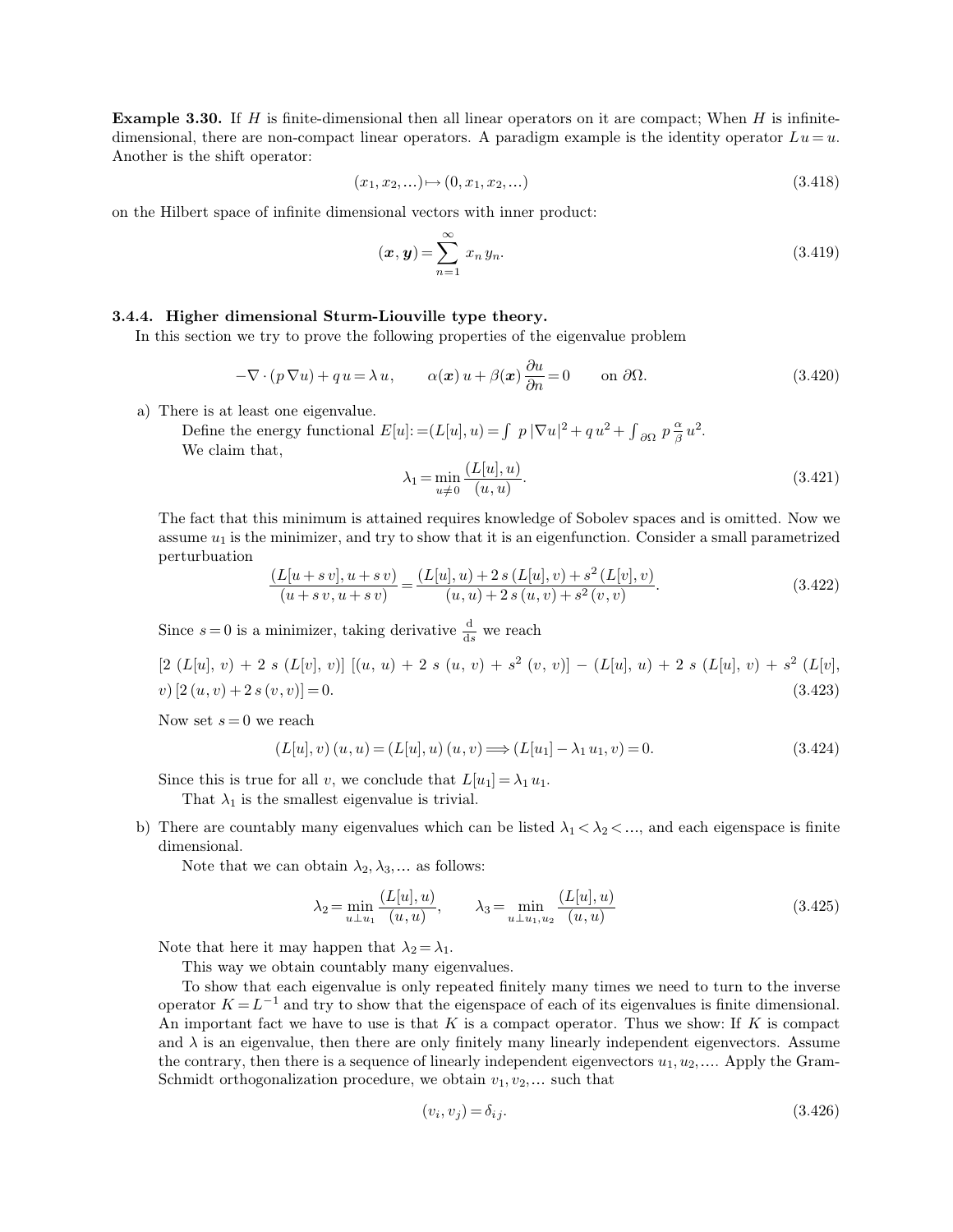**Example 3.30.** If $H$ is finite-dimensional then all linear operators on it are compact; When $H$ is infinite-dimensional, there are non-compact linear operators. A paradigm example is the identity operator $L u = u$. Another is the shift operator:

$$(x_1, x_2, \ldots) \mapsto (0, x_1, x_2, \ldots) \tag{3.418}$$

on the Hilbert space of infinite dimensional vectors with inner product:

$$(\boldsymbol{x}, \boldsymbol{y}) = \sum_{n=1}^{\infty} x_n y_n. \tag{3.419}$$

### 3.4.4. Higher dimensional Sturm-Liouville type theory.

In this section we try to prove the following properties of the eigenvalue problem

$$-\nabla \cdot (p \nabla u) + q u = \lambda u, \qquad \alpha(\boldsymbol{x}) u + \beta(\boldsymbol{x}) \frac{\partial u}{\partial n} = 0 \qquad \text{on } \partial\Omega. \tag{3.420}$$

a) There is at least one eigenvalue.

   Define the energy functional $E[u] := (L[u], u) = \int p |\nabla u|^2 + q u^2 + \int_{\partial\Omega} p \frac{\alpha}{\beta} u^2$.

   We claim that,

$$\lambda_1 = \min_{u \neq 0} \frac{(L[u], u)}{(u, u)}. \tag{3.421}$$

   The fact that this minimum is attained requires knowledge of Sobolev spaces and is omitted. Now we assume $u_1$ is the minimizer, and try to show that it is an eigenfunction. Consider a small parametrized perturbation

$$\frac{(L[u + s v], u + s v)}{(u + s v, u + s v)} = \frac{(L[u], u) + 2 s (L[u], v) + s^2 (L[v], v)}{(u, u) + 2 s (u, v) + s^2 (v, v)}. \tag{3.422}$$

   Since $s = 0$ is a minimizer, taking derivative $\frac{\mathrm{d}}{\mathrm{d}s}$ we reach

$$[2 (L[u], v) + 2 s (L[v], v)] [(u, u) + 2 s (u, v) + s^2 (v, v)] - (L[u], u) + 2 s (L[u], v) + s^2 (L[v], v) [2 (u, v) + 2 s (v, v)] = 0. \tag{3.423}$$

   Now set $s = 0$ we reach

$$(L[u], v) (u, u) = (L[u], u) (u, v) \Longrightarrow (L[u_1] - \lambda_1 u_1, v) = 0. \tag{3.424}$$

   Since this is true for all $v$, we conclude that $L[u_1] = \lambda_1 u_1$.

   That $\lambda_1$ is the smallest eigenvalue is trivial.

b) There are countably many eigenvalues which can be listed $\lambda_1 < \lambda_2 < \ldots$, and each eigenspace is finite dimensional.

   Note that we can obtain $\lambda_2, \lambda_3, \ldots$ as follows:

$$\lambda_2 = \min_{u \perp u_1} \frac{(L[u], u)}{(u, u)}, \qquad \lambda_3 = \min_{u \perp u_1, u_2} \frac{(L[u], u)}{(u, u)} \tag{3.425}$$

   Note that here it may happen that $\lambda_2 = \lambda_1$.

   This way we obtain countably many eigenvalues.

   To show that each eigenvalue is only repeated finitely many times we need to turn to the inverse operator $K = L^{-1}$ and try to show that the eigenspace of each of its eigenvalues is finite dimensional. An important fact we have to use is that $K$ is a compact operator. Thus we show: If $K$ is compact and $\lambda$ is an eigenvalue, then there are only finitely many linearly independent eigenvectors. Assume the contrary, then there is a sequence of linearly independent eigenvectors $u_1, u_2, \ldots$. Apply the Gram-Schmidt orthogonalization procedure, we obtain $v_1, v_2, \ldots$ such that

$$(v_i, v_j) = \delta_{ij}. \tag{3.426}$$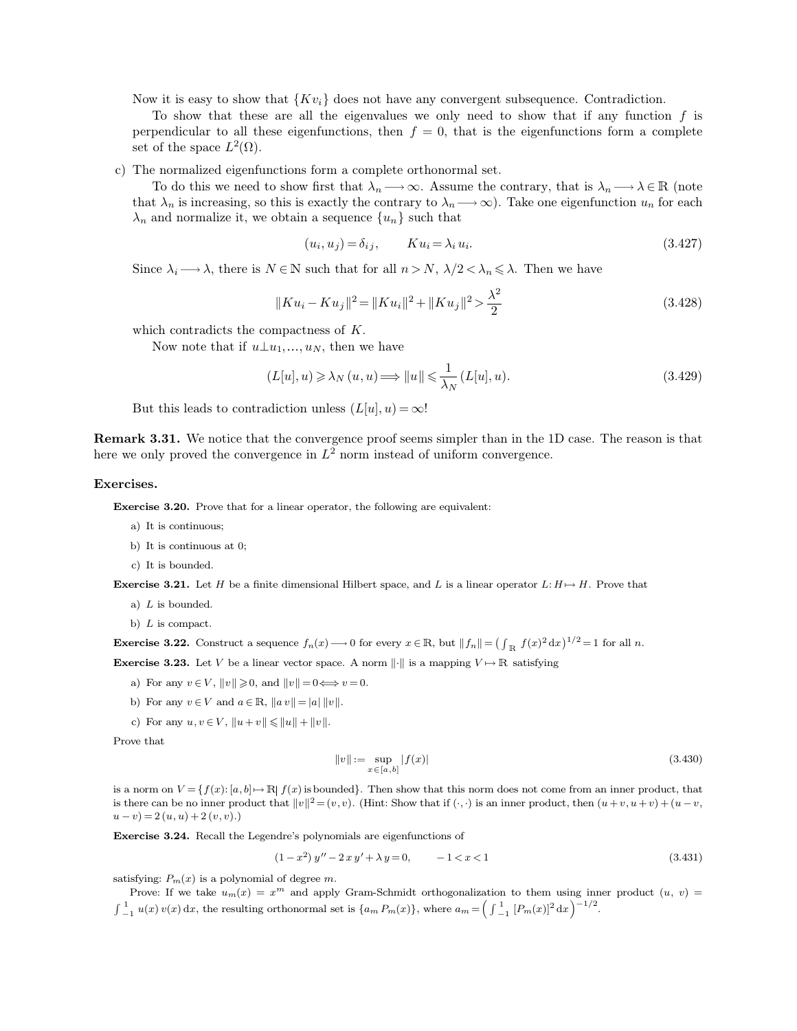Now it is easy to show that $\{Kv_i\}$ does not have any convergent subsequence. Contradiction.

To show that these are all the eigenvalues we only need to show that if any function $f$ is perpendicular to all these eigenfunctions, then $f = 0$, that is the eigenfunctions form a complete set of the space $L^2(\Omega)$.

c) The normalized eigenfunctions form a complete orthonormal set.

To do this we need to show first that $\lambda_n \longrightarrow \infty$. Assume the contrary, that is $\lambda_n \longrightarrow \lambda \in \mathbb{R}$ (note that $\lambda_n$ is increasing, so this is exactly the contrary to $\lambda_n \longrightarrow \infty$). Take one eigenfunction $u_n$ for each $\lambda_n$ and normalize it, we obtain a sequence $\{u_n\}$ such that

$$(u_i, u_j) = \delta_{ij}, \qquad K u_i = \lambda_i u_i. \tag{3.427}$$

Since $\lambda_i \longrightarrow \lambda$, there is $N \in \mathbb{N}$ such that for all $n > N$, $\lambda/2 < \lambda_n \leqslant \lambda$. Then we have

$$\|K u_i - K u_j\|^2 = \|K u_i\|^2 + \|K u_j\|^2 > \frac{\lambda^2}{2} \tag{3.428}$$

which contradicts the compactness of $K$.

Now note that if $u \perp u_1, \ldots, u_N$, then we have

$$(L[u], u) \geqslant \lambda_N (u, u) \Longrightarrow \|u\| \leqslant \frac{1}{\lambda_N} (L[u], u). \tag{3.429}$$

But this leads to contradiction unless $(L[u], u) = \infty$!

**Remark 3.31.** We notice that the convergence proof seems simpler than in the 1D case. The reason is that here we only proved the convergence in $L^2$ norm instead of uniform convergence.

**Exercises.**

**Exercise 3.20.** Prove that for a linear operator, the following are equivalent:

a) It is continuous;

b) It is continuous at 0;

c) It is bounded.

**Exercise 3.21.** Let $H$ be a finite dimensional Hilbert space, and $L$ is a linear operator $L: H \mapsto H$. Prove that

a) $L$ is bounded.

b) $L$ is compact.

**Exercise 3.22.** Construct a sequence $f_n(x) \longrightarrow 0$ for every $x \in \mathbb{R}$, but $\|f_n\| = \left(\int_{\mathbb{R}} f(x)^2 \, \mathrm{d}x\right)^{1/2} = 1$ for all $n$.

**Exercise 3.23.** Let $V$ be a linear vector space. A norm $\|\cdot\|$ is a mapping $V \mapsto \mathbb{R}$ satisfying

a) For any $v \in V$, $\|v\| \geqslant 0$, and $\|v\| = 0 \Longleftrightarrow v = 0$.

b) For any $v \in V$ and $a \in \mathbb{R}$, $\|a\, v\| = |a| \, \|v\|$.

c) For any $u, v \in V$, $\|u + v\| \leqslant \|u\| + \|v\|$.

Prove that

$$\|v\| := \sup_{x \in [a,b]} |f(x)| \tag{3.430}$$

is a norm on $V = \{f(x): [a, b] \mapsto \mathbb{R} | \, f(x) \text{ is bounded}\}$. Then show that this norm does not come from an inner product, that is there can be no inner product that $\|v\|^2 = (v, v)$. (Hint: Show that if $(\cdot, \cdot)$ is an inner product, then $(u + v, u + v) + (u - v, u - v) = 2\,(u, u) + 2\,(v, v)$.)

**Exercise 3.24.** Recall the Legendre's polynomials are eigenfunctions of

$$(1 - x^2)\, y'' - 2\, x\, y' + \lambda\, y = 0, \qquad -1 < x < 1 \tag{3.431}$$

satisfying: $P_m(x)$ is a polynomial of degree $m$.

Prove: If we take $u_m(x) = x^m$ and apply Gram-Schmidt orthogonalization to them using inner product $(u, v) = \int_{-1}^{1} u(x)\, v(x) \, \mathrm{d}x$, the resulting orthonormal set is $\{a_m P_m(x)\}$, where $a_m = \left(\int_{-1}^{1} [P_m(x)]^2 \, \mathrm{d}x\right)^{-1/2}$.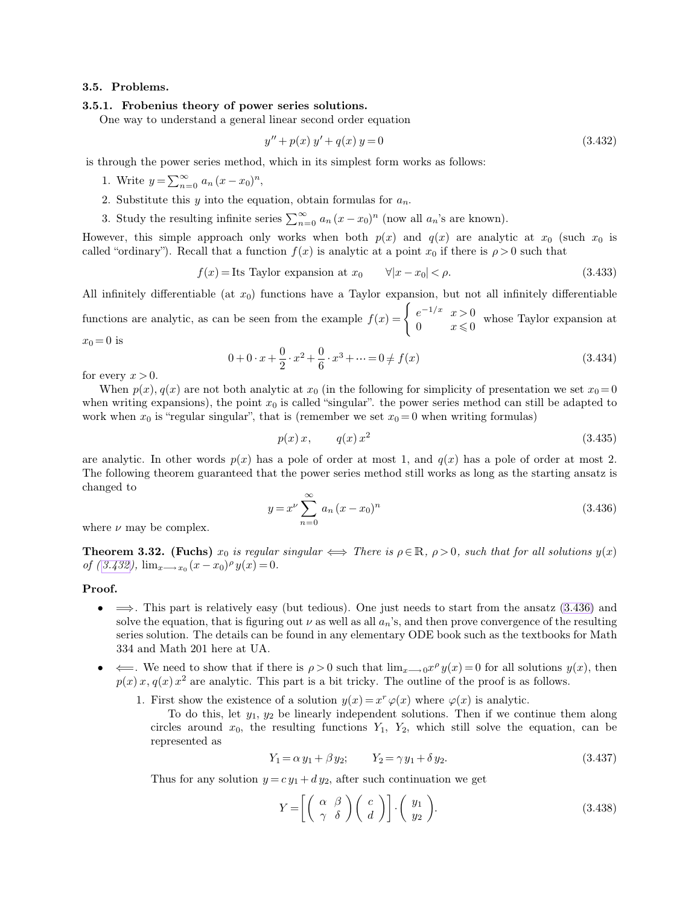### 3.5. Problems.

#### 3.5.1. Frobenius theory of power series solutions.

One way to understand a general linear second order equation

$$y'' + p(x)\, y' + q(x)\, y = 0 \tag{3.432}$$

is through the power series method, which in its simplest form works as follows:

1. Write $y = \sum_{n=0}^{\infty} a_n\,(x - x_0)^n$,
2. Substitute this $y$ into the equation, obtain formulas for $a_n$.
3. Study the resulting infinite series $\sum_{n=0}^{\infty} a_n\,(x - x_0)^n$ (now all $a_n$'s are known).

However, this simple approach only works when both $p(x)$ and $q(x)$ are analytic at $x_0$ (such $x_0$ is called "ordinary"). Recall that a function $f(x)$ is analytic at a point $x_0$ if there is $\rho > 0$ such that

$$f(x) = \text{Its Taylor expansion at } x_0 \qquad \forall |x - x_0| < \rho. \tag{3.433}$$

All infinitely differentiable (at $x_0$) functions have a Taylor expansion, but not all infinitely differentiable functions are analytic, as can be seen from the example $f(x) = \begin{cases} e^{-1/x} & x > 0 \\ 0 & x \leqslant 0 \end{cases}$ whose Taylor expansion at $x_0 = 0$ is

$$0 + 0 \cdot x + \frac{0}{2} \cdot x^2 + \frac{0}{6} \cdot x^3 + \cdots = 0 \neq f(x) \tag{3.434}$$

for every $x > 0$.

When $p(x), q(x)$ are not both analytic at $x_0$ (in the following for simplicity of presentation we set $x_0 = 0$ when writing expansions), the point $x_0$ is called "singular". the power series method can still be adapted to work when $x_0$ is "regular singular", that is (remember we set $x_0 = 0$ when writing formulas)

$$p(x)\, x, \qquad q(x)\, x^2 \tag{3.435}$$

are analytic. In other words $p(x)$ has a pole of order at most 1, and $q(x)$ has a pole of order at most 2. The following theorem guaranteed that the power series method still works as long as the starting ansatz is changed to

$$y = x^{\nu} \sum_{n=0}^{\infty} a_n\,(x - x_0)^n \tag{3.436}$$

where $\nu$ may be complex.

**Theorem 3.32. (Fuchs)** *$x_0$ is regular singular $\Longleftrightarrow$ There is $\rho \in \mathbb{R}$, $\rho > 0$, such that for all solutions $y(x)$ of (3.432), $\lim_{x \longrightarrow x_0} (x - x_0)^{\rho}\, y(x) = 0$.*

**Proof.**

- $\Longrightarrow$. This part is relatively easy (but tedious). One just needs to start from the ansatz (3.436) and solve the equation, that is figuring out $\nu$ as well as all $a_n$'s, and then prove convergence of the resulting series solution. The details can be found in any elementary ODE book such as the textbooks for Math 334 and Math 201 here at UA.
- $\Longleftarrow$. We need to show that if there is $\rho > 0$ such that $\lim_{x \longrightarrow 0} x^{\rho}\, y(x) = 0$ for all solutions $y(x)$, then $p(x)\, x$, $q(x)\, x^2$ are analytic. This part is a bit tricky. The outline of the proof is as follows.
  1. First show the existence of a solution $y(x) = x^r \varphi(x)$ where $\varphi(x)$ is analytic.

     To do this, let $y_1$, $y_2$ be linearly independent solutions. Then if we continue them along circles around $x_0$, the resulting functions $Y_1$, $Y_2$, which still solve the equation, can be represented as

     $$Y_1 = \alpha\, y_1 + \beta\, y_2; \qquad Y_2 = \gamma\, y_1 + \delta\, y_2. \tag{3.437}$$

     Thus for any solution $y = c\, y_1 + d\, y_2$, after such continuation we get

     $$Y = \left[ \begin{pmatrix} \alpha & \beta \\ \gamma & \delta \end{pmatrix} \begin{pmatrix} c \\ d \end{pmatrix} \right] \cdot \begin{pmatrix} y_1 \\ y_2 \end{pmatrix}. \tag{3.438}$$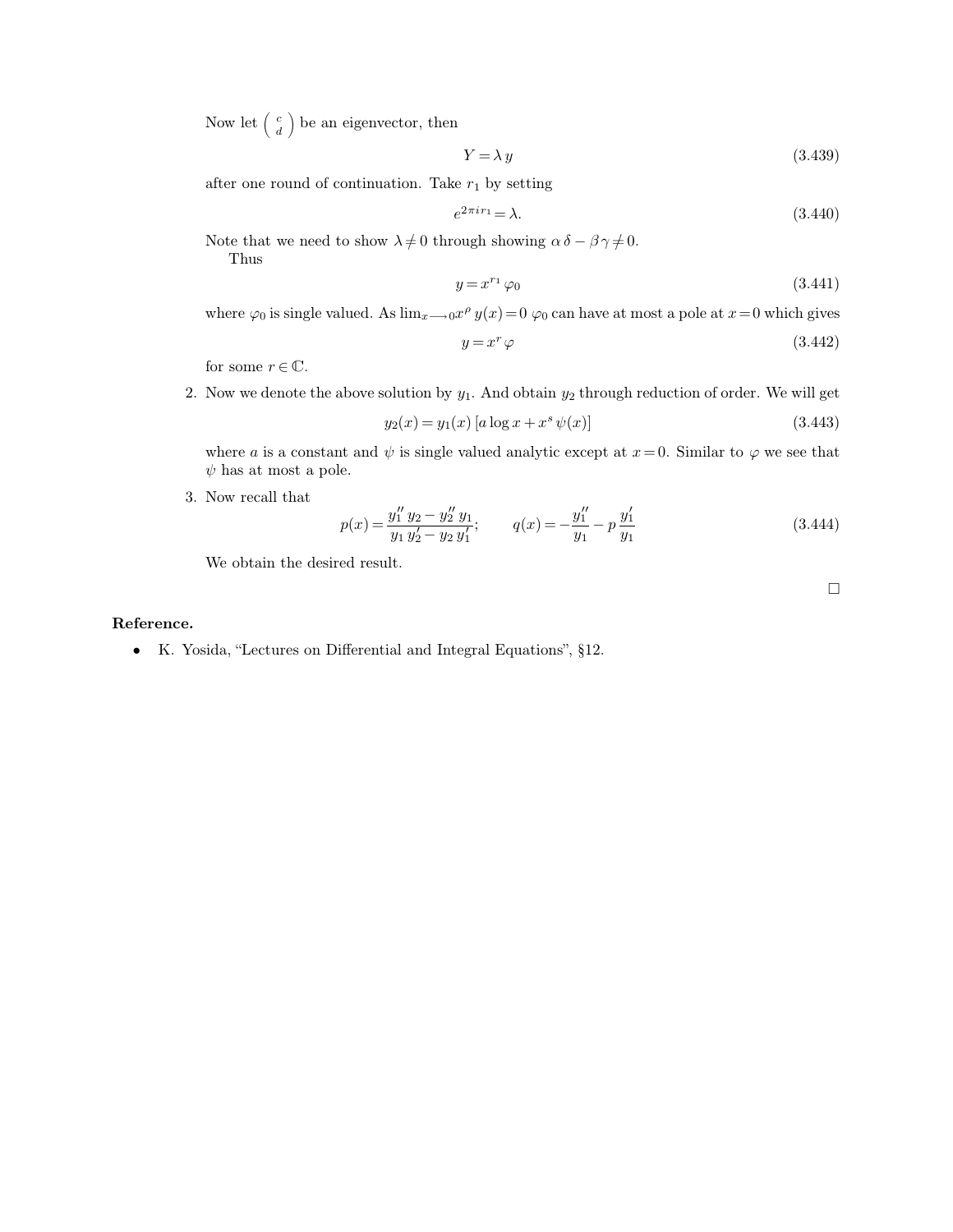Now let $\begin{pmatrix} c \\ d \end{pmatrix}$ be an eigenvector, then

$$Y = \lambda\, y \tag{3.439}$$

after one round of continuation. Take $r_1$ by setting

$$e^{2\pi i r_1} = \lambda. \tag{3.440}$$

Note that we need to show $\lambda \neq 0$ through showing $\alpha\,\delta - \beta\,\gamma \neq 0$.

Thus

$$y = x^{r_1}\,\varphi_0 \tag{3.441}$$

where $\varphi_0$ is single valued. As $\lim_{x \longrightarrow 0} x^{\rho}\, y(x) = 0$ $\varphi_0$ can have at most a pole at $x = 0$ which gives

$$y = x^r\,\varphi \tag{3.442}$$

for some $r \in \mathbb{C}$.

2. Now we denote the above solution by $y_1$. And obtain $y_2$ through reduction of order. We will get

$$y_2(x) = y_1(x)\,[a \log x + x^s\,\psi(x)] \tag{3.443}$$

where $a$ is a constant and $\psi$ is single valued analytic except at $x = 0$. Similar to $\varphi$ we see that $\psi$ has at most a pole.

3. Now recall that

$$p(x) = \frac{y_1''\,y_2 - y_2''\,y_1}{y_1\,y_2' - y_2\,y_1'}; \qquad q(x) = -\frac{y_1''}{y_1} - p\,\frac{y_1'}{y_1} \tag{3.444}$$

We obtain the desired result.

□

**Reference.**

- K. Yosida, "Lectures on Differential and Integral Equations", §12.